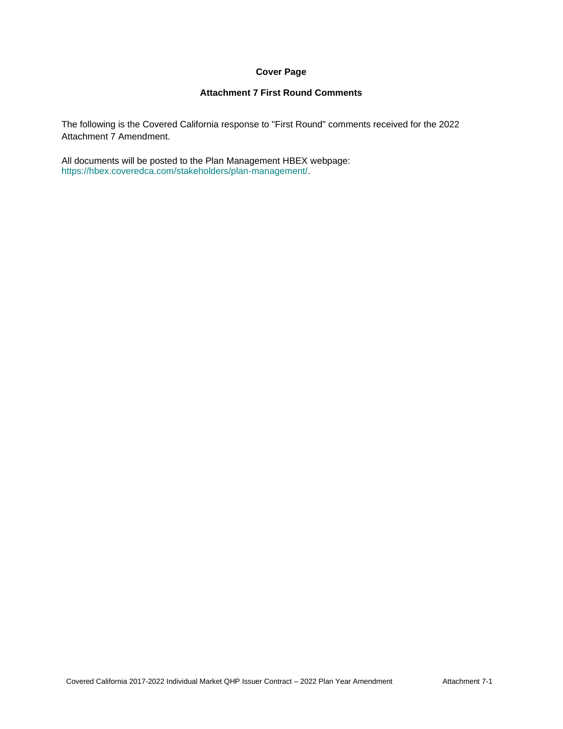# Cover Page

## Attachment 7 First Round Comments

The following is the Covered California response to "First Round" comments received for the 2022 Attachment 7 Amendment.

All documents will be posted to the Plan Management HBEX webpage: https://hbex.coveredca.com/stakeholders/plan-management/.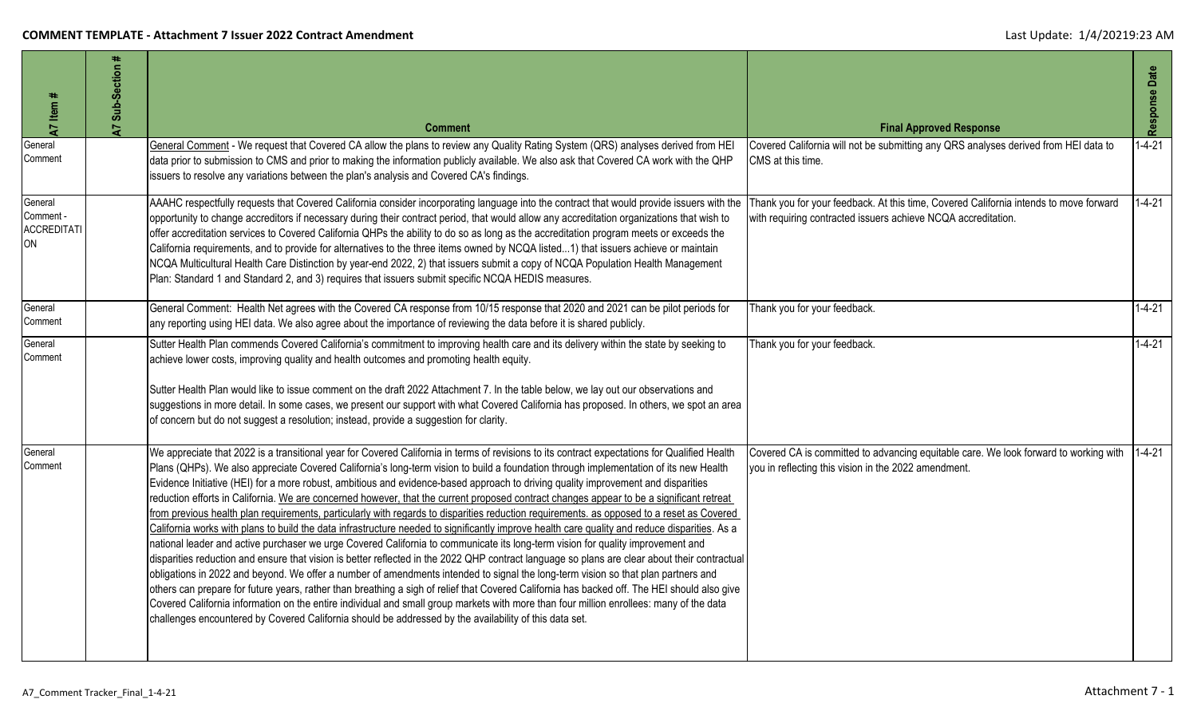# COMMENT TEMPLATE - Attachment 7 Issuer 2022 Contract Amendment

Last Update: 1/4/20219:23 AM

| A7 Item # | A7 Sub-Section # | Comment | Final Approved Response | Response Date |
|---|---|---|---|---|
| General Comment | | General Comment - We request that Covered CA allow the plans to review any Quality Rating System (QRS) analyses derived from HEI data prior to submission to CMS and prior to making the information publicly available. We also ask that Covered CA work with the QHP issuers to resolve any variations between the plan's analysis and Covered CA's findings. | Covered California will not be submitting any QRS analyses derived from HEI data to CMS at this time. | 1-4-21 |
| General Comment - ACCREDITATION | | AAAHC respectfully requests that Covered California consider incorporating language into the contract that would provide issuers with the opportunity to change accreditors if necessary during their contract period, that would allow any accreditation organizations that wish to offer accreditation services to Covered California QHPs the ability to do so as long as the accreditation program meets or exceeds the California requirements, and to provide for alternatives to the three items owned by NCQA listed...1) that issuers achieve or maintain NCQA Multicultural Health Care Distinction by year-end 2022, 2) that issuers submit a copy of NCQA Population Health Management Plan: Standard 1 and Standard 2, and 3) requires that issuers submit specific NCQA HEDIS measures. | Thank you for your feedback. At this time, Covered California intends to move forward with requiring contracted issuers achieve NCQA accreditation. | 1-4-21 |
| General Comment | | General Comment: Health Net agrees with the Covered CA response from 10/15 response that 2020 and 2021 can be pilot periods for any reporting using HEI data. We also agree about the importance of reviewing the data before it is shared publicly. | Thank you for your feedback. | 1-4-21 |
| General Comment | | Sutter Health Plan commends Covered California's commitment to improving health care and its delivery within the state by seeking to achieve lower costs, improving quality and health outcomes and promoting health equity.<br><br>Sutter Health Plan would like to issue comment on the draft 2022 Attachment 7. In the table below, we lay out our observations and suggestions in more detail. In some cases, we present our support with what Covered California has proposed. In others, we spot an area of concern but do not suggest a resolution; instead, provide a suggestion for clarity. | Thank you for your feedback. | 1-4-21 |
| General Comment | | We appreciate that 2022 is a transitional year for Covered California in terms of revisions to its contract expectations for Qualified Health Plans (QHPs). We also appreciate Covered California's long-term vision to build a foundation through implementation of its new Health Evidence Initiative (HEI) for a more robust, ambitious and evidence-based approach to driving quality improvement and disparities reduction efforts in California. We are concerned however, that the current proposed contract changes appear to be a significant retreat from previous health plan requirements, particularly with regards to disparities reduction requirements. as opposed to a reset as Covered California works with plans to build the data infrastructure needed to significantly improve health care quality and reduce disparities. As a national leader and active purchaser we urge Covered California to communicate its long-term vision for quality improvement and disparities reduction and ensure that vision is better reflected in the 2022 QHP contract language so plans are clear about their contractual obligations in 2022 and beyond. We offer a number of amendments intended to signal the long-term vision so that plan partners and others can prepare for future years, rather than breathing a sigh of relief that Covered California has backed off. The HEI should also give Covered California information on the entire individual and small group markets with more than four million enrollees: many of the data challenges encountered by Covered California should be addressed by the availability of this data set. | Covered CA is committed to advancing equitable care. We look forward to working with you in reflecting this vision in the 2022 amendment. | 1-4-21 |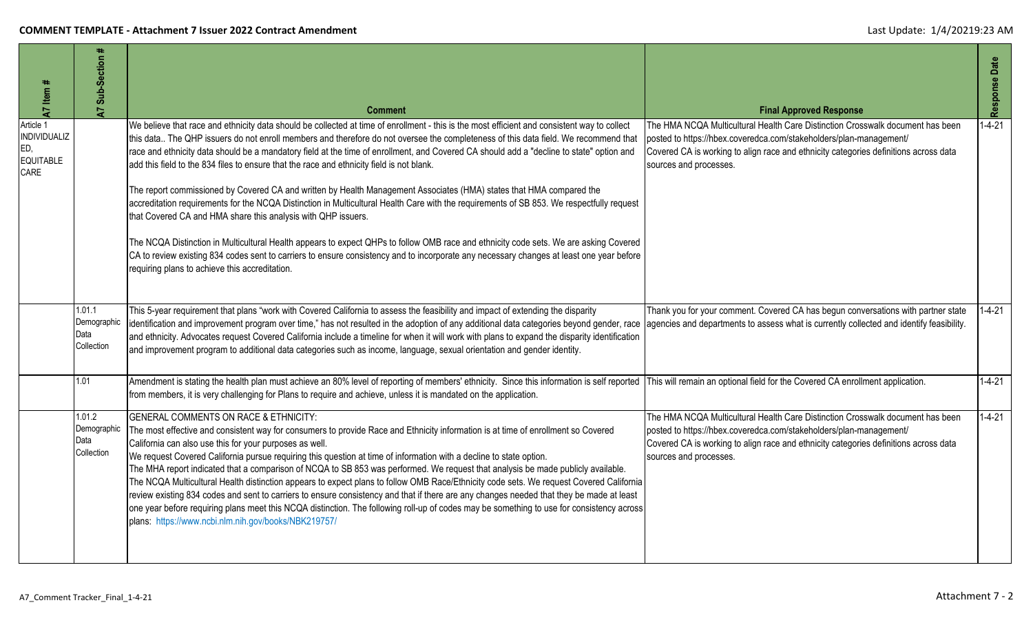| A7 Item # | A7 Sub-Section # | Comment | Final Approved Response | Response Date |
|---|---|---|---|---|
| Article 1 INDIVIDUALIZED, EQUITABLE CARE | | We believe that race and ethnicity data should be collected at time of enrollment - this is the most efficient and consistent way to collect this data.. The QHP issuers do not enroll members and therefore do not oversee the completeness of this data field. We recommend that race and ethnicity data should be a mandatory field at the time of enrollment, and Covered CA should add a "decline to state" option and add this field to the 834 files to ensure that the race and ethnicity field is not blank.<br><br>The report commissioned by Covered CA and written by Health Management Associates (HMA) states that HMA compared the accreditation requirements for the NCQA Distinction in Multicultural Health Care with the requirements of SB 853. We respectfully request that Covered CA and HMA share this analysis with QHP issuers.<br><br>The NCQA Distinction in Multicultural Health appears to expect QHPs to follow OMB race and ethnicity code sets. We are asking Covered CA to review existing 834 codes sent to carriers to ensure consistency and to incorporate any necessary changes at least one year before requiring plans to achieve this accreditation. | The HMA NCQA Multicultural Health Care Distinction Crosswalk document has been posted to https://hbex.coveredca.com/stakeholders/plan-management/<br>Covered CA is working to align race and ethnicity categories definitions across data sources and processes. | 1-4-21 |
| | 1.01.1 Demographic Data Collection | This 5-year requirement that plans "work with Covered California to assess the feasibility and impact of extending the disparity identification and improvement program over time," has not resulted in the adoption of any additional data categories beyond gender, race and ethnicity. Advocates request Covered California include a timeline for when it will work with plans to expand the disparity identification and improvement program to additional data categories such as income, language, sexual orientation and gender identity. | Thank you for your comment. Covered CA has begun conversations with partner state agencies and departments to assess what is currently collected and identify feasibility. | 1-4-21 |
| | 1.01 | Amendment is stating the health plan must achieve an 80% level of reporting of members' ethnicity. Since this information is self reported from members, it is very challenging for Plans to require and achieve, unless it is mandated on the application. | This will remain an optional field for the Covered CA enrollment application. | 1-4-21 |
| | 1.01.2 Demographic Data Collection | GENERAL COMMENTS ON RACE & ETHNICITY:<br>The most effective and consistent way for consumers to provide Race and Ethnicity information is at time of enrollment so Covered California can also use this for your purposes as well.<br>We request Covered California pursue requiring this question at time of information with a decline to state option.<br>The MHA report indicated that a comparison of NCQA to SB 853 was performed. We request that analysis be made publicly available.<br>The NCQA Multicultural Health distinction appears to expect plans to follow OMB Race/Ethnicity code sets. We request Covered California review existing 834 codes and sent to carriers to ensure consistency and that if there are any changes needed that they be made at least one year before requiring plans meet this NCQA distinction. The following roll-up of codes may be something to use for consistency across plans: https://www.ncbi.nlm.nih.gov/books/NBK219757/ | The HMA NCQA Multicultural Health Care Distinction Crosswalk document has been posted to https://hbex.coveredca.com/stakeholders/plan-management/<br>Covered CA is working to align race and ethnicity categories definitions across data sources and processes. | 1-4-21 |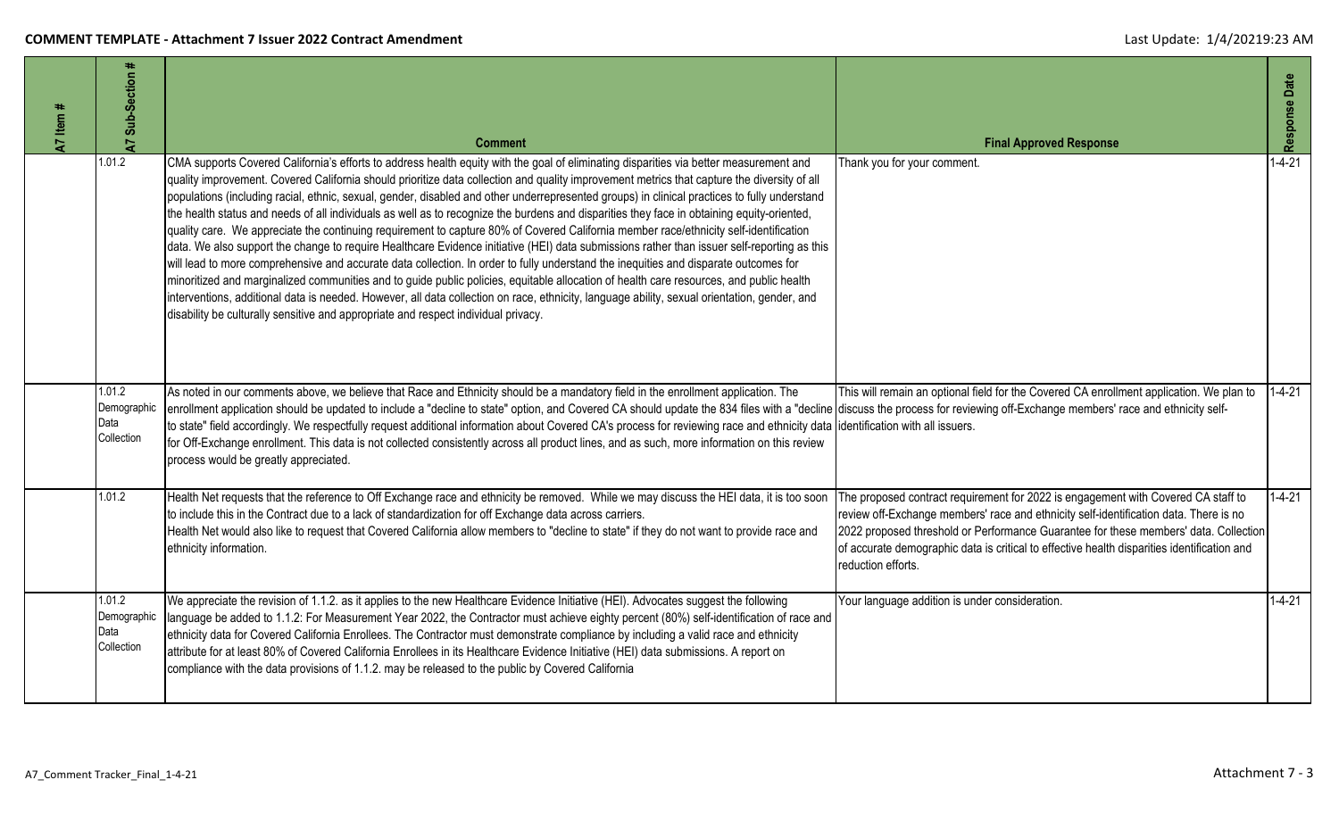| A7 Item # | A7 Sub-Section # | Comment | Final Approved Response | Response Date |
|---|---|---|---|---|
| | 1.01.2 | CMA supports Covered California's efforts to address health equity with the goal of eliminating disparities via better measurement and quality improvement. Covered California should prioritize data collection and quality improvement metrics that capture the diversity of all populations (including racial, ethnic, sexual, gender, disabled and other underrepresented groups) in clinical practices to fully understand the health status and needs of all individuals as well as to recognize the burdens and disparities they face in obtaining equity-oriented, quality care. We appreciate the continuing requirement to capture 80% of Covered California member race/ethnicity self-identification data. We also support the change to require Healthcare Evidence initiative (HEI) data submissions rather than issuer self-reporting as this will lead to more comprehensive and accurate data collection. In order to fully understand the inequities and disparate outcomes for minoritized and marginalized communities and to guide public policies, equitable allocation of health care resources, and public health interventions, additional data is needed. However, all data collection on race, ethnicity, language ability, sexual orientation, gender, and disability be culturally sensitive and appropriate and respect individual privacy. | Thank you for your comment. | 1-4-21 |
| | 1.01.2 Demographic Data Collection | As noted in our comments above, we believe that Race and Ethnicity should be a mandatory field in the enrollment application. The enrollment application should be updated to include a "decline to state" option, and Covered CA should update the 834 files with a "decline to state" field accordingly. We respectfully request additional information about Covered CA's process for reviewing race and ethnicity data for Off-Exchange enrollment. This data is not collected consistently across all product lines, and as such, more information on this review process would be greatly appreciated. | This will remain an optional field for the Covered CA enrollment application. We plan to discuss the process for reviewing off-Exchange members' race and ethnicity self-identification with all issuers. | 1-4-21 |
| | 1.01.2 | Health Net requests that the reference to Off Exchange race and ethnicity be removed. While we may discuss the HEI data, it is too soon to include this in the Contract due to a lack of standardization for off Exchange data across carriers.<br>Health Net would also like to request that Covered California allow members to "decline to state" if they do not want to provide race and ethnicity information. | The proposed contract requirement for 2022 is engagement with Covered CA staff to review off-Exchange members' race and ethnicity self-identification data. There is no 2022 proposed threshold or Performance Guarantee for these members' data. Collection of accurate demographic data is critical to effective health disparities identification and reduction efforts. | 1-4-21 |
| | 1.01.2 Demographic Data Collection | We appreciate the revision of 1.1.2. as it applies to the new Healthcare Evidence Initiative (HEI). Advocates suggest the following language be added to 1.1.2: For Measurement Year 2022, the Contractor must achieve eighty percent (80%) self-identification of race and ethnicity data for Covered California Enrollees. The Contractor must demonstrate compliance by including a valid race and ethnicity attribute for at least 80% of Covered California Enrollees in its Healthcare Evidence Initiative (HEI) data submissions. A report on compliance with the data provisions of 1.1.2. may be released to the public by Covered California | Your language addition is under consideration. | 1-4-21 |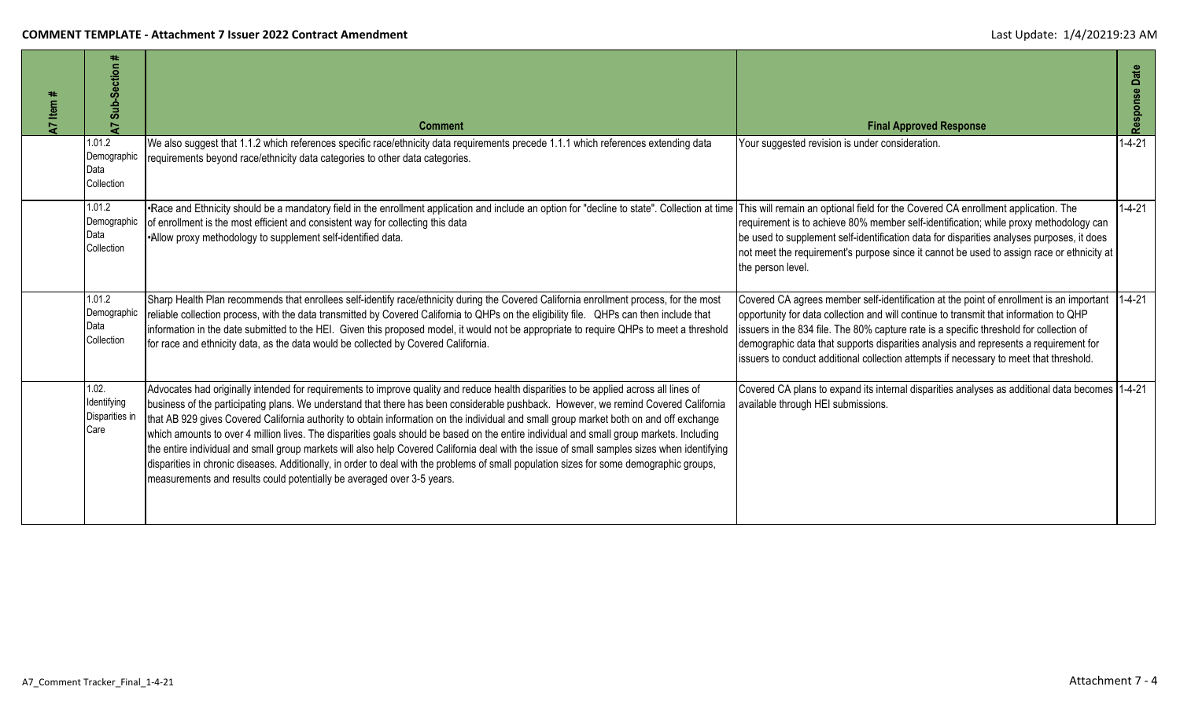| A7 Item # | A7 Sub-Section # | Comment | Final Approved Response | Response Date |
|---|---|---|---|---|
| | 1.01.2 Demographic Data Collection | We also suggest that 1.1.2 which references specific race/ethnicity data requirements precede 1.1.1 which references extending data requirements beyond race/ethnicity data categories to other data categories. | Your suggested revision is under consideration. | 1-4-21 |
| | 1.01.2 Demographic Data Collection | •Race and Ethnicity should be a mandatory field in the enrollment application and include an option for "decline to state". Collection at time of enrollment is the most efficient and consistent way for collecting this data<br>•Allow proxy methodology to supplement self-identified data. | This will remain an optional field for the Covered CA enrollment application. The requirement is to achieve 80% member self-identification; while proxy methodology can be used to supplement self-identification data for disparities analyses purposes, it does not meet the requirement's purpose since it cannot be used to assign race or ethnicity at the person level. | 1-4-21 |
| | 1.01.2 Demographic Data Collection | Sharp Health Plan recommends that enrollees self-identify race/ethnicity during the Covered California enrollment process, for the most reliable collection process, with the data transmitted by Covered California to QHPs on the eligibility file. QHPs can then include that information in the date submitted to the HEI. Given this proposed model, it would not be appropriate to require QHPs to meet a threshold for race and ethnicity data, as the data would be collected by Covered California. | Covered CA agrees member self-identification at the point of enrollment is an important opportunity for data collection and will continue to transmit that information to QHP issuers in the 834 file. The 80% capture rate is a specific threshold for collection of demographic data that supports disparities analysis and represents a requirement for issuers to conduct additional collection attempts if necessary to meet that threshold. | 1-4-21 |
| | 1.02. Identifying Disparities in Care | Advocates had originally intended for requirements to improve quality and reduce health disparities to be applied across all lines of business of the participating plans. We understand that there has been considerable pushback. However, we remind Covered California that AB 929 gives Covered California authority to obtain information on the individual and small group market both on and off exchange which amounts to over 4 million lives. The disparities goals should be based on the entire individual and small group markets. Including the entire individual and small group markets will also help Covered California deal with the issue of small samples sizes when identifying disparities in chronic diseases. Additionally, in order to deal with the problems of small population sizes for some demographic groups, measurements and results could potentially be averaged over 3-5 years. | Covered CA plans to expand its internal disparities analyses as additional data becomes available through HEI submissions. | 1-4-21 |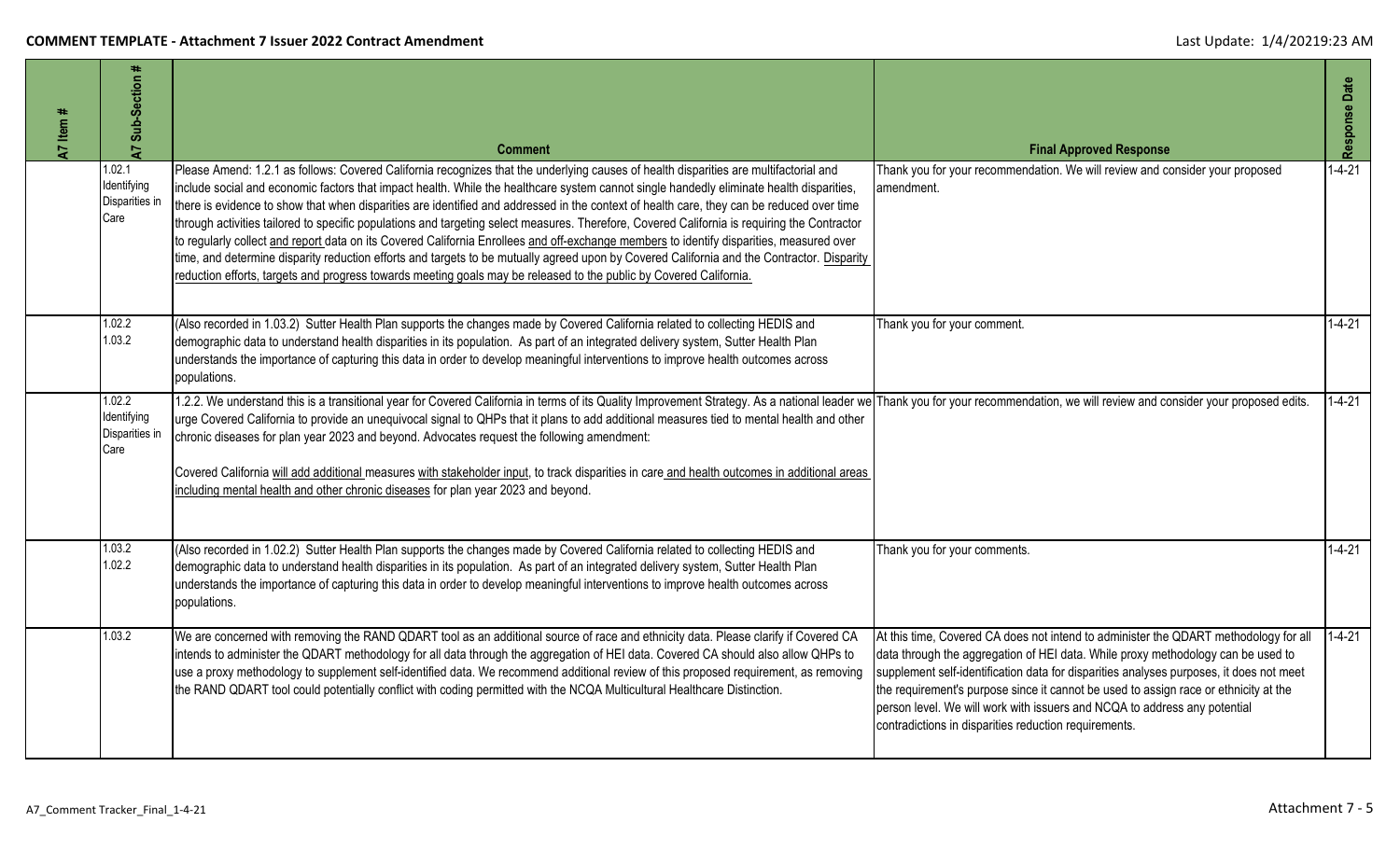| A7 Item # | A7 Sub-Section # | Comment | Final Approved Response | Response Date |
|---|---|---|---|---|
| | 1.02.1 Identifying Disparities in Care | Please Amend: 1.2.1 as follows: Covered California recognizes that the underlying causes of health disparities are multifactorial and include social and economic factors that impact health. While the healthcare system cannot single handedly eliminate health disparities, there is evidence to show that when disparities are identified and addressed in the context of health care, they can be reduced over time through activities tailored to specific populations and targeting select measures. Therefore, Covered California is requiring the Contractor to regularly collect and report data on its Covered California Enrollees and off-exchange members to identify disparities, measured over time, and determine disparity reduction efforts and targets to be mutually agreed upon by Covered California and the Contractor. Disparity reduction efforts, targets and progress towards meeting goals may be released to the public by Covered California. | Thank you for your recommendation. We will review and consider your proposed amendment. | 1-4-21 |
| | 1.02.2 1.03.2 | (Also recorded in 1.03.2) Sutter Health Plan supports the changes made by Covered California related to collecting HEDIS and demographic data to understand health disparities in its population. As part of an integrated delivery system, Sutter Health Plan understands the importance of capturing this data in order to develop meaningful interventions to improve health outcomes across populations. | Thank you for your comment. | 1-4-21 |
| | 1.02.2 Identifying Disparities in Care | 1.2.2. We understand this is a transitional year for Covered California in terms of its Quality Improvement Strategy. As a national leader we urge Covered California to provide an unequivocal signal to QHPs that it plans to add additional measures tied to mental health and other chronic diseases for plan year 2023 and beyond. Advocates request the following amendment:<br><br>Covered California will add additional measures with stakeholder input, to track disparities in care and health outcomes in additional areas including mental health and other chronic diseases for plan year 2023 and beyond. | Thank you for your recommendation, we will review and consider your proposed edits. | 1-4-21 |
| | 1.03.2 1.02.2 | (Also recorded in 1.02.2) Sutter Health Plan supports the changes made by Covered California related to collecting HEDIS and demographic data to understand health disparities in its population. As part of an integrated delivery system, Sutter Health Plan understands the importance of capturing this data in order to develop meaningful interventions to improve health outcomes across populations. | Thank you for your comments. | 1-4-21 |
| | 1.03.2 | We are concerned with removing the RAND QDART tool as an additional source of race and ethnicity data. Please clarify if Covered CA intends to administer the QDART methodology for all data through the aggregation of HEI data. Covered CA should also allow QHPs to use a proxy methodology to supplement self-identified data. We recommend additional review of this proposed requirement, as removing the RAND QDART tool could potentially conflict with coding permitted with the NCQA Multicultural Healthcare Distinction. | At this time, Covered CA does not intend to administer the QDART methodology for all data through the aggregation of HEI data. While proxy methodology can be used to supplement self-identification data for disparities analyses purposes, it does not meet the requirement's purpose since it cannot be used to assign race or ethnicity at the person level. We will work with issuers and NCQA to address any potential contradictions in disparities reduction requirements. | 1-4-21 |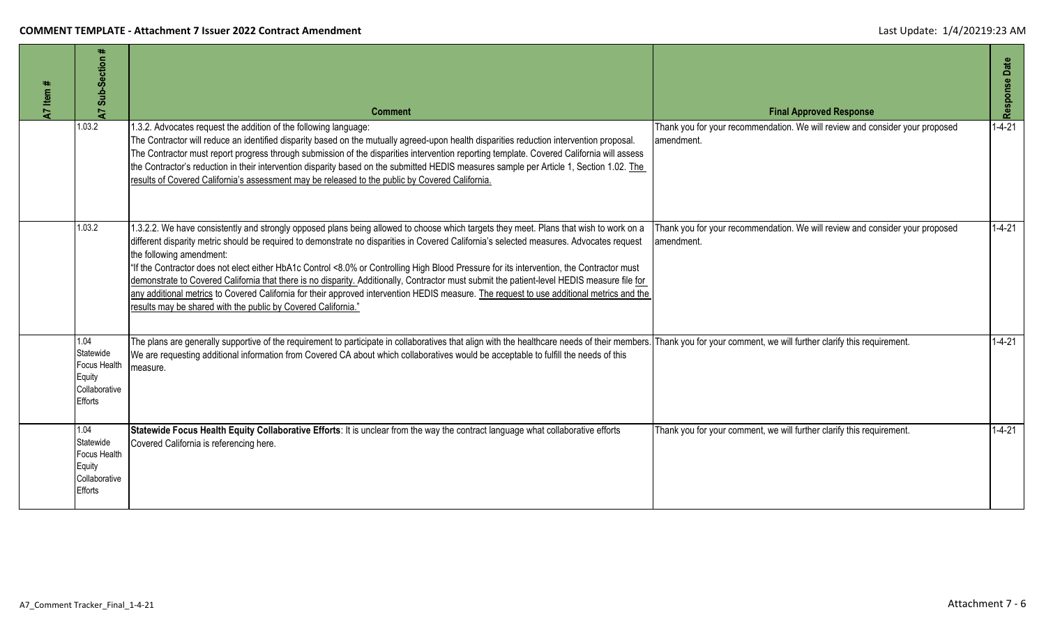| A7 Item # | A7 Sub-Section # | Comment | Final Approved Response | Response Date |
|---|---|---|---|---|
| | 1.03.2 | 1.3.2. Advocates request the addition of the following language:<br>The Contractor will reduce an identified disparity based on the mutually agreed-upon health disparities reduction intervention proposal. The Contractor must report progress through submission of the disparities intervention reporting template. Covered California will assess the Contractor's reduction in their intervention disparity based on the submitted HEDIS measures sample per Article 1, Section 1.02. <u>The results of Covered California's assessment may be released to the public by Covered California.</u> | Thank you for your recommendation. We will review and consider your proposed amendment. | 1-4-21 |
| | 1.03.2 | 1.3.2.2. We have consistently and strongly opposed plans being allowed to choose which targets they meet. Plans that wish to work on a different disparity metric should be required to demonstrate no disparities in Covered California's selected measures. Advocates request the following amendment:<br>"If the Contractor does not elect either HbA1c Control <8.0% or Controlling High Blood Pressure for its intervention, the Contractor must <u>demonstrate to Covered California that there is no disparity.</u> Additionally, Contractor must submit the patient-level HEDIS measure file <u>for any additional metrics</u> to Covered California for their approved intervention HEDIS measure. <u>The request to use additional metrics and the results may be shared with the public by Covered California.</u>" | Thank you for your recommendation. We will review and consider your proposed amendment. | 1-4-21 |
| | 1.04 Statewide Focus Health Equity Collaborative Efforts | The plans are generally supportive of the requirement to participate in collaboratives that align with the healthcare needs of their members. We are requesting additional information from Covered CA about which collaboratives would be acceptable to fulfill the needs of this measure. | Thank you for your comment, we will further clarify this requirement. | 1-4-21 |
| | 1.04 Statewide Focus Health Equity Collaborative Efforts | **Statewide Focus Health Equity Collaborative Efforts**: It is unclear from the way the contract language what collaborative efforts Covered California is referencing here. | Thank you for your comment, we will further clarify this requirement. | 1-4-21 |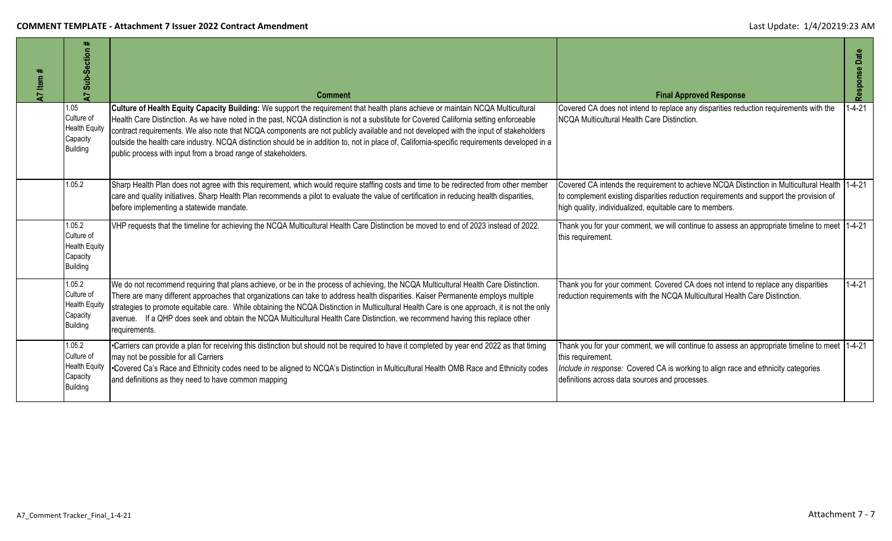| A7 Item # | A7 Sub-Section # | Comment | Final Approved Response | Response Date |
|---|---|---|---|---|
| | 1.05 Culture of Health Equity Capacity Building | **Culture of Health Equity Capacity Building:** We support the requirement that health plans achieve or maintain NCQA Multicultural Health Care Distinction. As we have noted in the past, NCQA distinction is not a substitute for Covered California setting enforceable contract requirements. We also note that NCQA components are not publicly available and not developed with the input of stakeholders outside the health care industry. NCQA distinction should be in addition to, not in place of, California-specific requirements developed in a public process with input from a broad range of stakeholders. | Covered CA does not intend to replace any disparities reduction requirements with the NCQA Multicultural Health Care Distinction. | 1-4-21 |
| | 1.05.2 | Sharp Health Plan does not agree with this requirement, which would require staffing costs and time to be redirected from other member care and quality initiatives. Sharp Health Plan recommends a pilot to evaluate the value of certification in reducing health disparities, before implementing a statewide mandate. | Covered CA intends the requirement to achieve NCQA Distinction in Multicultural Health to complement existing disparities reduction requirements and support the provision of high quality, individualized, equitable care to members. | 1-4-21 |
| | 1.05.2 Culture of Health Equity Capacity Building | VHP requests that the timeline for achieving the NCQA Multicultural Health Care Distinction be moved to end of 2023 instead of 2022. | Thank you for your comment, we will continue to assess an appropriate timeline to meet this requirement. | 1-4-21 |
| | 1.05.2 Culture of Health Equity Capacity Building | We do not recommend requiring that plans achieve, or be in the process of achieving, the NCQA Multicultural Health Care Distinction. There are many different approaches that organizations can take to address health disparities. Kaiser Permanente employs multiple strategies to promote equitable care. While obtaining the NCQA Distinction in Multicultural Health Care is one approach, it is not the only avenue. If a QHP does seek and obtain the NCQA Multicultural Health Care Distinction, we recommend having this replace other requirements. | Thank you for your comment. Covered CA does not intend to replace any disparities reduction requirements with the NCQA Multicultural Health Care Distinction. | 1-4-21 |
| | 1.05.2 Culture of Health Equity Capacity Building | •Carriers can provide a plan for receiving this distinction but should not be required to have it completed by year end 2022 as that timing may not be possible for all Carriers<br>•Covered Ca's Race and Ethnicity codes need to be aligned to NCQA's Distinction in Multicultural Health OMB Race and Ethnicity codes and definitions as they need to have common mapping | Thank you for your comment, we will continue to assess an appropriate timeline to meet this requirement.<br>*Include in response:* Covered CA is working to align race and ethnicity categories definitions across data sources and processes. | 1-4-21 |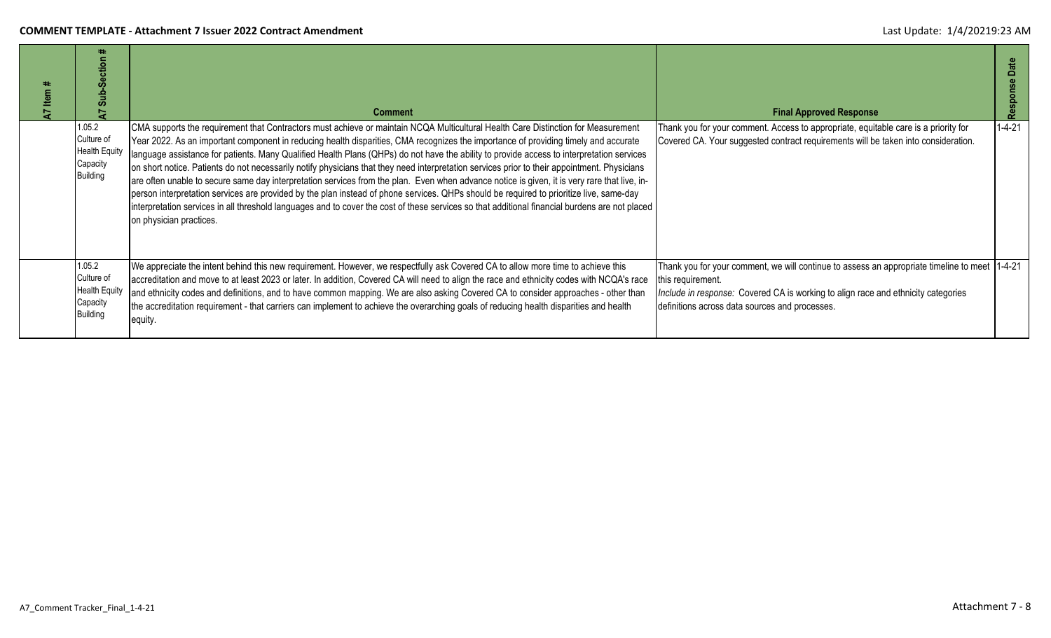| A7 Item # | A7 Sub-Section # | Comment | Final Approved Response | Response Date |
|---|---|---|---|---|
| | 1.05.2 Culture of Health Equity Capacity Building | CMA supports the requirement that Contractors must achieve or maintain NCQA Multicultural Health Care Distinction for Measurement Year 2022. As an important component in reducing health disparities, CMA recognizes the importance of providing timely and accurate language assistance for patients. Many Qualified Health Plans (QHPs) do not have the ability to provide access to interpretation services on short notice. Patients do not necessarily notify physicians that they need interpretation services prior to their appointment. Physicians are often unable to secure same day interpretation services from the plan. Even when advance notice is given, it is very rare that live, in-person interpretation services are provided by the plan instead of phone services. QHPs should be required to prioritize live, same-day interpretation services in all threshold languages and to cover the cost of these services so that additional financial burdens are not placed on physician practices. | Thank you for your comment. Access to appropriate, equitable care is a priority for Covered CA. Your suggested contract requirements will be taken into consideration. | 1-4-21 |
| | 1.05.2 Culture of Health Equity Capacity Building | We appreciate the intent behind this new requirement. However, we respectfully ask Covered CA to allow more time to achieve this accreditation and move to at least 2023 or later. In addition, Covered CA will need to align the race and ethnicity codes with NCQA's race and ethnicity codes and definitions, and to have common mapping. We are also asking Covered CA to consider approaches - other than the accreditation requirement - that carriers can implement to achieve the overarching goals of reducing health disparities and health equity. | Thank you for your comment, we will continue to assess an appropriate timeline to meet this requirement.<br>*Include in response:* Covered CA is working to align race and ethnicity categories definitions across data sources and processes. | 1-4-21 |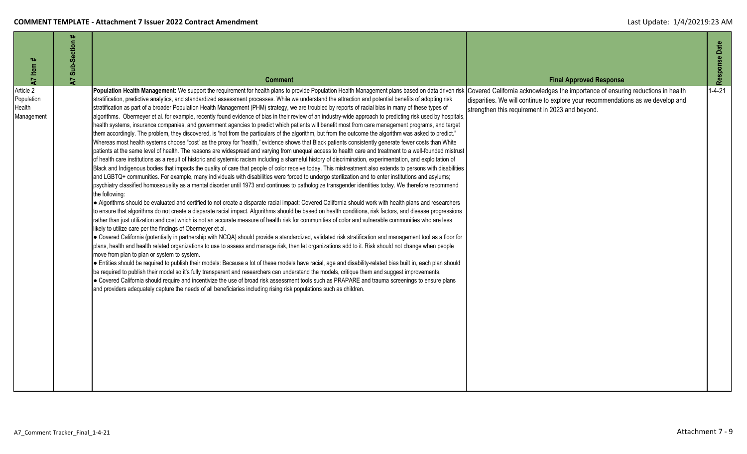| A7 Item # | A7 Sub-Section # | Comment | Final Approved Response | Response Date |
|---|---|---|---|---|
| Article 2 Population Health Management | | **Population Health Management:** We support the requirement for health plans to provide Population Health Management plans based on data driven risk stratification, predictive analytics, and standardized assessment processes. While we understand the attraction and potential benefits of adopting risk stratification as part of a broader Population Health Management (PHM) strategy, we are troubled by reports of racial bias in many of these types of algorithms. Obermeyer et al. for example, recently found evidence of bias in their review of an industry-wide approach to predicting risk used by hospitals, health systems, insurance companies, and government agencies to predict which patients will benefit most from care management programs, and target them accordingly. The problem, they discovered, is "not from the particulars of the algorithm, but from the outcome the algorithm was asked to predict." Whereas most health systems choose "cost" as the proxy for "health," evidence shows that Black patients consistently generate fewer costs than White patients at the same level of health. The reasons are widespread and varying from unequal access to health care and treatment to a well-founded mistrust of health care institutions as a result of historic and systemic racism including a shameful history of discrimination, experimentation, and exploitation of Black and Indigenous bodies that impacts the quality of care that people of color receive today. This mistreatment also extends to persons with disabilities and LGBTQ+ communities. For example, many individuals with disabilities were forced to undergo sterilization and to enter institutions and asylums; psychiatry classified homosexuality as a mental disorder until 1973 and continues to pathologize transgender identities today. We therefore recommend the following:<br>• Algorithms should be evaluated and certified to not create a disparate racial impact: Covered California should work with health plans and researchers to ensure that algorithms do not create a disparate racial impact. Algorithms should be based on health conditions, risk factors, and disease progressions rather than just utilization and cost which is not an accurate measure of health risk for communities of color and vulnerable communities who are less likely to utilize care per the findings of Obermeyer et al.<br>• Covered California (potentially in partnership with NCQA) should provide a standardized, validated risk stratification and management tool as a floor for plans, health and health related organizations to use to assess and manage risk, then let organizations add to it. Risk should not change when people move from plan to plan or system to system.<br>• Entities should be required to publish their models: Because a lot of these models have racial, age and disability-related bias built in, each plan should be required to publish their model so it's fully transparent and researchers can understand the models, critique them and suggest improvements.<br>• Covered California should require and incentivize the use of broad risk assessment tools such as PRAPARE and trauma screenings to ensure plans and providers adequately capture the needs of all beneficiaries including rising risk populations such as children. | Covered California acknowledges the importance of ensuring reductions in health disparities. We will continue to explore your recommendations as we develop and strengthen this requirement in 2023 and beyond. | 1-4-21 |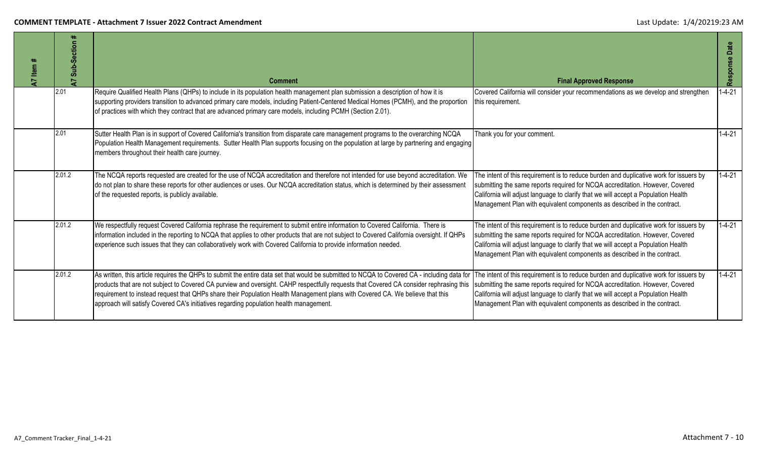| A7 Item # | A7 Sub-Section # | Comment | Final Approved Response | Response Date |
|---|---|---|---|---|
| | 2.01 | Require Qualified Health Plans (QHPs) to include in its population health management plan submission a description of how it is supporting providers transition to advanced primary care models, including Patient-Centered Medical Homes (PCMH), and the proportion of practices with which they contract that are advanced primary care models, including PCMH (Section 2.01). | Covered California will consider your recommendations as we develop and strengthen this requirement. | 1-4-21 |
| | 2.01 | Sutter Health Plan is in support of Covered California's transition from disparate care management programs to the overarching NCQA Population Health Management requirements. Sutter Health Plan supports focusing on the population at large by partnering and engaging members throughout their health care journey. | Thank you for your comment. | 1-4-21 |
| | 2.01.2 | The NCQA reports requested are created for the use of NCQA accreditation and therefore not intended for use beyond accreditation. We do not plan to share these reports for other audiences or uses. Our NCQA accreditation status, which is determined by their assessment of the requested reports, is publicly available. | The intent of this requirement is to reduce burden and duplicative work for issuers by submitting the same reports required for NCQA accreditation. However, Covered California will adjust language to clarify that we will accept a Population Health Management Plan with equivalent components as described in the contract. | 1-4-21 |
| | 2.01.2 | We respectfully request Covered California rephrase the requirement to submit entire information to Covered California. There is information included in the reporting to NCQA that applies to other products that are not subject to Covered California oversight. If QHPs experience such issues that they can collaboratively work with Covered California to provide information needed. | The intent of this requirement is to reduce burden and duplicative work for issuers by submitting the same reports required for NCQA accreditation. However, Covered California will adjust language to clarify that we will accept a Population Health Management Plan with equivalent components as described in the contract. | 1-4-21 |
| | 2.01.2 | As written, this article requires the QHPs to submit the entire data set that would be submitted to NCQA to Covered CA - including data for products that are not subject to Covered CA purview and oversight. CAHP respectfully requests that Covered CA consider rephrasing this requirement to instead request that QHPs share their Population Health Management plans with Covered CA. We believe that this approach will satisfy Covered CA's initiatives regarding population health management. | The intent of this requirement is to reduce burden and duplicative work for issuers by submitting the same reports required for NCQA accreditation. However, Covered California will adjust language to clarify that we will accept a Population Health Management Plan with equivalent components as described in the contract. | 1-4-21 |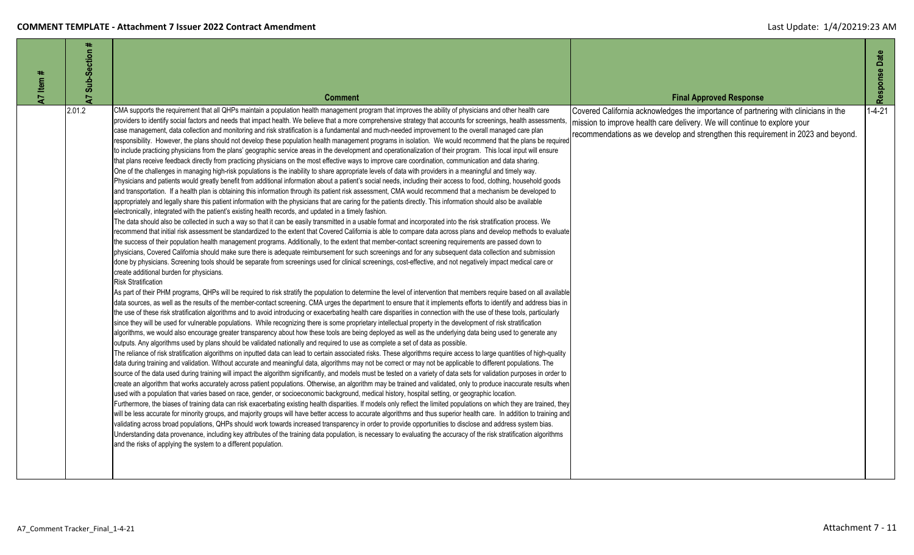| A7 Item # | A7 Sub-Section # | Comment | Final Approved Response | Response Date |
|---|---|---|---|---|
| | 2.01.2 | CMA supports the requirement that all QHPs maintain a population health management program that improves the ability of physicians and other health care providers to identify social factors and needs that impact health. We believe that a more comprehensive strategy that accounts for screenings, health assessments, case management, data collection and monitoring and risk stratification is a fundamental and much-needed improvement to the overall managed care plan responsibility. However, the plans should not develop these population health management programs in isolation. We would recommend that the plans be required to include practicing physicians from the plans' geographic service areas in the development and operationalization of their program. This local input will ensure that plans receive feedback directly from practicing physicians on the most effective ways to improve care coordination, communication and data sharing.<br>One of the challenges in managing high-risk populations is the inability to share appropriate levels of data with providers in a meaningful and timely way. Physicians and patients would greatly benefit from additional information about a patient's social needs, including their access to food, clothing, household goods and transportation. If a health plan is obtaining this information through its patient risk assessment, CMA would recommend that a mechanism be developed to appropriately and legally share this patient information with the physicians that are caring for the patients directly. This information should also be available electronically, integrated with the patient's existing health records, and updated in a timely fashion.<br>The data should also be collected in such a way so that it can be easily transmitted in a usable format and incorporated into the risk stratification process. We recommend that initial risk assessment be standardized to the extent that Covered California is able to compare data across plans and develop methods to evaluate the success of their population health management programs. Additionally, to the extent that member-contact screening requirements are passed down to physicians, Covered California should make sure there is adequate reimbursement for such screenings and for any subsequent data collection and submission done by physicians. Screening tools should be separate from screenings used for clinical screenings, cost-effective, and not negatively impact medical care or create additional burden for physicians.<br>Risk Stratification<br>As part of their PHM programs, QHPs will be required to risk stratify the population to determine the level of intervention that members require based on all available data sources, as well as the results of the member-contact screening. CMA urges the department to ensure that it implements efforts to identify and address bias in the use of these risk stratification algorithms and to avoid introducing or exacerbating health care disparities in connection with the use of these tools, particularly since they will be used for vulnerable populations. While recognizing there is some proprietary intellectual property in the development of risk stratification algorithms, we would also encourage greater transparency about how these tools are being deployed as well as the underlying data being used to generate any outputs. Any algorithms used by plans should be validated nationally and required to use as complete a set of data as possible.<br>The reliance of risk stratification algorithms on inputted data can lead to certain associated risks. These algorithms require access to large quantities of high-quality data during training and validation. Without accurate and meaningful data, algorithms may not be correct or may not be applicable to different populations. The source of the data used during training will impact the algorithm significantly, and models must be tested on a variety of data sets for validation purposes in order to create an algorithm that works accurately across patient populations. Otherwise, an algorithm may be trained and validated, only to produce inaccurate results when used with a population that varies based on race, gender, or socioeconomic background, medical history, hospital setting, or geographic location.<br>Furthermore, the biases of training data can risk exacerbating existing health disparities. If models only reflect the limited populations on which they are trained, they will be less accurate for minority groups, and majority groups will have better access to accurate algorithms and thus superior health care. In addition to training and validating across broad populations, QHPs should work towards increased transparency in order to provide opportunities to disclose and address system bias. Understanding data provenance, including key attributes of the training data population, is necessary to evaluating the accuracy of the risk stratification algorithms and the risks of applying the system to a different population. | Covered California acknowledges the importance of partnering with clinicians in the mission to improve health care delivery. We will continue to explore your recommendations as we develop and strengthen this requirement in 2023 and beyond. | 1-4-21 |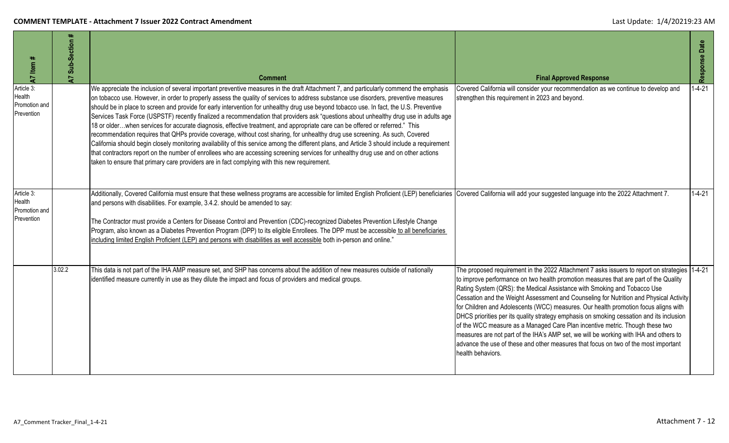| A7 Item # | A7 Sub-Section # | Comment | Final Approved Response | Response Date |
|---|---|---|---|---|
| Article 3: Health Promotion and Prevention | | We appreciate the inclusion of several important preventive measures in the draft Attachment 7, and particularly commend the emphasis on tobacco use. However, in order to properly assess the quality of services to address substance use disorders, preventive measures should be in place to screen and provide for early intervention for unhealthy drug use beyond tobacco use. In fact, the U.S. Preventive Services Task Force (USPSTF) recently finalized a recommendation that providers ask "questions about unhealthy drug use in adults age 18 or older…when services for accurate diagnosis, effective treatment, and appropriate care can be offered or referred." This recommendation requires that QHPs provide coverage, without cost sharing, for unhealthy drug use screening. As such, Covered California should begin closely monitoring availability of this service among the different plans, and Article 3 should include a requirement that contractors report on the number of enrollees who are accessing screening services for unhealthy drug use and on other actions taken to ensure that primary care providers are in fact complying with this new requirement. | Covered California will consider your recommendation as we continue to develop and strengthen this requirement in 2023 and beyond. | 1-4-21 |
| Article 3: Health Promotion and Prevention | | Additionally, Covered California must ensure that these wellness programs are accessible for limited English Proficient (LEP) beneficiaries and persons with disabilities. For example, 3.4.2. should be amended to say:<br><br>The Contractor must provide a Centers for Disease Control and Prevention (CDC)-recognized Diabetes Prevention Lifestyle Change Program, also known as a Diabetes Prevention Program (DPP) to its eligible Enrollees. The DPP must be accessible <u>to all beneficiaries including limited English Proficient (LEP) and persons with disabilities as well accessible</u> both in-person and online." | Covered California will add your suggested language into the 2022 Attachment 7. | 1-4-21 |
| | 3.02.2 | This data is not part of the IHA AMP measure set, and SHP has concerns about the addition of new measures outside of nationally identified measure currently in use as they dilute the impact and focus of providers and medical groups. | The proposed requirement in the 2022 Attachment 7 asks issuers to report on strategies to improve performance on two health promotion measures that are part of the Quality Rating System (QRS): the Medical Assistance with Smoking and Tobacco Use Cessation and the Weight Assessment and Counseling for Nutrition and Physical Activity for Children and Adolescents (WCC) measures. Our health promotion focus aligns with DHCS priorities per its quality strategy emphasis on smoking cessation and its inclusion of the WCC measure as a Managed Care Plan incentive metric. Though these two measures are not part of the IHA's AMP set, we will be working with IHA and others to advance the use of these and other measures that focus on two of the most important health behaviors. | 1-4-21 |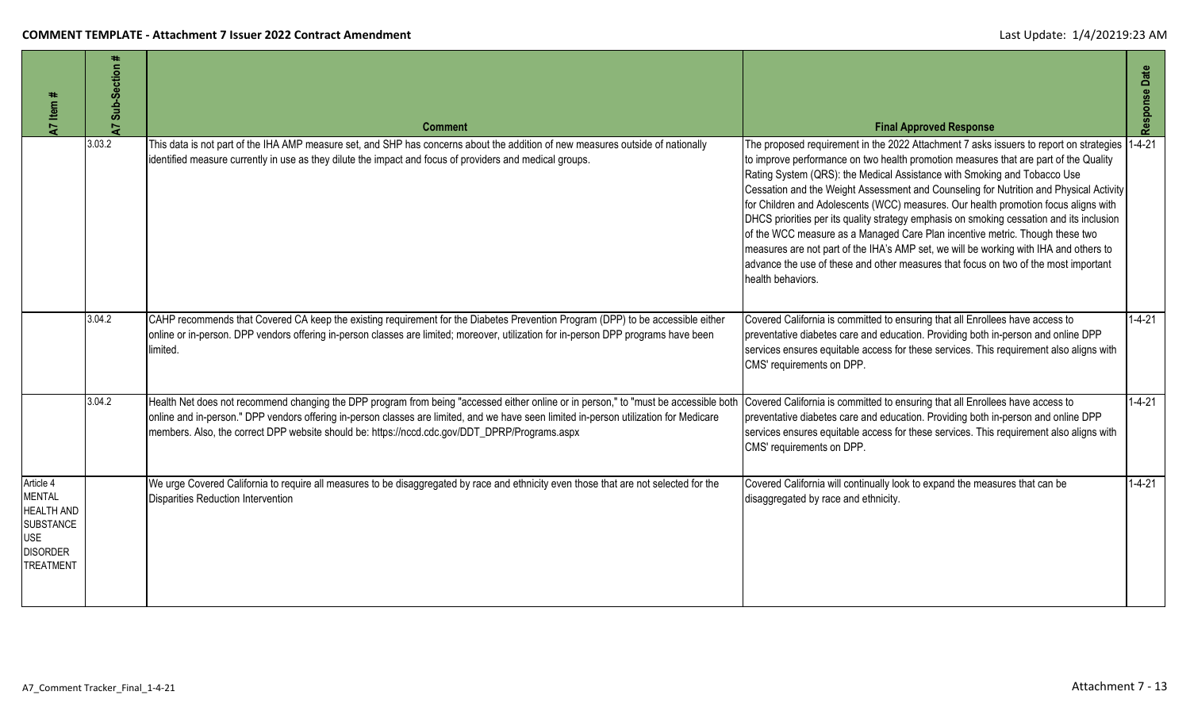| A7 Item # | A7 Sub-Section # | Comment | Final Approved Response | Response Date |
|---|---|---|---|---|
| | 3.03.2 | This data is not part of the IHA AMP measure set, and SHP has concerns about the addition of new measures outside of nationally identified measure currently in use as they dilute the impact and focus of providers and medical groups. | The proposed requirement in the 2022 Attachment 7 asks issuers to report on strategies to improve performance on two health promotion measures that are part of the Quality Rating System (QRS): the Medical Assistance with Smoking and Tobacco Use Cessation and the Weight Assessment and Counseling for Nutrition and Physical Activity for Children and Adolescents (WCC) measures. Our health promotion focus aligns with DHCS priorities per its quality strategy emphasis on smoking cessation and its inclusion of the WCC measure as a Managed Care Plan incentive metric. Though these two measures are not part of the IHA's AMP set, we will be working with IHA and others to advance the use of these and other measures that focus on two of the most important health behaviors. | 1-4-21 |
| | 3.04.2 | CAHP recommends that Covered CA keep the existing requirement for the Diabetes Prevention Program (DPP) to be accessible either online or in-person. DPP vendors offering in-person classes are limited; moreover, utilization for in-person DPP programs have been limited. | Covered California is committed to ensuring that all Enrollees have access to preventative diabetes care and education. Providing both in-person and online DPP services ensures equitable access for these services. This requirement also aligns with CMS' requirements on DPP. | 1-4-21 |
| | 3.04.2 | Health Net does not recommend changing the DPP program from being "accessed either online or in person," to "must be accessible both online and in-person." DPP vendors offering in-person classes are limited, and we have seen limited in-person utilization for Medicare members. Also, the correct DPP website should be: https://nccd.cdc.gov/DDT_DPRP/Programs.aspx | Covered California is committed to ensuring that all Enrollees have access to preventative diabetes care and education. Providing both in-person and online DPP services ensures equitable access for these services. This requirement also aligns with CMS' requirements on DPP. | 1-4-21 |
| Article 4 MENTAL HEALTH AND SUBSTANCE USE DISORDER TREATMENT | | We urge Covered California to require all measures to be disaggregated by race and ethnicity even those that are not selected for the Disparities Reduction Intervention | Covered California will continually look to expand the measures that can be disaggregated by race and ethnicity. | 1-4-21 |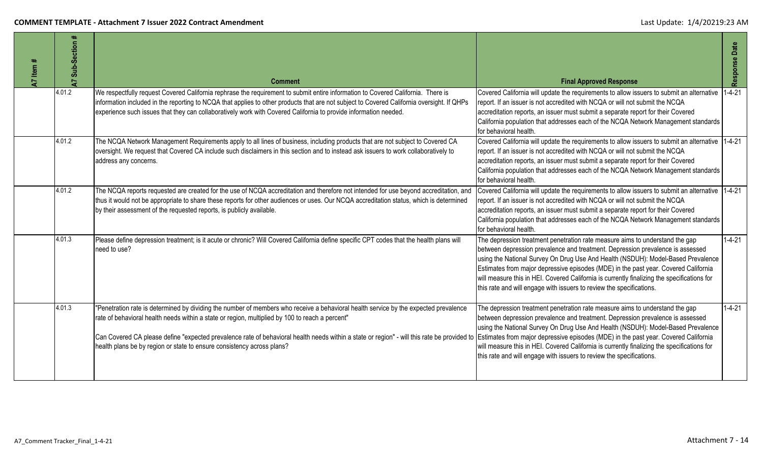| A7 Item # | A7 Sub-Section # | Comment | Final Approved Response | Response Date |
|---|---|---|---|---|
| | 4.01.2 | We respectfully request Covered California rephrase the requirement to submit entire information to Covered California. There is information included in the reporting to NCQA that applies to other products that are not subject to Covered California oversight. If QHPs experience such issues that they can collaboratively work with Covered California to provide information needed. | Covered California will update the requirements to allow issuers to submit an alternative report. If an issuer is not accredited with NCQA or will not submit the NCQA accreditation reports, an issuer must submit a separate report for their Covered California population that addresses each of the NCQA Network Management standards for behavioral health. | 1-4-21 |
| | 4.01.2 | The NCQA Network Management Requirements apply to all lines of business, including products that are not subject to Covered CA oversight. We request that Covered CA include such disclaimers in this section and to instead ask issuers to work collaboratively to address any concerns. | Covered California will update the requirements to allow issuers to submit an alternative report. If an issuer is not accredited with NCQA or will not submit the NCQA accreditation reports, an issuer must submit a separate report for their Covered California population that addresses each of the NCQA Network Management standards for behavioral health. | 1-4-21 |
| | 4.01.2 | The NCQA reports requested are created for the use of NCQA accreditation and therefore not intended for use beyond accreditation, and thus it would not be appropriate to share these reports for other audiences or uses. Our NCQA accreditation status, which is determined by their assessment of the requested reports, is publicly available. | Covered California will update the requirements to allow issuers to submit an alternative report. If an issuer is not accredited with NCQA or will not submit the NCQA accreditation reports, an issuer must submit a separate report for their Covered California population that addresses each of the NCQA Network Management standards for behavioral health. | 1-4-21 |
| | 4.01.3 | Please define depression treatment; is it acute or chronic? Will Covered California define specific CPT codes that the health plans will need to use? | The depression treatment penetration rate measure aims to understand the gap between depression prevalence and treatment. Depression prevalence is assessed using the National Survey On Drug Use And Health (NSDUH): Model-Based Prevalence Estimates from major depressive episodes (MDE) in the past year. Covered California will measure this in HEI. Covered California is currently finalizing the specifications for this rate and will engage with issuers to review the specifications. | 1-4-21 |
| | 4.01.3 | "Penetration rate is determined by dividing the number of members who receive a behavioral health service by the expected prevalence rate of behavioral health needs within a state or region, multiplied by 100 to reach a percent"<br><br>Can Covered CA please define "expected prevalence rate of behavioral health needs within a state or region" - will this rate be provided to health plans be by region or state to ensure consistency across plans? | The depression treatment penetration rate measure aims to understand the gap between depression prevalence and treatment. Depression prevalence is assessed using the National Survey On Drug Use And Health (NSDUH): Model-Based Prevalence Estimates from major depressive episodes (MDE) in the past year. Covered California will measure this in HEI. Covered California is currently finalizing the specifications for this rate and will engage with issuers to review the specifications. | 1-4-21 |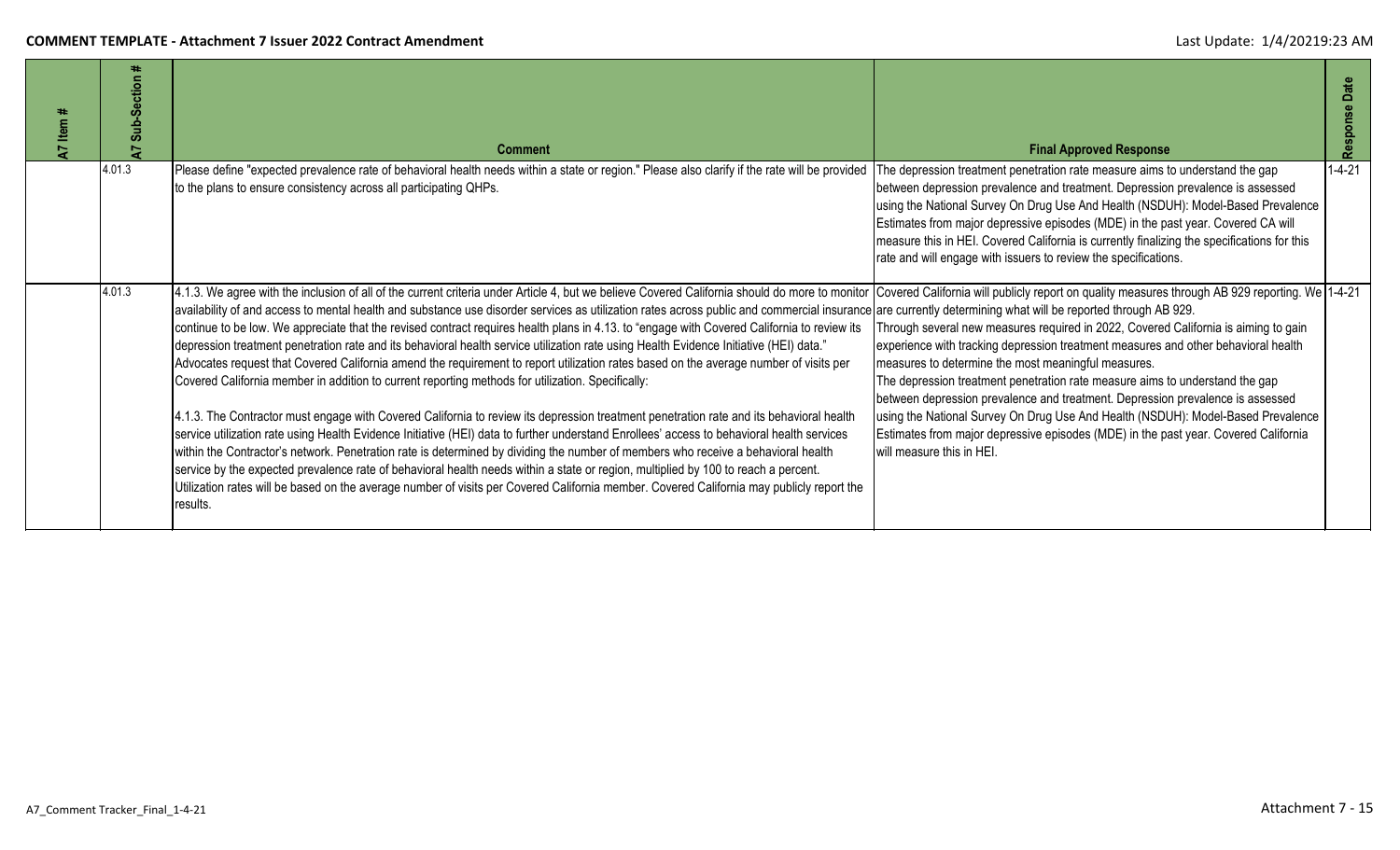| A7 Item # | A7 Sub-Section # | Comment | Final Approved Response | Response Date |
|---|---|---|---|---|
| | 4.01.3 | Please define "expected prevalence rate of behavioral health needs within a state or region." Please also clarify if the rate will be provided to the plans to ensure consistency across all participating QHPs. | The depression treatment penetration rate measure aims to understand the gap between depression prevalence and treatment. Depression prevalence is assessed using the National Survey On Drug Use And Health (NSDUH): Model-Based Prevalence Estimates from major depressive episodes (MDE) in the past year. Covered CA will measure this in HEI. Covered California is currently finalizing the specifications for this rate and will engage with issuers to review the specifications. | 1-4-21 |
| | 4.01.3 | 4.1.3. We agree with the inclusion of all of the current criteria under Article 4, but we believe Covered California should do more to monitor availability of and access to mental health and substance use disorder services as utilization rates across public and commercial insurance continue to be low. We appreciate that the revised contract requires health plans in 4.13. to "engage with Covered California to review its depression treatment penetration rate and its behavioral health service utilization rate using Health Evidence Initiative (HEI) data." Advocates request that Covered California amend the requirement to report utilization rates based on the average number of visits per Covered California member in addition to current reporting methods for utilization. Specifically:<br><br>4.1.3. The Contractor must engage with Covered California to review its depression treatment penetration rate and its behavioral health service utilization rate using Health Evidence Initiative (HEI) data to further understand Enrollees' access to behavioral health services within the Contractor's network. Penetration rate is determined by dividing the number of members who receive a behavioral health service by the expected prevalence rate of behavioral health needs within a state or region, multiplied by 100 to reach a percent. Utilization rates will be based on the average number of visits per Covered California member. Covered California may publicly report the results. | Covered California will publicly report on quality measures through AB 929 reporting. We are currently determining what will be reported through AB 929.<br>Through several new measures required in 2022, Covered California is aiming to gain experience with tracking depression treatment measures and other behavioral health measures to determine the most meaningful measures.<br>The depression treatment penetration rate measure aims to understand the gap between depression prevalence and treatment. Depression prevalence is assessed using the National Survey On Drug Use And Health (NSDUH): Model-Based Prevalence Estimates from major depressive episodes (MDE) in the past year. Covered California will measure this in HEI. | 1-4-21 |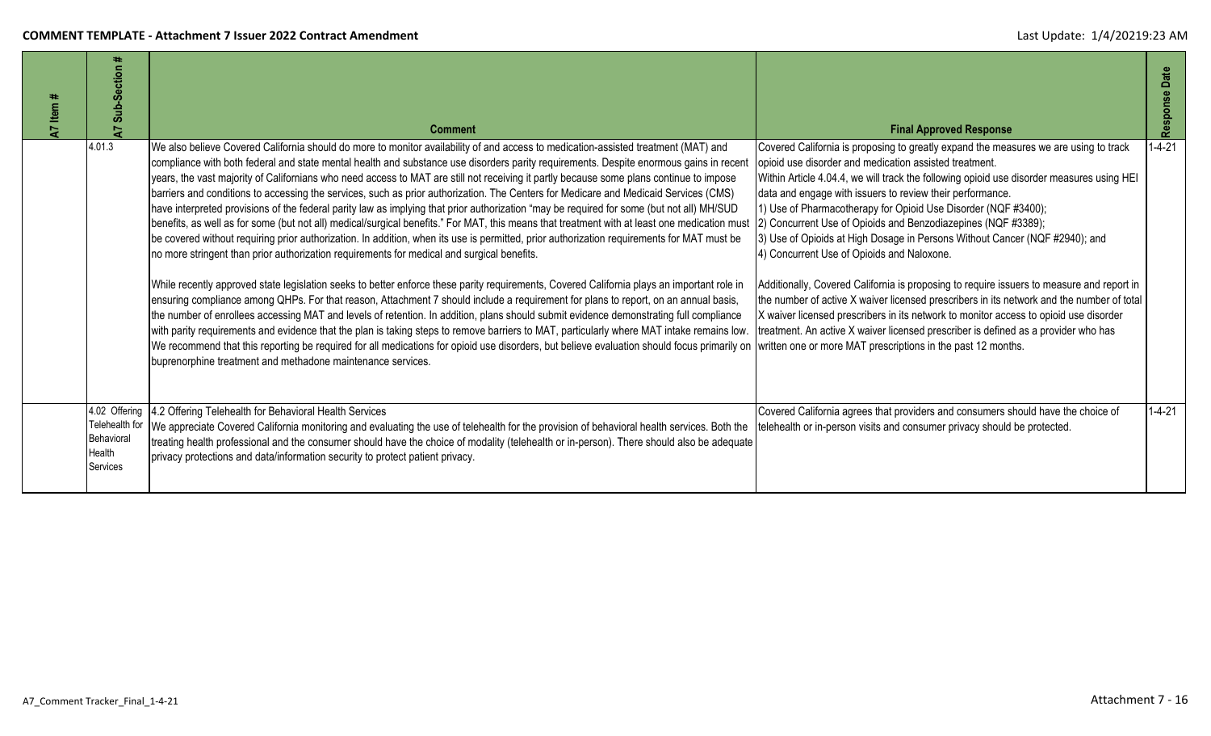| A7 Item # | A7 Sub-Section # | Comment | Final Approved Response | Response Date |
|---|---|---|---|---|
| | 4.01.3 | We also believe Covered California should do more to monitor availability of and access to medication-assisted treatment (MAT) and compliance with both federal and state mental health and substance use disorders parity requirements. Despite enormous gains in recent years, the vast majority of Californians who need access to MAT are still not receiving it partly because some plans continue to impose barriers and conditions to accessing the services, such as prior authorization. The Centers for Medicare and Medicaid Services (CMS) have interpreted provisions of the federal parity law as implying that prior authorization "may be required for some (but not all) MH/SUD benefits, as well as for some (but not all) medical/surgical benefits." For MAT, this means that treatment with at least one medication must be covered without requiring prior authorization. In addition, when its use is permitted, prior authorization requirements for MAT must be no more stringent than prior authorization requirements for medical and surgical benefits.<br><br>While recently approved state legislation seeks to better enforce these parity requirements, Covered California plays an important role in ensuring compliance among QHPs. For that reason, Attachment 7 should include a requirement for plans to report, on an annual basis, the number of enrollees accessing MAT and levels of retention. In addition, plans should submit evidence demonstrating full compliance with parity requirements and evidence that the plan is taking steps to remove barriers to MAT, particularly where MAT intake remains low. We recommend that this reporting be required for all medications for opioid use disorders, but believe evaluation should focus primarily on buprenorphine treatment and methadone maintenance services. | Covered California is proposing to greatly expand the measures we are using to track opioid use disorder and medication assisted treatment.<br>Within Article 4.04.4, we will track the following opioid use disorder measures using HEI data and engage with issuers to review their performance.<br>1) Use of Pharmacotherapy for Opioid Use Disorder (NQF #3400);<br>2) Concurrent Use of Opioids and Benzodiazepines (NQF #3389);<br>3) Use of Opioids at High Dosage in Persons Without Cancer (NQF #2940); and<br>4) Concurrent Use of Opioids and Naloxone.<br><br>Additionally, Covered California is proposing to require issuers to measure and report in the number of active X waiver licensed prescribers in its network and the number of total X waiver licensed prescribers in its network to monitor access to opioid use disorder treatment. An active X waiver licensed prescriber is defined as a provider who has written one or more MAT prescriptions in the past 12 months. | 1-4-21 |
| | 4.02 Offering Telehealth for Behavioral Health Services | 4.2 Offering Telehealth for Behavioral Health Services<br>We appreciate Covered California monitoring and evaluating the use of telehealth for the provision of behavioral health services. Both the treating health professional and the consumer should have the choice of modality (telehealth or in-person). There should also be adequate privacy protections and data/information security to protect patient privacy. | Covered California agrees that providers and consumers should have the choice of telehealth or in-person visits and consumer privacy should be protected. | 1-4-21 |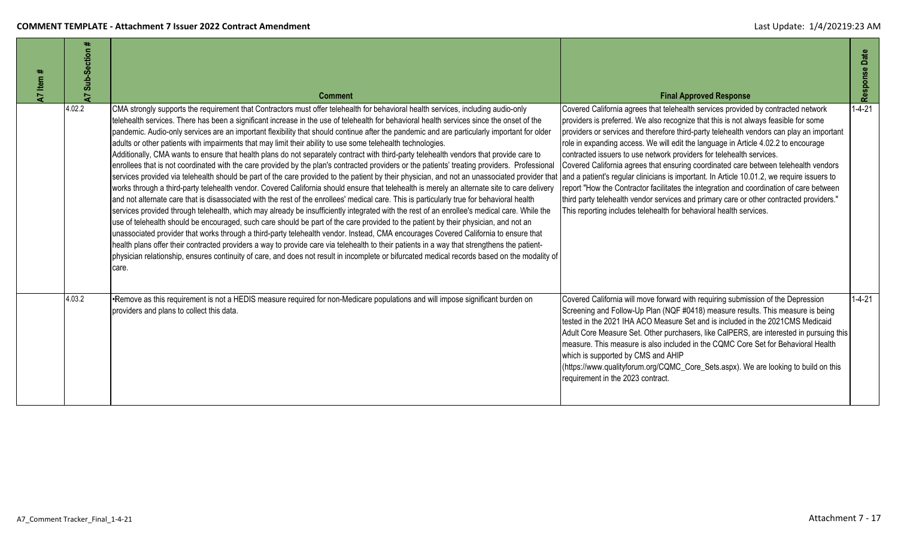| A7 Item # | A7 Sub-Section # | Comment | Final Approved Response | Response Date |
|---|---|---|---|---|
| | 4.02.2 | CMA strongly supports the requirement that Contractors must offer telehealth for behavioral health services, including audio-only telehealth services. There has been a significant increase in the use of telehealth for behavioral health services since the onset of the pandemic. Audio-only services are an important flexibility that should continue after the pandemic and are particularly important for older adults or other patients with impairments that may limit their ability to use some telehealth technologies. Additionally, CMA wants to ensure that health plans do not separately contract with third-party telehealth vendors that provide care to enrollees that is not coordinated with the care provided by the plan's contracted providers or the patients' treating providers. Professional services provided via telehealth should be part of the care provided to the patient by their physician, and not an unassociated provider that works through a third-party telehealth vendor. Covered California should ensure that telehealth is merely an alternate site to care delivery and not alternate care that is disassociated with the rest of the enrollees' medical care. This is particularly true for behavioral health services provided through telehealth, which may already be insufficiently integrated with the rest of an enrollee's medical care. While the use of telehealth should be encouraged, such care should be part of the care provided to the patient by their physician, and not an unassociated provider that works through a third-party telehealth vendor. Instead, CMA encourages Covered California to ensure that health plans offer their contracted providers a way to provide care via telehealth to their patients in a way that strengthens the patient-physician relationship, ensures continuity of care, and does not result in incomplete or bifurcated medical records based on the modality of care. | Covered California agrees that telehealth services provided by contracted network providers is preferred. We also recognize that this is not always feasible for some providers or services and therefore third-party telehealth vendors can play an important role in expanding access. We will edit the language in Article 4.02.2 to encourage contracted issuers to use network providers for telehealth services. Covered California agrees that ensuring coordinated care between telehealth vendors and a patient's regular clinicians is important. In Article 10.01.2, we require issuers to report "How the Contractor facilitates the integration and coordination of care between third party telehealth vendor services and primary care or other contracted providers." This reporting includes telehealth for behavioral health services. | 1-4-21 |
| | 4.03.2 | •Remove as this requirement is not a HEDIS measure required for non-Medicare populations and will impose significant burden on providers and plans to collect this data. | Covered California will move forward with requiring submission of the Depression Screening and Follow-Up Plan (NQF #0418) measure results. This measure is being tested in the 2021 IHA ACO Measure Set and is included in the 2021CMS Medicaid Adult Core Measure Set. Other purchasers, like CalPERS, are interested in pursuing this measure. This measure is also included in the CQMC Core Set for Behavioral Health which is supported by CMS and AHIP (https://www.qualityforum.org/CQMC_Core_Sets.aspx). We are looking to build on this requirement in the 2023 contract. | 1-4-21 |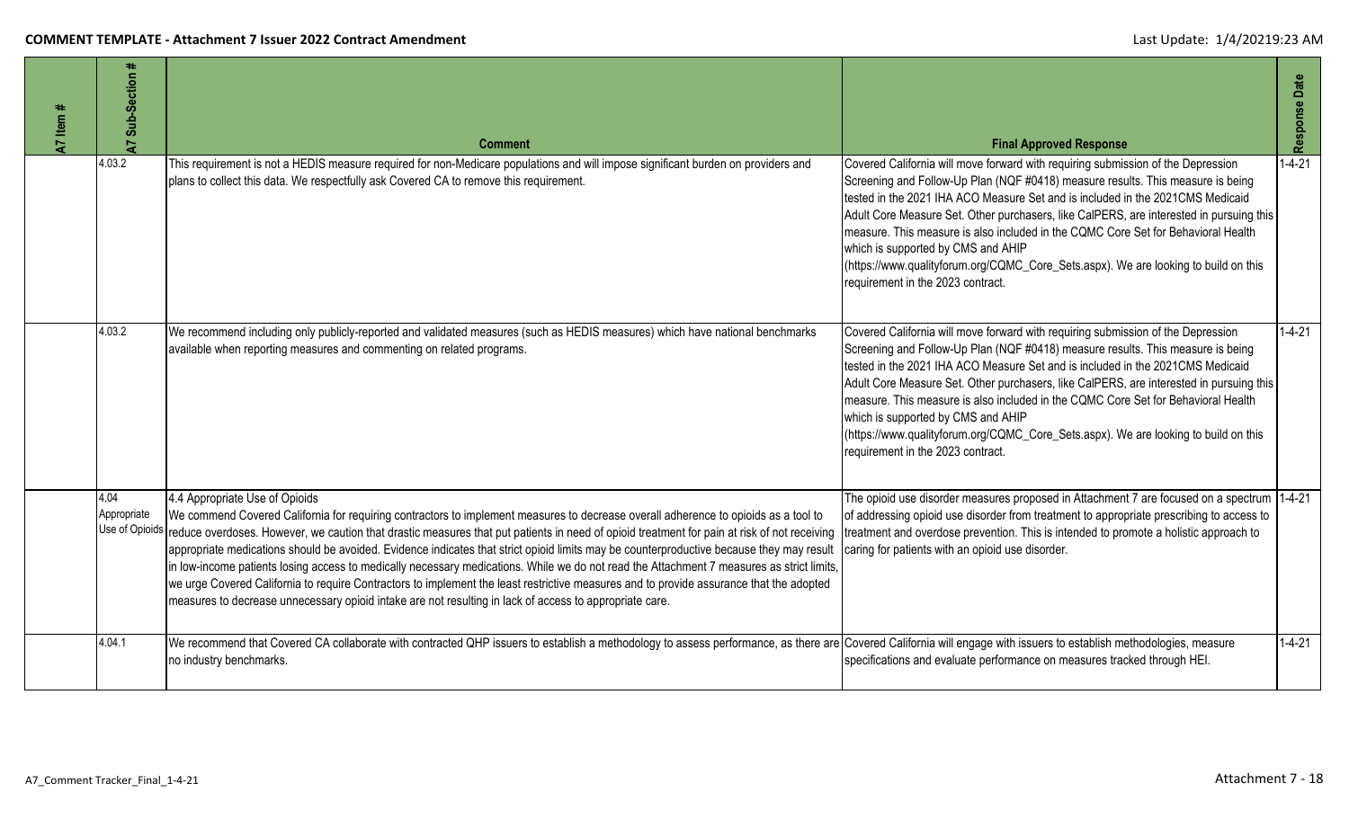| A7 Item # | A7 Sub-Section # | Comment | Final Approved Response | Response Date |
|---|---|---|---|---|
| | 4.03.2 | This requirement is not a HEDIS measure required for non-Medicare populations and will impose significant burden on providers and plans to collect this data. We respectfully ask Covered CA to remove this requirement. | Covered California will move forward with requiring submission of the Depression Screening and Follow-Up Plan (NQF #0418) measure results. This measure is being tested in the 2021 IHA ACO Measure Set and is included in the 2021CMS Medicaid Adult Core Measure Set. Other purchasers, like CalPERS, are interested in pursuing this measure. This measure is also included in the CQMC Core Set for Behavioral Health which is supported by CMS and AHIP (https://www.qualityforum.org/CQMC_Core_Sets.aspx). We are looking to build on this requirement in the 2023 contract. | 1-4-21 |
| | 4.03.2 | We recommend including only publicly-reported and validated measures (such as HEDIS measures) which have national benchmarks available when reporting measures and commenting on related programs. | Covered California will move forward with requiring submission of the Depression Screening and Follow-Up Plan (NQF #0418) measure results. This measure is being tested in the 2021 IHA ACO Measure Set and is included in the 2021CMS Medicaid Adult Core Measure Set. Other purchasers, like CalPERS, are interested in pursuing this measure. This measure is also included in the CQMC Core Set for Behavioral Health which is supported by CMS and AHIP (https://www.qualityforum.org/CQMC_Core_Sets.aspx). We are looking to build on this requirement in the 2023 contract. | 1-4-21 |
| | 4.04 Appropriate Use of Opioids | 4.4 Appropriate Use of Opioids<br>We commend Covered California for requiring contractors to implement measures to decrease overall adherence to opioids as a tool to reduce overdoses. However, we caution that drastic measures that put patients in need of opioid treatment for pain at risk of not receiving appropriate medications should be avoided. Evidence indicates that strict opioid limits may be counterproductive because they may result in low-income patients losing access to medically necessary medications. While we do not read the Attachment 7 measures as strict limits, we urge Covered California to require Contractors to implement the least restrictive measures and to provide assurance that the adopted measures to decrease unnecessary opioid intake are not resulting in lack of access to appropriate care. | The opioid use disorder measures proposed in Attachment 7 are focused on a spectrum of addressing opioid use disorder from treatment to appropriate prescribing to access to treatment and overdose prevention. This is intended to promote a holistic approach to caring for patients with an opioid use disorder. | 1-4-21 |
| | 4.04.1 | We recommend that Covered CA collaborate with contracted QHP issuers to establish a methodology to assess performance, as there are no industry benchmarks. | Covered California will engage with issuers to establish methodologies, measure specifications and evaluate performance on measures tracked through HEI. | 1-4-21 |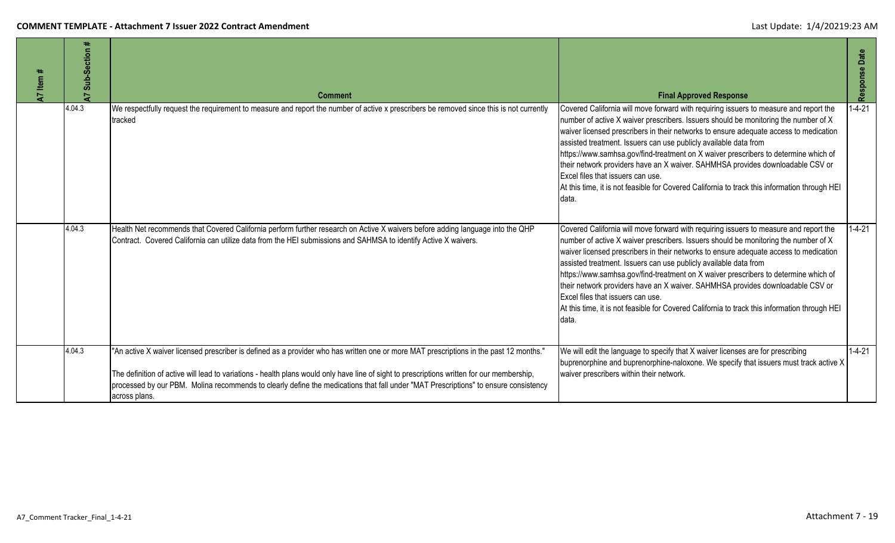| A7 Item # | A7 Sub-Section # | Comment | Final Approved Response | Response Date |
|---|---|---|---|---|
| | 4.04.3 | We respectfully request the requirement to measure and report the number of active x prescribers be removed since this is not currently tracked | Covered California will move forward with requiring issuers to measure and report the number of active X waiver prescribers. Issuers should be monitoring the number of X waiver licensed prescribers in their networks to ensure adequate access to medication assisted treatment. Issuers can use publicly available data from https://www.samhsa.gov/find-treatment on X waiver prescribers to determine which of their network providers have an X waiver. SAHMHSA provides downloadable CSV or Excel files that issuers can use.<br>At this time, it is not feasible for Covered California to track this information through HEI data. | 1-4-21 |
| | 4.04.3 | Health Net recommends that Covered California perform further research on Active X waivers before adding language into the QHP Contract. Covered California can utilize data from the HEI submissions and SAHMSA to identify Active X waivers. | Covered California will move forward with requiring issuers to measure and report the number of active X waiver prescribers. Issuers should be monitoring the number of X waiver licensed prescribers in their networks to ensure adequate access to medication assisted treatment. Issuers can use publicly available data from https://www.samhsa.gov/find-treatment on X waiver prescribers to determine which of their network providers have an X waiver. SAHMHSA provides downloadable CSV or Excel files that issuers can use.<br>At this time, it is not feasible for Covered California to track this information through HEI data. | 1-4-21 |
| | 4.04.3 | "An active X waiver licensed prescriber is defined as a provider who has written one or more MAT prescriptions in the past 12 months."<br><br>The definition of active will lead to variations - health plans would only have line of sight to prescriptions written for our membership, processed by our PBM. Molina recommends to clearly define the medications that fall under "MAT Prescriptions" to ensure consistency across plans. | We will edit the language to specify that X waiver licenses are for prescribing buprenorphine and buprenorphine-naloxone. We specify that issuers must track active X waiver prescribers within their network. | 1-4-21 |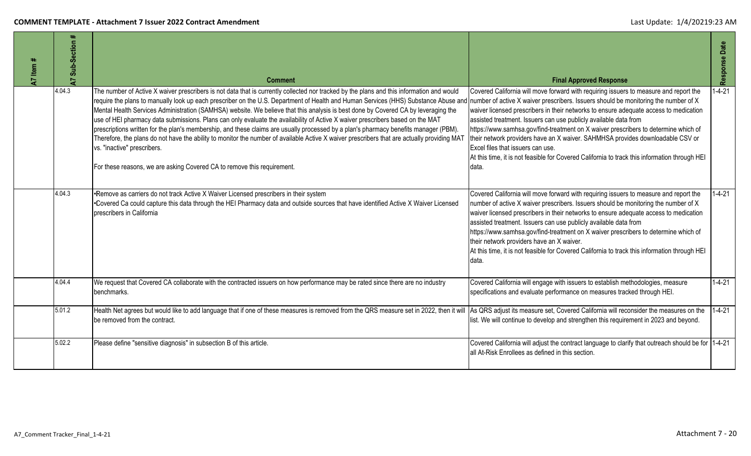| A7 Item # | A7 Sub-Section # | Comment | Final Approved Response | Response Date |
|---|---|---|---|---|
| | 4.04.3 | The number of Active X waiver prescribers is not data that is currently collected nor tracked by the plans and this information and would require the plans to manually look up each prescriber on the U.S. Department of Health and Human Services (HHS) Substance Abuse and Mental Health Services Administration (SAMHSA) website. We believe that this analysis is best done by Covered CA by leveraging the use of HEI pharmacy data submissions. Plans can only evaluate the availability of Active X waiver prescribers based on the MAT prescriptions written for the plan's membership, and these claims are usually processed by a plan's pharmacy benefits manager (PBM). Therefore, the plans do not have the ability to monitor the number of available Active X waiver prescribers that are actually providing MAT vs. "inactive" prescribers.<br><br>For these reasons, we are asking Covered CA to remove this requirement. | Covered California will move forward with requiring issuers to measure and report the number of active X waiver prescribers. Issuers should be monitoring the number of X waiver licensed prescribers in their networks to ensure adequate access to medication assisted treatment. Issuers can use publicly available data from https://www.samhsa.gov/find-treatment on X waiver prescribers to determine which of their network providers have an X waiver. SAHMHSA provides downloadable CSV or Excel files that issuers can use.<br>At this time, it is not feasible for Covered California to track this information through HEI data. | 1-4-21 |
| | 4.04.3 | •Remove as carriers do not track Active X Waiver Licensed prescribers in their system<br>•Covered Ca could capture this data through the HEI Pharmacy data and outside sources that have identified Active X Waiver Licensed prescribers in California | Covered California will move forward with requiring issuers to measure and report the number of active X waiver prescribers. Issuers should be monitoring the number of X waiver licensed prescribers in their networks to ensure adequate access to medication assisted treatment. Issuers can use publicly available data from https://www.samhsa.gov/find-treatment on X waiver prescribers to determine which of their network providers have an X waiver.<br>At this time, it is not feasible for Covered California to track this information through HEI data. | 1-4-21 |
| | 4.04.4 | We request that Covered CA collaborate with the contracted issuers on how performance may be rated since there are no industry benchmarks. | Covered California will engage with issuers to establish methodologies, measure specifications and evaluate performance on measures tracked through HEI. | 1-4-21 |
| | 5.01.2 | Health Net agrees but would like to add language that if one of these measures is removed from the QRS measure set in 2022, then it will be removed from the contract. | As QRS adjust its measure set, Covered California will reconsider the measures on the list. We will continue to develop and strengthen this requirement in 2023 and beyond. | 1-4-21 |
| | 5.02.2 | Please define "sensitive diagnosis" in subsection B of this article. | Covered California will adjust the contract language to clarify that outreach should be for all At-Risk Enrollees as defined in this section. | 1-4-21 |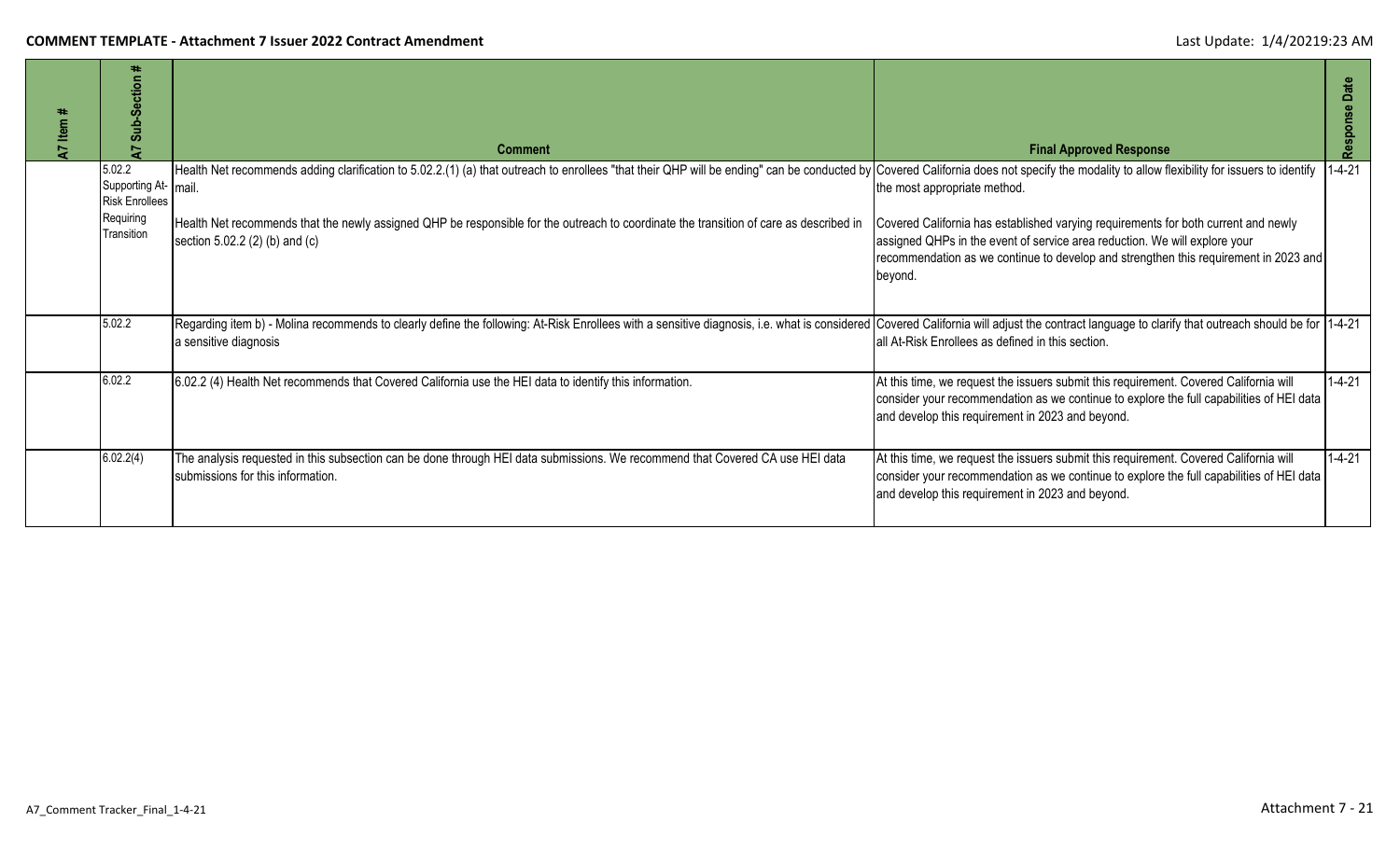**COMMENT TEMPLATE - Attachment 7 Issuer 2022 Contract Amendment**

Last Update: 1/4/20219:23 AM

| A7 Item # | A7 Sub-Section # | Comment | Final Approved Response | Response Date |
|---|---|---|---|---|
| | 5.02.2 Supporting At-Risk Enrollees Requiring Transition | Health Net recommends adding clarification to 5.02.2.(1) (a) that outreach to enrollees "that their QHP will be ending" can be conducted by mail.<br><br>Health Net recommends that the newly assigned QHP be responsible for the outreach to coordinate the transition of care as described in section 5.02.2 (2) (b) and (c) | Covered California does not specify the modality to allow flexibility for issuers to identify the most appropriate method.<br><br>Covered California has established varying requirements for both current and newly assigned QHPs in the event of service area reduction. We will explore your recommendation as we continue to develop and strengthen this requirement in 2023 and beyond. | 1-4-21 |
| | 5.02.2 | Regarding item b) - Molina recommends to clearly define the following: At-Risk Enrollees with a sensitive diagnosis, i.e. what is considered a sensitive diagnosis | Covered California will adjust the contract language to clarify that outreach should be for all At-Risk Enrollees as defined in this section. | 1-4-21 |
| | 6.02.2 | 6.02.2 (4) Health Net recommends that Covered California use the HEI data to identify this information. | At this time, we request the issuers submit this requirement. Covered California will consider your recommendation as we continue to explore the full capabilities of HEI data and develop this requirement in 2023 and beyond. | 1-4-21 |
| | 6.02.2(4) | The analysis requested in this subsection can be done through HEI data submissions. We recommend that Covered CA use HEI data submissions for this information. | At this time, we request the issuers submit this requirement. Covered California will consider your recommendation as we continue to explore the full capabilities of HEI data and develop this requirement in 2023 and beyond. | 1-4-21 |

A7_Comment Tracker_Final_1-4-21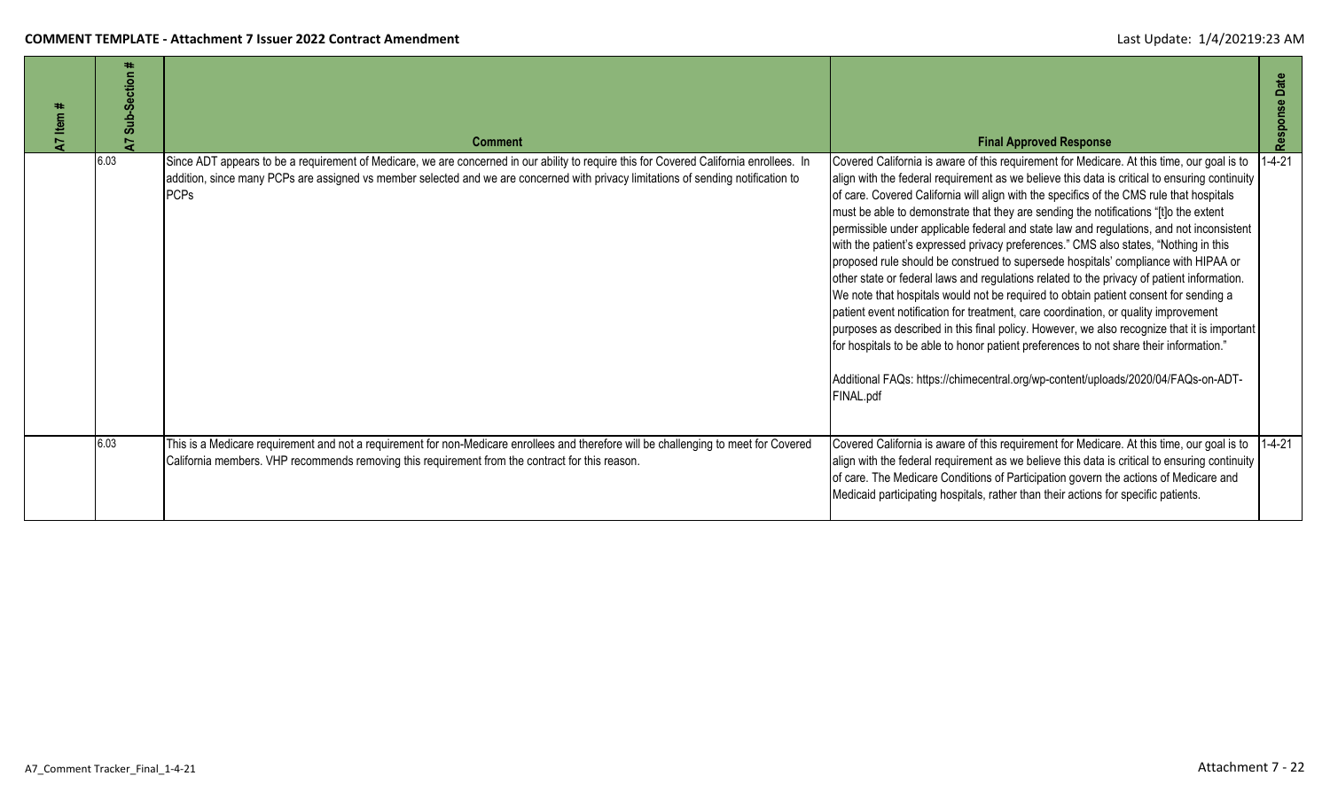| A7 Item # | A7 Sub-Section # | Comment | Final Approved Response | Response Date |
|---|---|---|---|---|
| | 6.03 | Since ADT appears to be a requirement of Medicare, we are concerned in our ability to require this for Covered California enrollees. In addition, since many PCPs are assigned vs member selected and we are concerned with privacy limitations of sending notification to PCPs | Covered California is aware of this requirement for Medicare. At this time, our goal is to align with the federal requirement as we believe this data is critical to ensuring continuity of care. Covered California will align with the specifics of the CMS rule that hospitals must be able to demonstrate that they are sending the notifications "[t]o the extent permissible under applicable federal and state law and regulations, and not inconsistent with the patient's expressed privacy preferences." CMS also states, "Nothing in this proposed rule should be construed to supersede hospitals' compliance with HIPAA or other state or federal laws and regulations related to the privacy of patient information. We note that hospitals would not be required to obtain patient consent for sending a patient event notification for treatment, care coordination, or quality improvement purposes as described in this final policy. However, we also recognize that it is important for hospitals to be able to honor patient preferences to not share their information." <br><br> Additional FAQs: https://chimecentral.org/wp-content/uploads/2020/04/FAQs-on-ADT-FINAL.pdf | 1-4-21 |
| | 6.03 | This is a Medicare requirement and not a requirement for non-Medicare enrollees and therefore will be challenging to meet for Covered California members. VHP recommends removing this requirement from the contract for this reason. | Covered California is aware of this requirement for Medicare. At this time, our goal is to align with the federal requirement as we believe this data is critical to ensuring continuity of care. The Medicare Conditions of Participation govern the actions of Medicare and Medicaid participating hospitals, rather than their actions for specific patients. | 1-4-21 |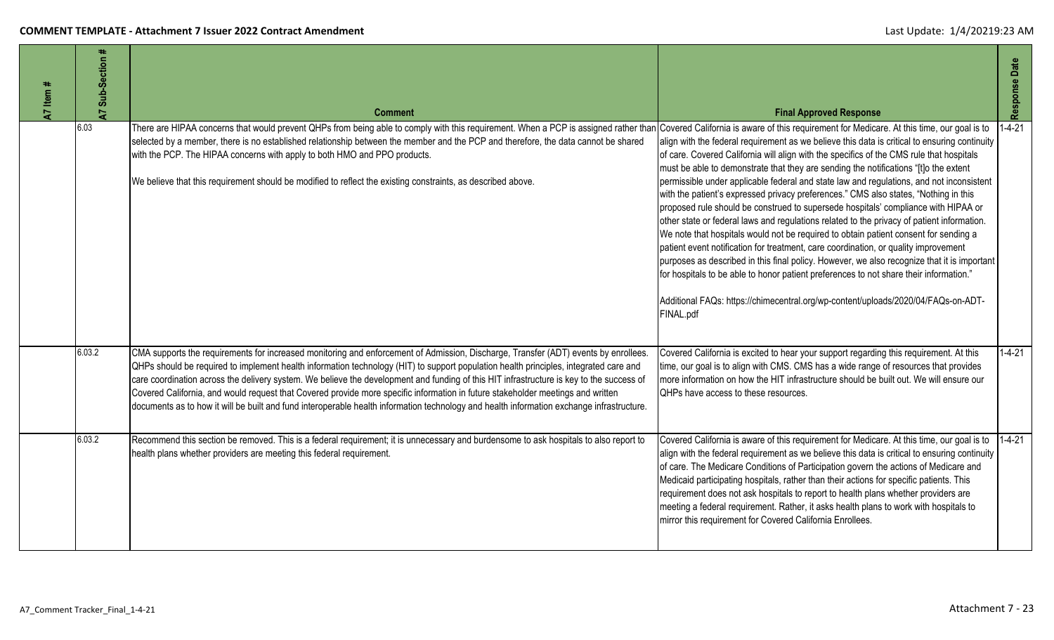| A7 Item # | A7 Sub-Section # | Comment | Final Approved Response | Response Date |
|---|---|---|---|---|
| | 6.03 | There are HIPAA concerns that would prevent QHPs from being able to comply with this requirement. When a PCP is assigned rather than selected by a member, there is no established relationship between the member and the PCP and therefore, the data cannot be shared with the PCP. The HIPAA concerns with apply to both HMO and PPO products.<br><br>We believe that this requirement should be modified to reflect the existing constraints, as described above. | Covered California is aware of this requirement for Medicare. At this time, our goal is to align with the federal requirement as we believe this data is critical to ensuring continuity of care. Covered California will align with the specifics of the CMS rule that hospitals must be able to demonstrate that they are sending the notifications "[t]o the extent permissible under applicable federal and state law and regulations, and not inconsistent with the patient's expressed privacy preferences." CMS also states, "Nothing in this proposed rule should be construed to supersede hospitals' compliance with HIPAA or other state or federal laws and regulations related to the privacy of patient information. We note that hospitals would not be required to obtain patient consent for sending a patient event notification for treatment, care coordination, or quality improvement purposes as described in this final policy. However, we also recognize that it is important for hospitals to be able to honor patient preferences to not share their information."<br><br>Additional FAQs: https://chimecentral.org/wp-content/uploads/2020/04/FAQs-on-ADT-FINAL.pdf | 1-4-21 |
| | 6.03.2 | CMA supports the requirements for increased monitoring and enforcement of Admission, Discharge, Transfer (ADT) events by enrollees. QHPs should be required to implement health information technology (HIT) to support population health principles, integrated care and care coordination across the delivery system. We believe the development and funding of this HIT infrastructure is key to the success of Covered California, and would request that Covered provide more specific information in future stakeholder meetings and written documents as to how it will be built and fund interoperable health information technology and health information exchange infrastructure. | Covered California is excited to hear your support regarding this requirement. At this time, our goal is to align with CMS. CMS has a wide range of resources that provides more information on how the HIT infrastructure should be built out. We will ensure our QHPs have access to these resources. | 1-4-21 |
| | 6.03.2 | Recommend this section be removed. This is a federal requirement; it is unnecessary and burdensome to ask hospitals to also report to health plans whether providers are meeting this federal requirement. | Covered California is aware of this requirement for Medicare. At this time, our goal is to align with the federal requirement as we believe this data is critical to ensuring continuity of care. The Medicare Conditions of Participation govern the actions of Medicare and Medicaid participating hospitals, rather than their actions for specific patients. This requirement does not ask hospitals to report to health plans whether providers are meeting a federal requirement. Rather, it asks health plans to work with hospitals to mirror this requirement for Covered California Enrollees. | 1-4-21 |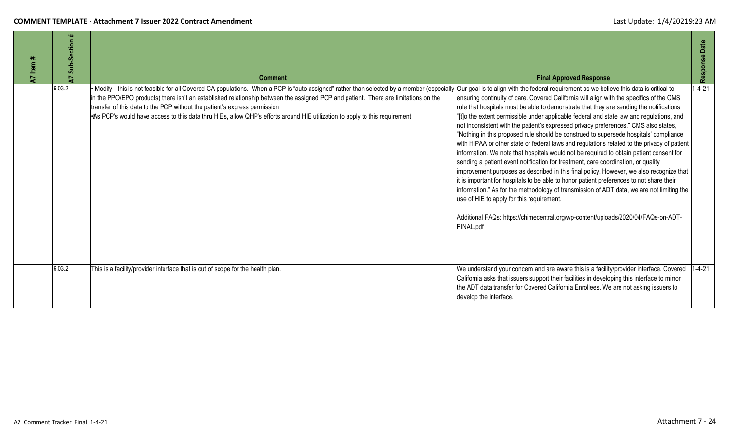| A7 Item # | A7 Sub-Section # | Comment | Final Approved Response | Response Date |
|---|---|---|---|---|
| | 6.03.2 | • Modify - this is not feasible for all Covered CA populations. When a PCP is "auto assigned" rather than selected by a member (especially in the PPO/EPO products) there isn't an established relationship between the assigned PCP and patient. There are limitations on the transfer of this data to the PCP without the patient's express permission<br>•As PCP's would have access to this data thru HIEs, allow QHP's efforts around HIE utilization to apply to this requirement | Our goal is to align with the federal requirement as we believe this data is critical to ensuring continuity of care. Covered California will align with the specifics of the CMS rule that hospitals must be able to demonstrate that they are sending the notifications "[t]o the extent permissible under applicable federal and state law and regulations, and not inconsistent with the patient's expressed privacy preferences." CMS also states, "Nothing in this proposed rule should be construed to supersede hospitals' compliance with HIPAA or other state or federal laws and regulations related to the privacy of patient information. We note that hospitals would not be required to obtain patient consent for sending a patient event notification for treatment, care coordination, or quality improvement purposes as described in this final policy. However, we also recognize that it is important for hospitals to be able to honor patient preferences to not share their information." As for the methodology of transmission of ADT data, we are not limiting the use of HIE to apply for this requirement.<br><br>Additional FAQs: https://chimecentral.org/wp-content/uploads/2020/04/FAQs-on-ADT-FINAL.pdf | 1-4-21 |
| | 6.03.2 | This is a facility/provider interface that is out of scope for the health plan. | We understand your concern and are aware this is a facility/provider interface. Covered California asks that issuers support their facilities in developing this interface to mirror the ADT data transfer for Covered California Enrollees. We are not asking issuers to develop the interface. | 1-4-21 |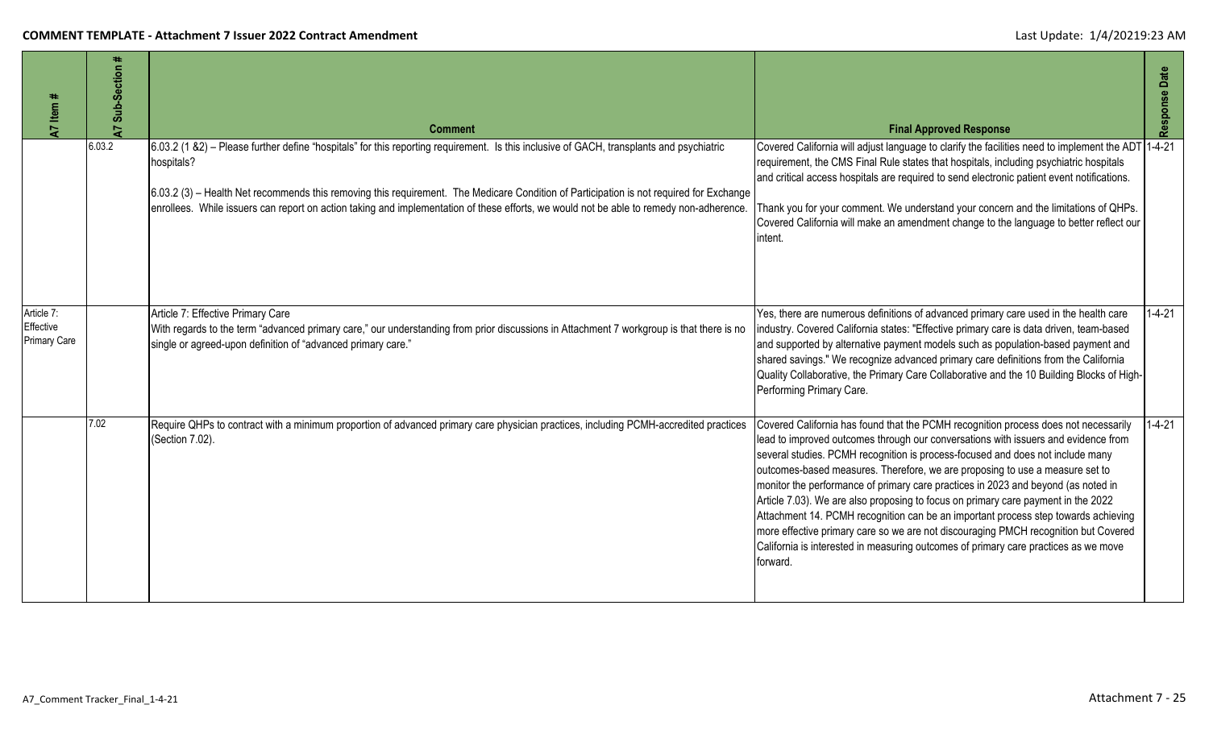| A7 Item # | A7 Sub-Section # | Comment | Final Approved Response | Response Date |
|---|---|---|---|---|
| | 6.03.2 | 6.03.2 (1 &2) – Please further define "hospitals" for this reporting requirement. Is this inclusive of GACH, transplants and psychiatric hospitals?<br><br>6.03.2 (3) – Health Net recommends this removing this requirement. The Medicare Condition of Participation is not required for Exchange enrollees. While issuers can report on action taking and implementation of these efforts, we would not be able to remedy non-adherence. | Covered California will adjust language to clarify the facilities need to implement the ADT requirement, the CMS Final Rule states that hospitals, including psychiatric hospitals and critical access hospitals are required to send electronic patient event notifications.<br><br>Thank you for your comment. We understand your concern and the limitations of QHPs. Covered California will make an amendment change to the language to better reflect our intent. | 1-4-21 |
| Article 7: Effective Primary Care | | Article 7: Effective Primary Care<br>With regards to the term "advanced primary care," our understanding from prior discussions in Attachment 7 workgroup is that there is no single or agreed-upon definition of "advanced primary care." | Yes, there are numerous definitions of advanced primary care used in the health care industry. Covered California states: "Effective primary care is data driven, team-based and supported by alternative payment models such as population-based payment and shared savings." We recognize advanced primary care definitions from the California Quality Collaborative, the Primary Care Collaborative and the 10 Building Blocks of High-Performing Primary Care. | 1-4-21 |
| | 7.02 | Require QHPs to contract with a minimum proportion of advanced primary care physician practices, including PCMH-accredited practices (Section 7.02). | Covered California has found that the PCMH recognition process does not necessarily lead to improved outcomes through our conversations with issuers and evidence from several studies. PCMH recognition is process-focused and does not include many outcomes-based measures. Therefore, we are proposing to use a measure set to monitor the performance of primary care practices in 2023 and beyond (as noted in Article 7.03). We are also proposing to focus on primary care payment in the 2022 Attachment 14. PCMH recognition can be an important process step towards achieving more effective primary care so we are not discouraging PMCH recognition but Covered California is interested in measuring outcomes of primary care practices as we move forward. | 1-4-21 |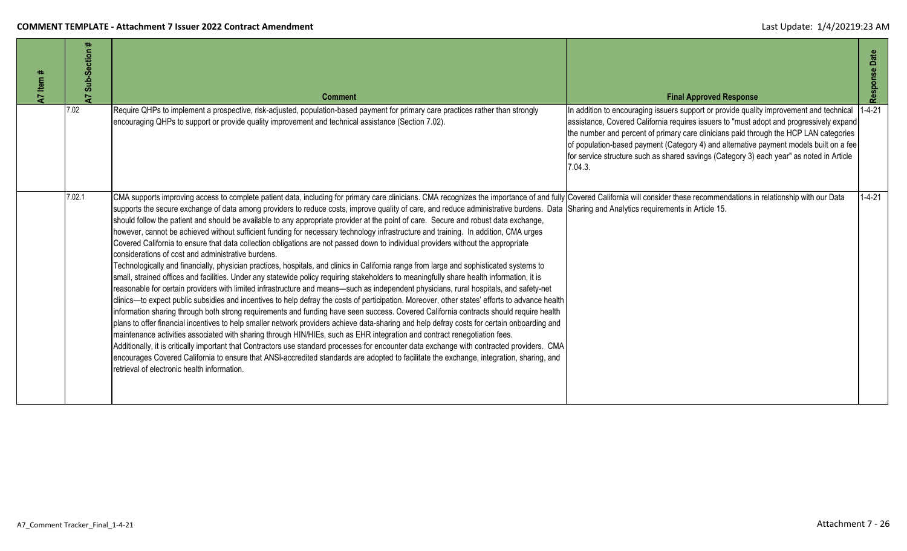| A7 Item # | A7 Sub-Section # | Comment | Final Approved Response | Response Date |
|---|---|---|---|---|
| | 7.02 | Require QHPs to implement a prospective, risk-adjusted, population-based payment for primary care practices rather than strongly encouraging QHPs to support or provide quality improvement and technical assistance (Section 7.02). | In addition to encouraging issuers support or provide quality improvement and technical assistance, Covered California requires issuers to "must adopt and progressively expand the number and percent of primary care clinicians paid through the HCP LAN categories of population-based payment (Category 4) and alternative payment models built on a fee for service structure such as shared savings (Category 3) each year" as noted in Article 7.04.3. | 1-4-21 |
| | 7.02.1 | CMA supports improving access to complete patient data, including for primary care clinicians. CMA recognizes the importance of and fully supports the secure exchange of data among providers to reduce costs, improve quality of care, and reduce administrative burdens. Data should follow the patient and should be available to any appropriate provider at the point of care. Secure and robust data exchange, however, cannot be achieved without sufficient funding for necessary technology infrastructure and training. In addition, CMA urges Covered California to ensure that data collection obligations are not passed down to individual providers without the appropriate considerations of cost and administrative burdens.<br>Technologically and financially, physician practices, hospitals, and clinics in California range from large and sophisticated systems to small, strained offices and facilities. Under any statewide policy requiring stakeholders to meaningfully share health information, it is reasonable for certain providers with limited infrastructure and means—such as independent physicians, rural hospitals, and safety-net clinics—to expect public subsidies and incentives to help defray the costs of participation. Moreover, other states' efforts to advance health information sharing through both strong requirements and funding have seen success. Covered California contracts should require health plans to offer financial incentives to help smaller network providers achieve data-sharing and help defray costs for certain onboarding and maintenance activities associated with sharing through HIN/HIEs, such as EHR integration and contract renegotiation fees.<br>Additionally, it is critically important that Contractors use standard processes for encounter data exchange with contracted providers. CMA encourages Covered California to ensure that ANSI-accredited standards are adopted to facilitate the exchange, integration, sharing, and retrieval of electronic health information. | Covered California will consider these recommendations in relationship with our Data Sharing and Analytics requirements in Article 15. | 1-4-21 |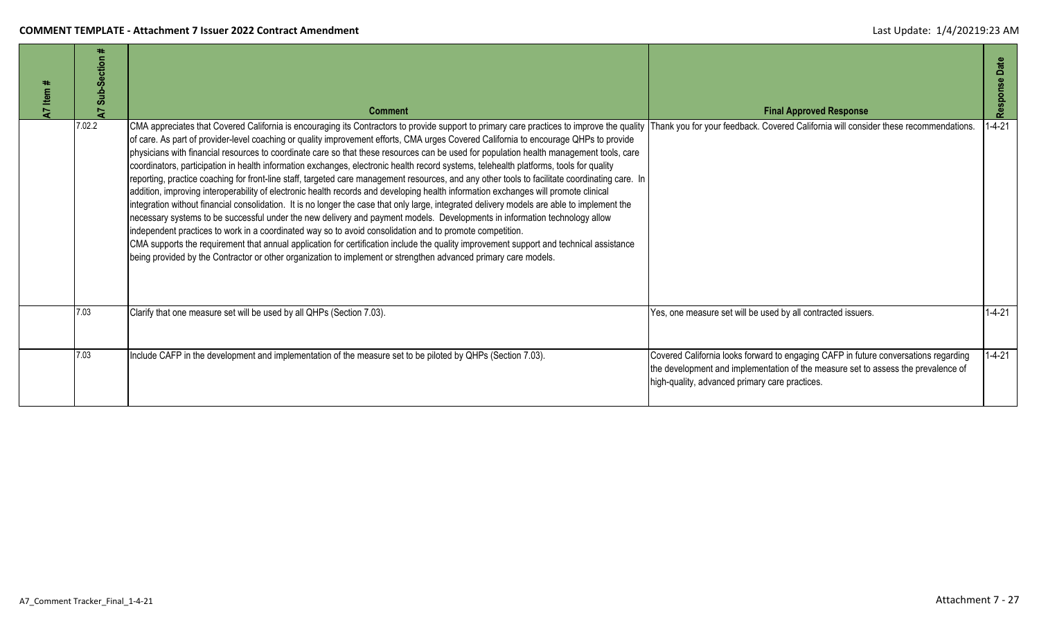| A7 Item # | A7 Sub-Section # | Comment | Final Approved Response | Response Date |
|---|---|---|---|---|
| | 7.02.2 | CMA appreciates that Covered California is encouraging its Contractors to provide support to primary care practices to improve the quality of care. As part of provider-level coaching or quality improvement efforts, CMA urges Covered California to encourage QHPs to provide physicians with financial resources to coordinate care so that these resources can be used for population health management tools, care coordinators, participation in health information exchanges, electronic health record systems, telehealth platforms, tools for quality reporting, practice coaching for front-line staff, targeted care management resources, and any other tools to facilitate coordinating care. In addition, improving interoperability of electronic health records and developing health information exchanges will promote clinical integration without financial consolidation. It is no longer the case that only large, integrated delivery models are able to implement the necessary systems to be successful under the new delivery and payment models. Developments in information technology allow independent practices to work in a coordinated way so to avoid consolidation and to promote competition.<br>CMA supports the requirement that annual application for certification include the quality improvement support and technical assistance being provided by the Contractor or other organization to implement or strengthen advanced primary care models. | Thank you for your feedback. Covered California will consider these recommendations. | 1-4-21 |
| | 7.03 | Clarify that one measure set will be used by all QHPs (Section 7.03). | Yes, one measure set will be used by all contracted issuers. | 1-4-21 |
| | 7.03 | Include CAFP in the development and implementation of the measure set to be piloted by QHPs (Section 7.03). | Covered California looks forward to engaging CAFP in future conversations regarding the development and implementation of the measure set to assess the prevalence of high-quality, advanced primary care practices. | 1-4-21 |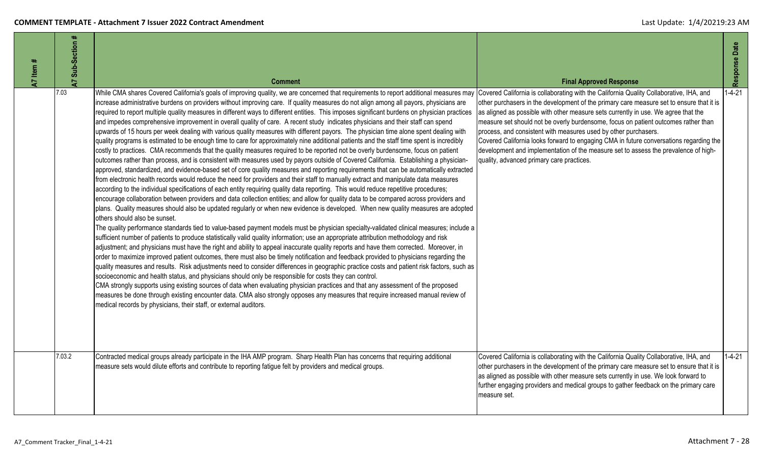| A7 Item # | A7 Sub-Section # | Comment | Final Approved Response | Response Date |
|---|---|---|---|---|
| | 7.03 | While CMA shares Covered California's goals of improving quality, we are concerned that requirements to report additional measures may increase administrative burdens on providers without improving care. If quality measures do not align among all payors, physicians are required to report multiple quality measures in different ways to different entities. This imposes significant burdens on physician practices and impedes comprehensive improvement in overall quality of care. A recent study indicates physicians and their staff can spend upwards of 15 hours per week dealing with various quality measures with different payors. The physician time alone spent dealing with quality programs is estimated to be enough time to care for approximately nine additional patients and the staff time spent is incredibly costly to practices. CMA recommends that the quality measures required to be reported not be overly burdensome, focus on patient outcomes rather than process, and is consistent with measures used by payors outside of Covered California. Establishing a physician-approved, standardized, and evidence-based set of core quality measures and reporting requirements that can be automatically extracted from electronic health records would reduce the need for providers and their staff to manually extract and manipulate data measures according to the individual specifications of each entity requiring quality data reporting. This would reduce repetitive procedures; encourage collaboration between providers and data collection entities; and allow for quality data to be compared across providers and plans. Quality measures should also be updated regularly or when new evidence is developed. When new quality measures are adopted others should also be sunset.<br>The quality performance standards tied to value-based payment models must be physician specialty-validated clinical measures; include a sufficient number of patients to produce statistically valid quality information; use an appropriate attribution methodology and risk adjustment; and physicians must have the right and ability to appeal inaccurate quality reports and have them corrected. Moreover, in order to maximize improved patient outcomes, there must also be timely notification and feedback provided to physicians regarding the quality measures and results. Risk adjustments need to consider differences in geographic practice costs and patient risk factors, such as socioeconomic and health status, and physicians should only be responsible for costs they can control.<br>CMA strongly supports using existing sources of data when evaluating physician practices and that any assessment of the proposed measures be done through existing encounter data. CMA also strongly opposes any measures that require increased manual review of medical records by physicians, their staff, or external auditors. | Covered California is collaborating with the California Quality Collaborative, IHA, and other purchasers in the development of the primary care measure set to ensure that it is as aligned as possible with other measure sets currently in use. We agree that the measure set should not be overly burdensome, focus on patient outcomes rather than process, and consistent with measures used by other purchasers.<br>Covered California looks forward to engaging CMA in future conversations regarding the development and implementation of the measure set to assess the prevalence of high-quality, advanced primary care practices. | 1-4-21 |
| | 7.03.2 | Contracted medical groups already participate in the IHA AMP program. Sharp Health Plan has concerns that requiring additional measure sets would dilute efforts and contribute to reporting fatigue felt by providers and medical groups. | Covered California is collaborating with the California Quality Collaborative, IHA, and other purchasers in the development of the primary care measure set to ensure that it is as aligned as possible with other measure sets currently in use. We look forward to further engaging providers and medical groups to gather feedback on the primary care measure set. | 1-4-21 |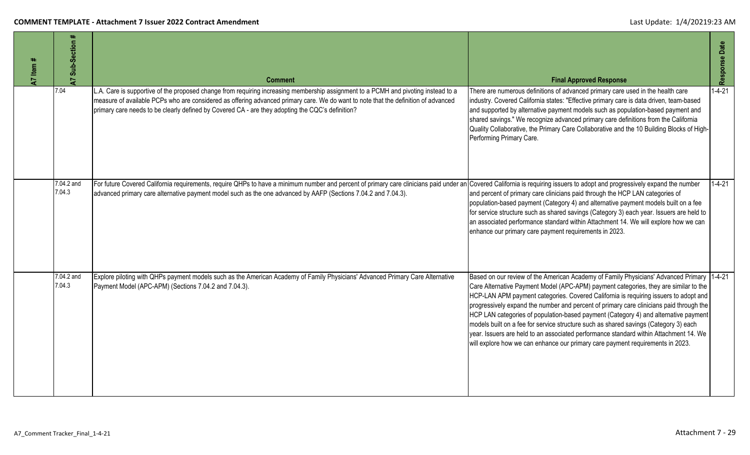| A7 Item # | A7 Sub-Section # | Comment | Final Approved Response | Response Date |
|---|---|---|---|---|
| | 7.04 | L.A. Care is supportive of the proposed change from requiring increasing membership assignment to a PCMH and pivoting instead to a measure of available PCPs who are considered as offering advanced primary care. We do want to note that the definition of advanced primary care needs to be clearly defined by Covered CA - are they adopting the CQC's definition? | There are numerous definitions of advanced primary care used in the health care industry. Covered California states: "Effective primary care is data driven, team-based and supported by alternative payment models such as population-based payment and shared savings." We recognize advanced primary care definitions from the California Quality Collaborative, the Primary Care Collaborative and the 10 Building Blocks of High-Performing Primary Care. | 1-4-21 |
| | 7.04.2 and 7.04.3 | For future Covered California requirements, require QHPs to have a minimum number and percent of primary care clinicians paid under an advanced primary care alternative payment model such as the one advanced by AAFP (Sections 7.04.2 and 7.04.3). | Covered California is requiring issuers to adopt and progressively expand the number and percent of primary care clinicians paid through the HCP LAN categories of population-based payment (Category 4) and alternative payment models built on a fee for service structure such as shared savings (Category 3) each year. Issuers are held to an associated performance standard within Attachment 14. We will explore how we can enhance our primary care payment requirements in 2023. | 1-4-21 |
| | 7.04.2 and 7.04.3 | Explore piloting with QHPs payment models such as the American Academy of Family Physicians' Advanced Primary Care Alternative Payment Model (APC-APM) (Sections 7.04.2 and 7.04.3). | Based on our review of the American Academy of Family Physicians' Advanced Primary Care Alternative Payment Model (APC-APM) payment categories, they are similar to the HCP-LAN APM payment categories. Covered California is requiring issuers to adopt and progressively expand the number and percent of primary care clinicians paid through the HCP LAN categories of population-based payment (Category 4) and alternative payment models built on a fee for service structure such as shared savings (Category 3) each year. Issuers are held to an associated performance standard within Attachment 14. We will explore how we can enhance our primary care payment requirements in 2023. | 1-4-21 |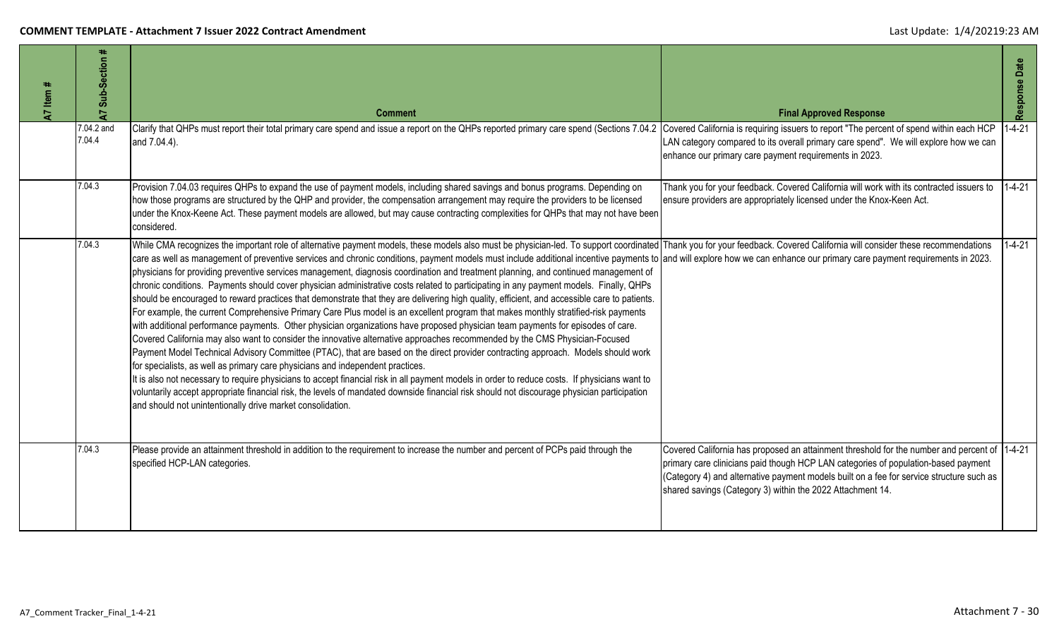| A7 Item # | A7 Sub-Section # | Comment | Final Approved Response | Response Date |
|---|---|---|---|---|
| | 7.04.2 and 7.04.4 | Clarify that QHPs must report their total primary care spend and issue a report on the QHPs reported primary care spend (Sections 7.04.2 and 7.04.4). | Covered California is requiring issuers to report "The percent of spend within each HCP LAN category compared to its overall primary care spend". We will explore how we can enhance our primary care payment requirements in 2023. | 1-4-21 |
| | 7.04.3 | Provision 7.04.03 requires QHPs to expand the use of payment models, including shared savings and bonus programs. Depending on how those programs are structured by the QHP and provider, the compensation arrangement may require the providers to be licensed under the Knox-Keene Act. These payment models are allowed, but may cause contracting complexities for QHPs that may not have been considered. | Thank you for your feedback. Covered California will work with its contracted issuers to ensure providers are appropriately licensed under the Knox-Keen Act. | 1-4-21 |
| | 7.04.3 | While CMA recognizes the important role of alternative payment models, these models also must be physician-led. To support coordinated care as well as management of preventive services and chronic conditions, payment models must include additional incentive payments to physicians for providing preventive services management, diagnosis coordination and treatment planning, and continued management of chronic conditions. Payments should cover physician administrative costs related to participating in any payment models. Finally, QHPs should be encouraged to reward practices that demonstrate that they are delivering high quality, efficient, and accessible care to patients. For example, the current Comprehensive Primary Care Plus model is an excellent program that makes monthly stratified-risk payments with additional performance payments. Other physician organizations have proposed physician team payments for episodes of care. Covered California may also want to consider the innovative alternative approaches recommended by the CMS Physician-Focused Payment Model Technical Advisory Committee (PTAC), that are based on the direct provider contracting approach. Models should work for specialists, as well as primary care physicians and independent practices.<br>It is also not necessary to require physicians to accept financial risk in all payment models in order to reduce costs. If physicians want to voluntarily accept appropriate financial risk, the levels of mandated downside financial risk should not discourage physician participation and should not unintentionally drive market consolidation. | Thank you for your feedback. Covered California will consider these recommendations and will explore how we can enhance our primary care payment requirements in 2023. | 1-4-21 |
| | 7.04.3 | Please provide an attainment threshold in addition to the requirement to increase the number and percent of PCPs paid through the specified HCP-LAN categories. | Covered California has proposed an attainment threshold for the number and percent of primary care clinicians paid though HCP LAN categories of population-based payment (Category 4) and alternative payment models built on a fee for service structure such as shared savings (Category 3) within the 2022 Attachment 14. | 1-4-21 |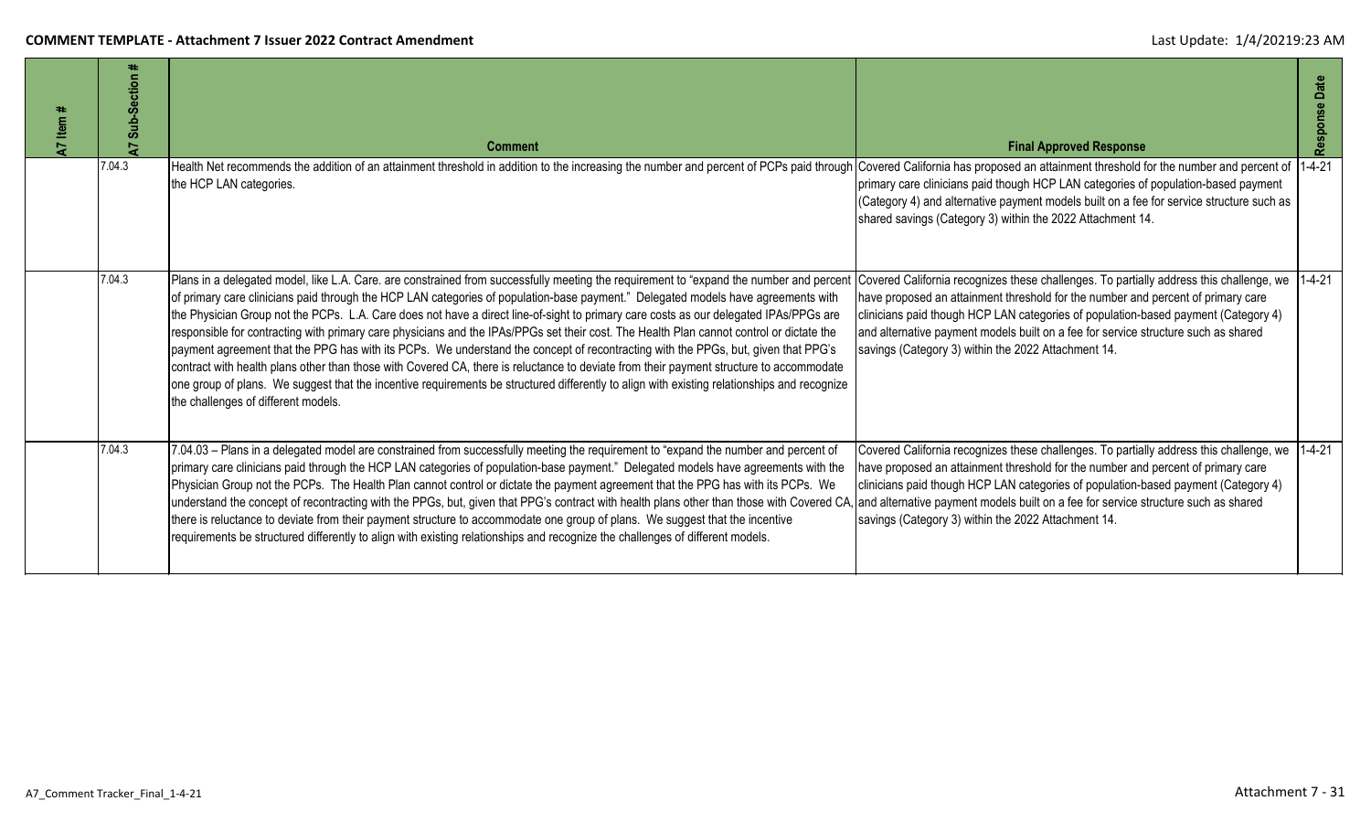| A7 Item # | A7 Sub-Section # | Comment | Final Approved Response | Response Date |
|---|---|---|---|---|
| | 7.04.3 | Health Net recommends the addition of an attainment threshold in addition to the increasing the number and percent of PCPs paid through the HCP LAN categories. | Covered California has proposed an attainment threshold for the number and percent of primary care clinicians paid though HCP LAN categories of population-based payment (Category 4) and alternative payment models built on a fee for service structure such as shared savings (Category 3) within the 2022 Attachment 14. | 1-4-21 |
| | 7.04.3 | Plans in a delegated model, like L.A. Care. are constrained from successfully meeting the requirement to "expand the number and percent of primary care clinicians paid through the HCP LAN categories of population-base payment." Delegated models have agreements with the Physician Group not the PCPs. L.A. Care does not have a direct line-of-sight to primary care costs as our delegated IPAs/PPGs are responsible for contracting with primary care physicians and the IPAs/PPGs set their cost. The Health Plan cannot control or dictate the payment agreement that the PPG has with its PCPs. We understand the concept of recontracting with the PPGs, but, given that PPG's contract with health plans other than those with Covered CA, there is reluctance to deviate from their payment structure to accommodate one group of plans. We suggest that the incentive requirements be structured differently to align with existing relationships and recognize the challenges of different models. | Covered California recognizes these challenges. To partially address this challenge, we have proposed an attainment threshold for the number and percent of primary care clinicians paid though HCP LAN categories of population-based payment (Category 4) and alternative payment models built on a fee for service structure such as shared savings (Category 3) within the 2022 Attachment 14. | 1-4-21 |
| | 7.04.3 | 7.04.03 – Plans in a delegated model are constrained from successfully meeting the requirement to "expand the number and percent of primary care clinicians paid through the HCP LAN categories of population-base payment." Delegated models have agreements with the Physician Group not the PCPs. The Health Plan cannot control or dictate the payment agreement that the PPG has with its PCPs. We understand the concept of recontracting with the PPGs, but, given that PPG's contract with health plans other than those with Covered CA, there is reluctance to deviate from their payment structure to accommodate one group of plans. We suggest that the incentive requirements be structured differently to align with existing relationships and recognize the challenges of different models. | Covered California recognizes these challenges. To partially address this challenge, we have proposed an attainment threshold for the number and percent of primary care clinicians paid though HCP LAN categories of population-based payment (Category 4) and alternative payment models built on a fee for service structure such as shared savings (Category 3) within the 2022 Attachment 14. | 1-4-21 |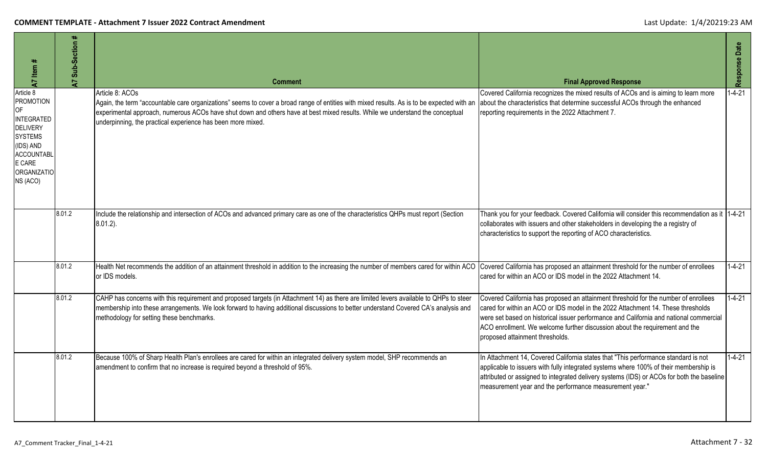| A7 Item # | A7 Sub-Section # | Comment | Final Approved Response | Response Date |
|---|---|---|---|---|
| Article 8 PROMOTION OF INTEGRATED DELIVERY SYSTEMS (IDS) AND ACCOUNTABLE CARE ORGANIZATIONS (ACO) | | Article 8: ACOs<br>Again, the term "accountable care organizations" seems to cover a broad range of entities with mixed results. As is to be expected with an experimental approach, numerous ACOs have shut down and others have at best mixed results. While we understand the conceptual underpinning, the practical experience has been more mixed. | Covered California recognizes the mixed results of ACOs and is aiming to learn more about the characteristics that determine successful ACOs through the enhanced reporting requirements in the 2022 Attachment 7. | 1-4-21 |
| | 8.01.2 | Include the relationship and intersection of ACOs and advanced primary care as one of the characteristics QHPs must report (Section 8.01.2). | Thank you for your feedback. Covered California will consider this recommendation as it collaborates with issuers and other stakeholders in developing the a registry of characteristics to support the reporting of ACO characteristics. | 1-4-21 |
| | 8.01.2 | Health Net recommends the addition of an attainment threshold in addition to the increasing the number of members cared for within ACO or IDS models. | Covered California has proposed an attainment threshold for the number of enrollees cared for within an ACO or IDS model in the 2022 Attachment 14. | 1-4-21 |
| | 8.01.2 | CAHP has concerns with this requirement and proposed targets (in Attachment 14) as there are limited levers available to QHPs to steer membership into these arrangements. We look forward to having additional discussions to better understand Covered CA's analysis and methodology for setting these benchmarks. | Covered California has proposed an attainment threshold for the number of enrollees cared for within an ACO or IDS model in the 2022 Attachment 14. These thresholds were set based on historical issuer performance and California and national commercial ACO enrollment. We welcome further discussion about the requirement and the proposed attainment thresholds. | 1-4-21 |
| | 8.01.2 | Because 100% of Sharp Health Plan's enrollees are cared for within an integrated delivery system model, SHP recommends an amendment to confirm that no increase is required beyond a threshold of 95%. | In Attachment 14, Covered California states that "This performance standard is not applicable to issuers with fully integrated systems where 100% of their membership is attributed or assigned to integrated delivery systems (IDS) or ACOs for both the baseline measurement year and the performance measurement year." | 1-4-21 |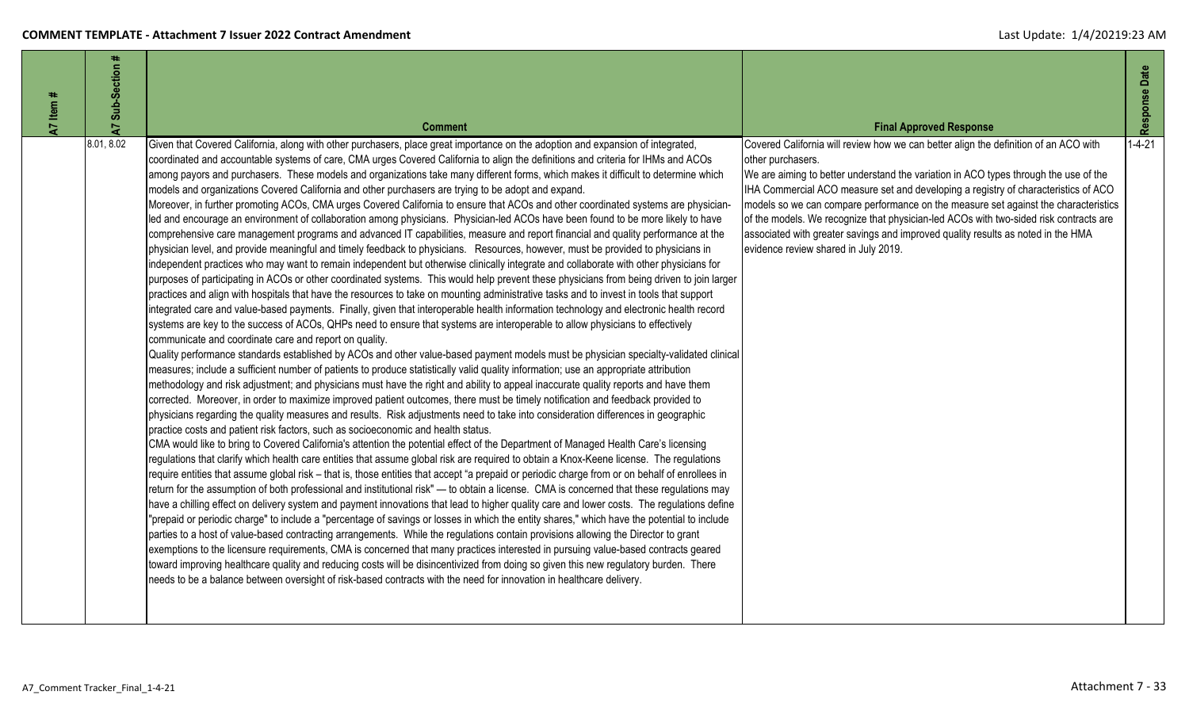| A7 Item # | A7 Sub-Section # | Comment | Final Approved Response | Response Date |
|---|---|---|---|---|
| | 8.01, 8.02 | Given that Covered California, along with other purchasers, place great importance on the adoption and expansion of integrated, coordinated and accountable systems of care, CMA urges Covered California to align the definitions and criteria for IHMs and ACOs among payors and purchasers. These models and organizations take many different forms, which makes it difficult to determine which models and organizations Covered California and other purchasers are trying to be adopt and expand.<br>Moreover, in further promoting ACOs, CMA urges Covered California to ensure that ACOs and other coordinated systems are physician-led and encourage an environment of collaboration among physicians. Physician-led ACOs have been found to be more likely to have comprehensive care management programs and advanced IT capabilities, measure and report financial and quality performance at the physician level, and provide meaningful and timely feedback to physicians. Resources, however, must be provided to physicians in independent practices who may want to remain independent but otherwise clinically integrate and collaborate with other physicians for purposes of participating in ACOs or other coordinated systems. This would help prevent these physicians from being driven to join larger practices and align with hospitals that have the resources to take on mounting administrative tasks and to invest in tools that support integrated care and value-based payments. Finally, given that interoperable health information technology and electronic health record systems are key to the success of ACOs, QHPs need to ensure that systems are interoperable to allow physicians to effectively communicate and coordinate care and report on quality.<br>Quality performance standards established by ACOs and other value-based payment models must be physician specialty-validated clinical measures; include a sufficient number of patients to produce statistically valid quality information; use an appropriate attribution methodology and risk adjustment; and physicians must have the right and ability to appeal inaccurate quality reports and have them corrected. Moreover, in order to maximize improved patient outcomes, there must be timely notification and feedback provided to physicians regarding the quality measures and results. Risk adjustments need to take into consideration differences in geographic practice costs and patient risk factors, such as socioeconomic and health status.<br>CMA would like to bring to Covered California's attention the potential effect of the Department of Managed Health Care's licensing regulations that clarify which health care entities that assume global risk are required to obtain a Knox-Keene license. The regulations require entities that assume global risk – that is, those entities that accept "a prepaid or periodic charge from or on behalf of enrollees in return for the assumption of both professional and institutional risk" — to obtain a license. CMA is concerned that these regulations may have a chilling effect on delivery system and payment innovations that lead to higher quality care and lower costs. The regulations define "prepaid or periodic charge" to include a "percentage of savings or losses in which the entity shares," which have the potential to include parties to a host of value-based contracting arrangements. While the regulations contain provisions allowing the Director to grant exemptions to the licensure requirements, CMA is concerned that many practices interested in pursuing value-based contracts geared toward improving healthcare quality and reducing costs will be disincentivized from doing so given this new regulatory burden. There needs to be a balance between oversight of risk-based contracts with the need for innovation in healthcare delivery. | Covered California will review how we can better align the definition of an ACO with other purchasers.<br>We are aiming to better understand the variation in ACO types through the use of the IHA Commercial ACO measure set and developing a registry of characteristics of ACO models so we can compare performance on the measure set against the characteristics of the models. We recognize that physician-led ACOs with two-sided risk contracts are associated with greater savings and improved quality results as noted in the HMA evidence review shared in July 2019. | 1-4-21 |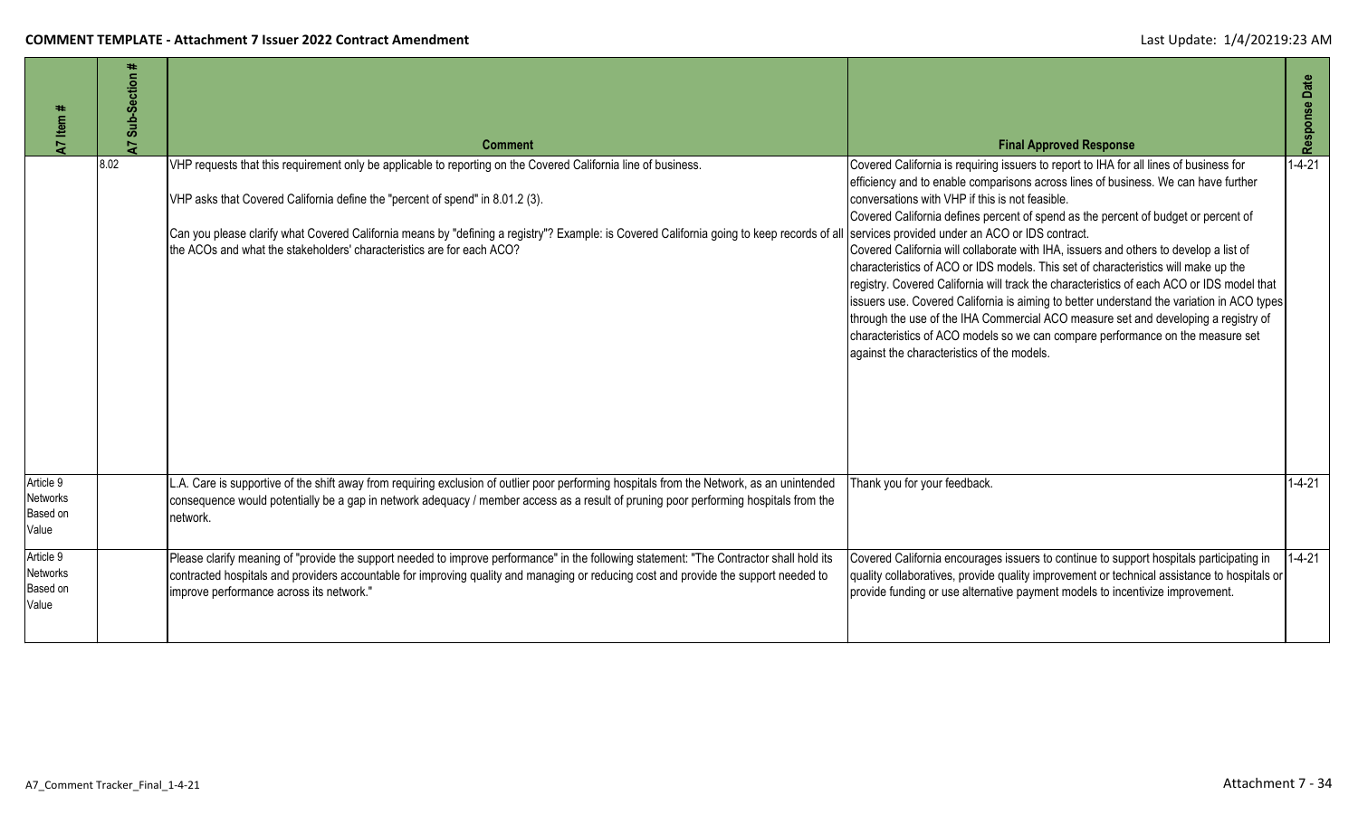| A7 Item # | A7 Sub-Section # | Comment | Final Approved Response | Response Date |
|---|---|---|---|---|
| | 8.02 | VHP requests that this requirement only be applicable to reporting on the Covered California line of business.<br><br>VHP asks that Covered California define the "percent of spend" in 8.01.2 (3).<br><br>Can you please clarify what Covered California means by "defining a registry"? Example: is Covered California going to keep records of all the ACOs and what the stakeholders' characteristics are for each ACO? | Covered California is requiring issuers to report to IHA for all lines of business for efficiency and to enable comparisons across lines of business. We can have further conversations with VHP if this is not feasible.<br>Covered California defines percent of spend as the percent of budget or percent of services provided under an ACO or IDS contract.<br>Covered California will collaborate with IHA, issuers and others to develop a list of characteristics of ACO or IDS models. This set of characteristics will make up the registry. Covered California will track the characteristics of each ACO or IDS model that issuers use. Covered California is aiming to better understand the variation in ACO types through the use of the IHA Commercial ACO measure set and developing a registry of characteristics of ACO models so we can compare performance on the measure set against the characteristics of the models. | 1-4-21 |
| Article 9 Networks Based on Value | | L.A. Care is supportive of the shift away from requiring exclusion of outlier poor performing hospitals from the Network, as an unintended consequence would potentially be a gap in network adequacy / member access as a result of pruning poor performing hospitals from the network. | Thank you for your feedback. | 1-4-21 |
| Article 9 Networks Based on Value | | Please clarify meaning of "provide the support needed to improve performance" in the following statement: "The Contractor shall hold its contracted hospitals and providers accountable for improving quality and managing or reducing cost and provide the support needed to improve performance across its network." | Covered California encourages issuers to continue to support hospitals participating in quality collaboratives, provide quality improvement or technical assistance to hospitals or provide funding or use alternative payment models to incentivize improvement. | 1-4-21 |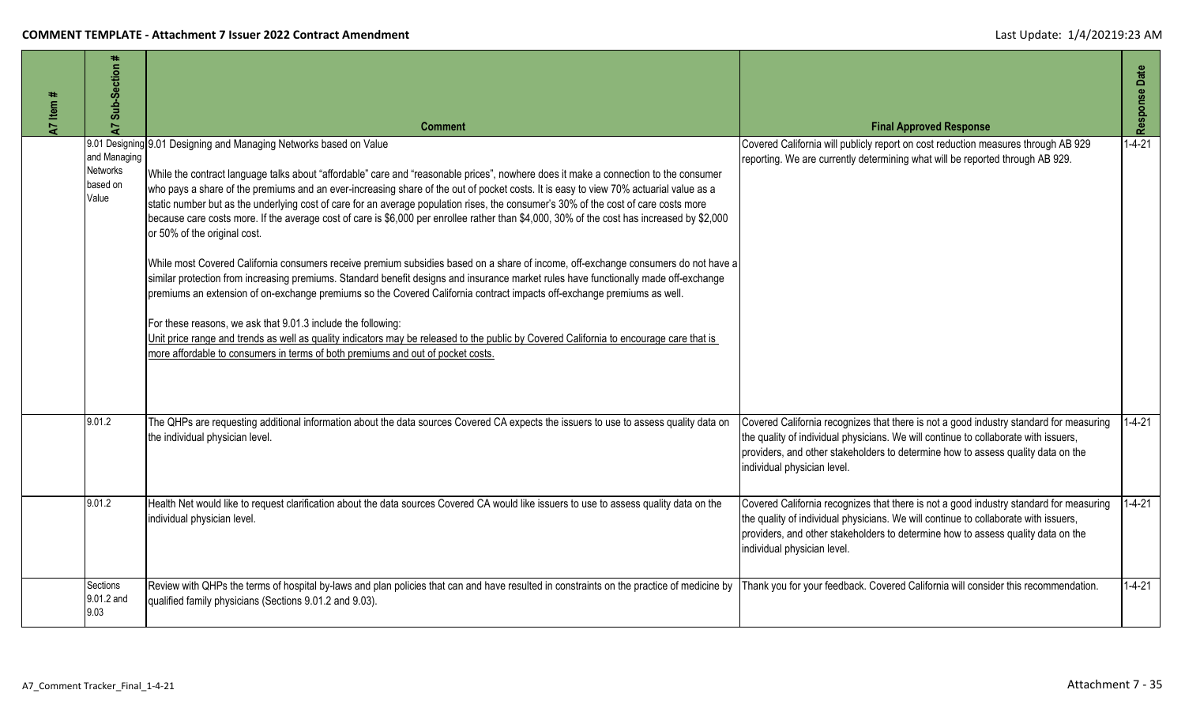| A7 Item # | A7 Sub-Section # | Comment | Final Approved Response | Response Date |
|---|---|---|---|---|
| | 9.01 Designing and Managing Networks based on Value | 9.01 Designing and Managing Networks based on Value<br><br>While the contract language talks about "affordable" care and "reasonable prices", nowhere does it make a connection to the consumer who pays a share of the premiums and an ever-increasing share of the out of pocket costs. It is easy to view 70% actuarial value as a static number but as the underlying cost of care for an average population rises, the consumer's 30% of the cost of care costs more because care costs more. If the average cost of care is $6,000 per enrollee rather than $4,000, 30% of the cost has increased by $2,000 or 50% of the original cost.<br><br>While most Covered California consumers receive premium subsidies based on a share of income, off-exchange consumers do not have a similar protection from increasing premiums. Standard benefit designs and insurance market rules have functionally made off-exchange premiums an extension of on-exchange premiums so the Covered California contract impacts off-exchange premiums as well.<br><br>For these reasons, we ask that 9.01.3 include the following:<br><u>Unit price range and trends as well as quality indicators may be released to the public by Covered California to encourage care that is more affordable to consumers in terms of both premiums and out of pocket costs.</u> | Covered California will publicly report on cost reduction measures through AB 929 reporting. We are currently determining what will be reported through AB 929. | 1-4-21 |
| | 9.01.2 | The QHPs are requesting additional information about the data sources Covered CA expects the issuers to use to assess quality data on the individual physician level. | Covered California recognizes that there is not a good industry standard for measuring the quality of individual physicians. We will continue to collaborate with issuers, providers, and other stakeholders to determine how to assess quality data on the individual physician level. | 1-4-21 |
| | 9.01.2 | Health Net would like to request clarification about the data sources Covered CA would like issuers to use to assess quality data on the individual physician level. | Covered California recognizes that there is not a good industry standard for measuring the quality of individual physicians. We will continue to collaborate with issuers, providers, and other stakeholders to determine how to assess quality data on the individual physician level. | 1-4-21 |
| | Sections 9.01.2 and 9.03 | Review with QHPs the terms of hospital by-laws and plan policies that can and have resulted in constraints on the practice of medicine by qualified family physicians (Sections 9.01.2 and 9.03). | Thank you for your feedback. Covered California will consider this recommendation. | 1-4-21 |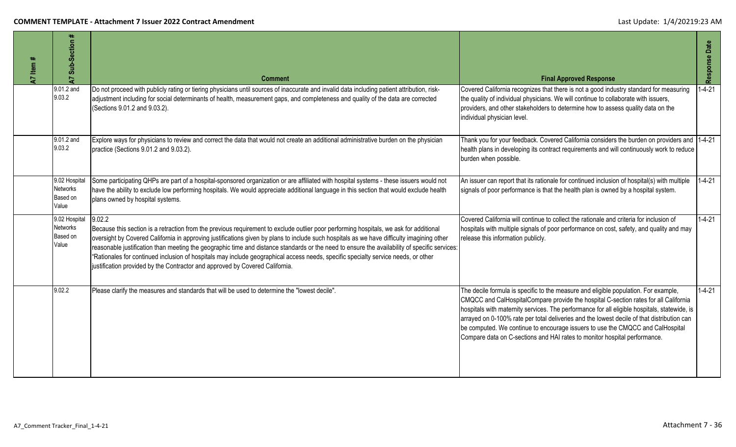| A7 Item # | A7 Sub-Section # | Comment | Final Approved Response | Response Date |
|---|---|---|---|---|
| | 9.01.2 and 9.03.2 | Do not proceed with publicly rating or tiering physicians until sources of inaccurate and invalid data including patient attribution, risk-adjustment including for social determinants of health, measurement gaps, and completeness and quality of the data are corrected (Sections 9.01.2 and 9.03.2). | Covered California recognizes that there is not a good industry standard for measuring the quality of individual physicians. We will continue to collaborate with issuers, providers, and other stakeholders to determine how to assess quality data on the individual physician level. | 1-4-21 |
| | 9.01.2 and 9.03.2 | Explore ways for physicians to review and correct the data that would not create an additional administrative burden on the physician practice (Sections 9.01.2 and 9.03.2). | Thank you for your feedback. Covered California considers the burden on providers and health plans in developing its contract requirements and will continuously work to reduce burden when possible. | 1-4-21 |
| | 9.02 Hospital Networks Based on Value | Some participating QHPs are part of a hospital-sponsored organization or are affiliated with hospital systems - these issuers would not have the ability to exclude low performing hospitals. We would appreciate additional language in this section that would exclude health plans owned by hospital systems. | An issuer can report that its rationale for continued inclusion of hospital(s) with multiple signals of poor performance is that the health plan is owned by a hospital system. | 1-4-21 |
| | 9.02 Hospital Networks Based on Value | 9.02.2<br>Because this section is a retraction from the previous requirement to exclude outlier poor performing hospitals, we ask for additional oversight by Covered California in approving justifications given by plans to include such hospitals as we have difficulty imagining other reasonable justification than meeting the geographic time and distance standards or the need to ensure the availability of specific services: "Rationales for continued inclusion of hospitals may include geographical access needs, specific specialty service needs, or other justification provided by the Contractor and approved by Covered California. | Covered California will continue to collect the rationale and criteria for inclusion of hospitals with multiple signals of poor performance on cost, safety, and quality and may release this information publicly. | 1-4-21 |
| | 9.02.2 | Please clarify the measures and standards that will be used to determine the "lowest decile". | The decile formula is specific to the measure and eligible population. For example, CMQCC and CalHospitalCompare provide the hospital C-section rates for all California hospitals with maternity services. The performance for all eligible hospitals, statewide, is arrayed on 0-100% rate per total deliveries and the lowest decile of that distribution can be computed. We continue to encourage issuers to use the CMQCC and CalHospital Compare data on C-sections and HAI rates to monitor hospital performance. | 1-4-21 |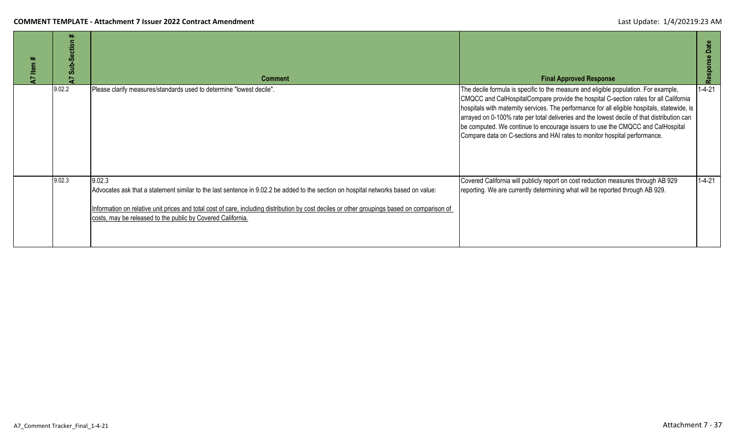| A7 Item # | A7 Sub-Section # | Comment | Final Approved Response | Response Date |
|---|---|---|---|---|
| | 9.02.2 | Please clarify measures/standards used to determine "lowest decile". | The decile formula is specific to the measure and eligible population. For example, CMQCC and CalHospitalCompare provide the hospital C-section rates for all California hospitals with maternity services. The performance for all eligible hospitals, statewide, is arrayed on 0-100% rate per total deliveries and the lowest decile of that distribution can be computed. We continue to encourage issuers to use the CMQCC and CalHospital Compare data on C-sections and HAI rates to monitor hospital performance. | 1-4-21 |
| | 9.02.3 | 9.02.3<br>Advocates ask that a statement similar to the last sentence in 9.02.2 be added to the section on hospital networks based on value:<br><br><u>Information on relative unit prices and total cost of care, including distribution by cost deciles or other groupings based on comparison of costs, may be released to the public by Covered California.</u> | Covered California will publicly report on cost reduction measures through AB 929 reporting. We are currently determining what will be reported through AB 929. | 1-4-21 |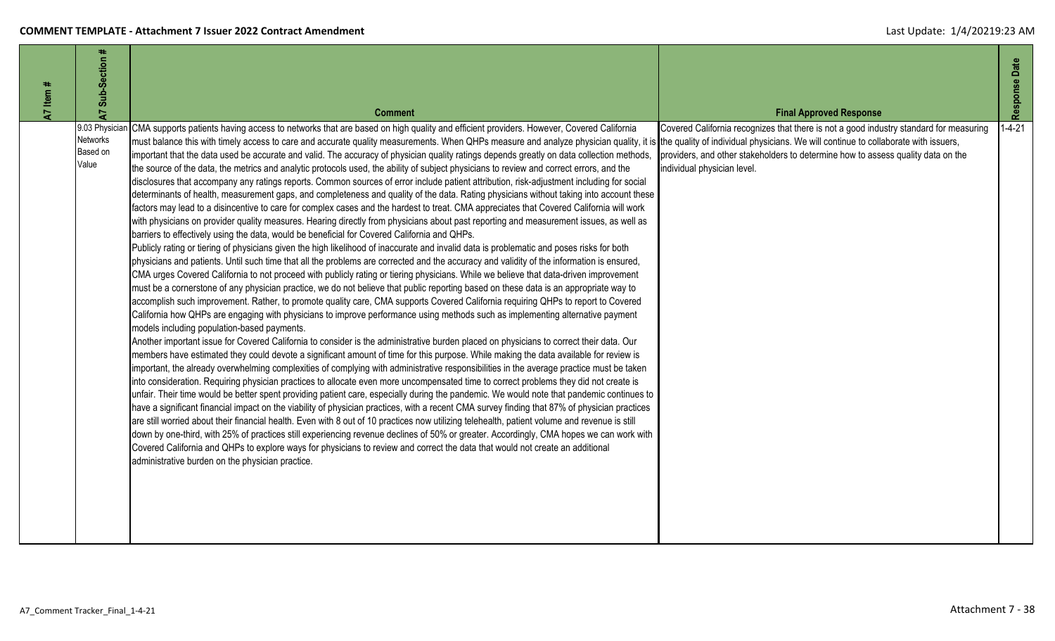| A7 Item # | A7 Sub-Section # | Comment | Final Approved Response | Response Date |
|---|---|---|---|---|
| | 9.03 Physician Networks Based on Value | CMA supports patients having access to networks that are based on high quality and efficient providers. However, Covered California must balance this with timely access to care and accurate quality measurements. When QHPs measure and analyze physician quality, it is important that the data used be accurate and valid. The accuracy of physician quality ratings depends greatly on data collection methods, the source of the data, the metrics and analytic protocols used, the ability of subject physicians to review and correct errors, and the disclosures that accompany any ratings reports. Common sources of error include patient attribution, risk-adjustment including for social determinants of health, measurement gaps, and completeness and quality of the data. Rating physicians without taking into account these factors may lead to a disincentive to care for complex cases and the hardest to treat. CMA appreciates that Covered California will work with physicians on provider quality measures. Hearing directly from physicians about past reporting and measurement issues, as well as barriers to effectively using the data, would be beneficial for Covered California and QHPs.<br>Publicly rating or tiering of physicians given the high likelihood of inaccurate and invalid data is problematic and poses risks for both physicians and patients. Until such time that all the problems are corrected and the accuracy and validity of the information is ensured, CMA urges Covered California to not proceed with publicly rating or tiering physicians. While we believe that data-driven improvement must be a cornerstone of any physician practice, we do not believe that public reporting based on these data is an appropriate way to accomplish such improvement. Rather, to promote quality care, CMA supports Covered California requiring QHPs to report to Covered California how QHPs are engaging with physicians to improve performance using methods such as implementing alternative payment models including population-based payments.<br>Another important issue for Covered California to consider is the administrative burden placed on physicians to correct their data. Our members have estimated they could devote a significant amount of time for this purpose. While making the data available for review is important, the already overwhelming complexities of complying with administrative responsibilities in the average practice must be taken into consideration. Requiring physician practices to allocate even more uncompensated time to correct problems they did not create is unfair. Their time would be better spent providing patient care, especially during the pandemic. We would note that pandemic continues to have a significant financial impact on the viability of physician practices, with a recent CMA survey finding that 87% of physician practices are still worried about their financial health. Even with 8 out of 10 practices now utilizing telehealth, patient volume and revenue is still down by one-third, with 25% of practices still experiencing revenue declines of 50% or greater. Accordingly, CMA hopes we can work with Covered California and QHPs to explore ways for physicians to review and correct the data that would not create an additional administrative burden on the physician practice. | Covered California recognizes that there is not a good industry standard for measuring the quality of individual physicians. We will continue to collaborate with issuers, providers, and other stakeholders to determine how to assess quality data on the individual physician level. | 1-4-21 |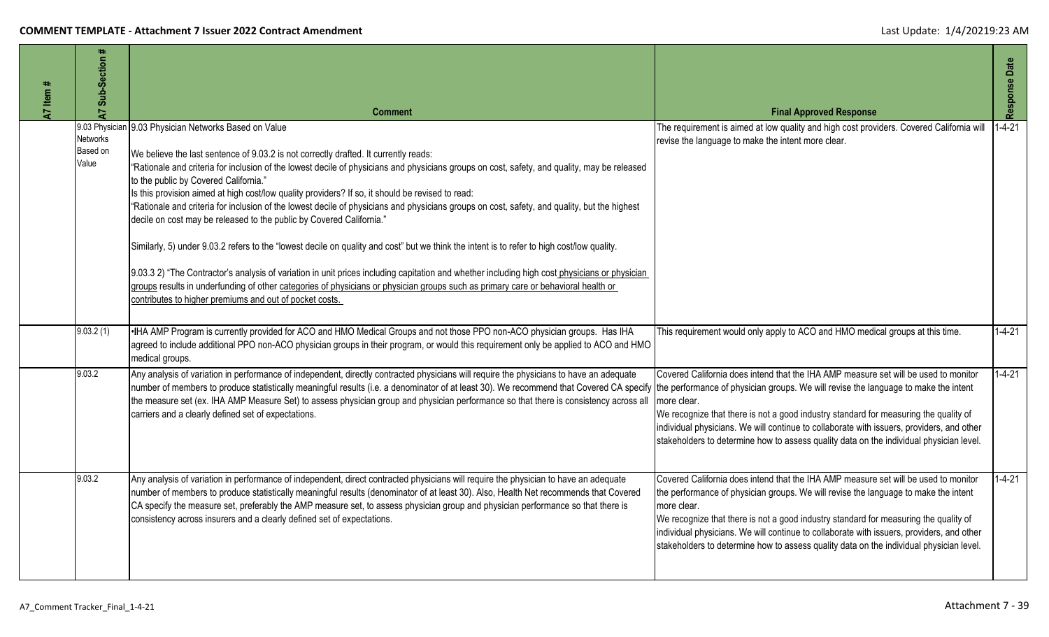| A7 Item # | A7 Sub-Section # | Comment | Final Approved Response | Response Date |
|---|---|---|---|---|
| | 9.03 Physician Networks Based on Value | 9.03 Physician Networks Based on Value<br><br>We believe the last sentence of 9.03.2 is not correctly drafted. It currently reads:<br>"Rationale and criteria for inclusion of the lowest decile of physicians and physicians groups on cost, safety, and quality, may be released to the public by Covered California."<br>Is this provision aimed at high cost/low quality providers? If so, it should be revised to read:<br>"Rationale and criteria for inclusion of the lowest decile of physicians and physicians groups on cost, safety, and quality, but the highest decile on cost may be released to the public by Covered California."<br><br>Similarly, 5) under 9.03.2 refers to the "lowest decile on quality and cost" but we think the intent is to refer to high cost/low quality.<br><br>9.03.3 2) "The Contractor's analysis of variation in unit prices including capitation and whether including high cost physicians or physician groups results in underfunding of other categories of physicians or physician groups such as primary care or behavioral health or contributes to higher premiums and out of pocket costs. | The requirement is aimed at low quality and high cost providers. Covered California will revise the language to make the intent more clear. | 1-4-21 |
| | 9.03.2 (1) | •IHA AMP Program is currently provided for ACO and HMO Medical Groups and not those PPO non-ACO physician groups. Has IHA agreed to include additional PPO non-ACO physician groups in their program, or would this requirement only be applied to ACO and HMO medical groups. | This requirement would only apply to ACO and HMO medical groups at this time. | 1-4-21 |
| | 9.03.2 | Any analysis of variation in performance of independent, directly contracted physicians will require the physicians to have an adequate number of members to produce statistically meaningful results (i.e. a denominator of at least 30). We recommend that Covered CA specify the measure set (ex. IHA AMP Measure Set) to assess physician group and physician performance so that there is consistency across all carriers and a clearly defined set of expectations. | Covered California does intend that the IHA AMP measure set will be used to monitor the performance of physician groups. We will revise the language to make the intent more clear.<br>We recognize that there is not a good industry standard for measuring the quality of individual physicians. We will continue to collaborate with issuers, providers, and other stakeholders to determine how to assess quality data on the individual physician level. | 1-4-21 |
| | 9.03.2 | Any analysis of variation in performance of independent, direct contracted physicians will require the physician to have an adequate number of members to produce statistically meaningful results (denominator of at least 30). Also, Health Net recommends that Covered CA specify the measure set, preferably the AMP measure set, to assess physician group and physician performance so that there is consistency across insurers and a clearly defined set of expectations. | Covered California does intend that the IHA AMP measure set will be used to monitor the performance of physician groups. We will revise the language to make the intent more clear.<br>We recognize that there is not a good industry standard for measuring the quality of individual physicians. We will continue to collaborate with issuers, providers, and other stakeholders to determine how to assess quality data on the individual physician level. | 1-4-21 |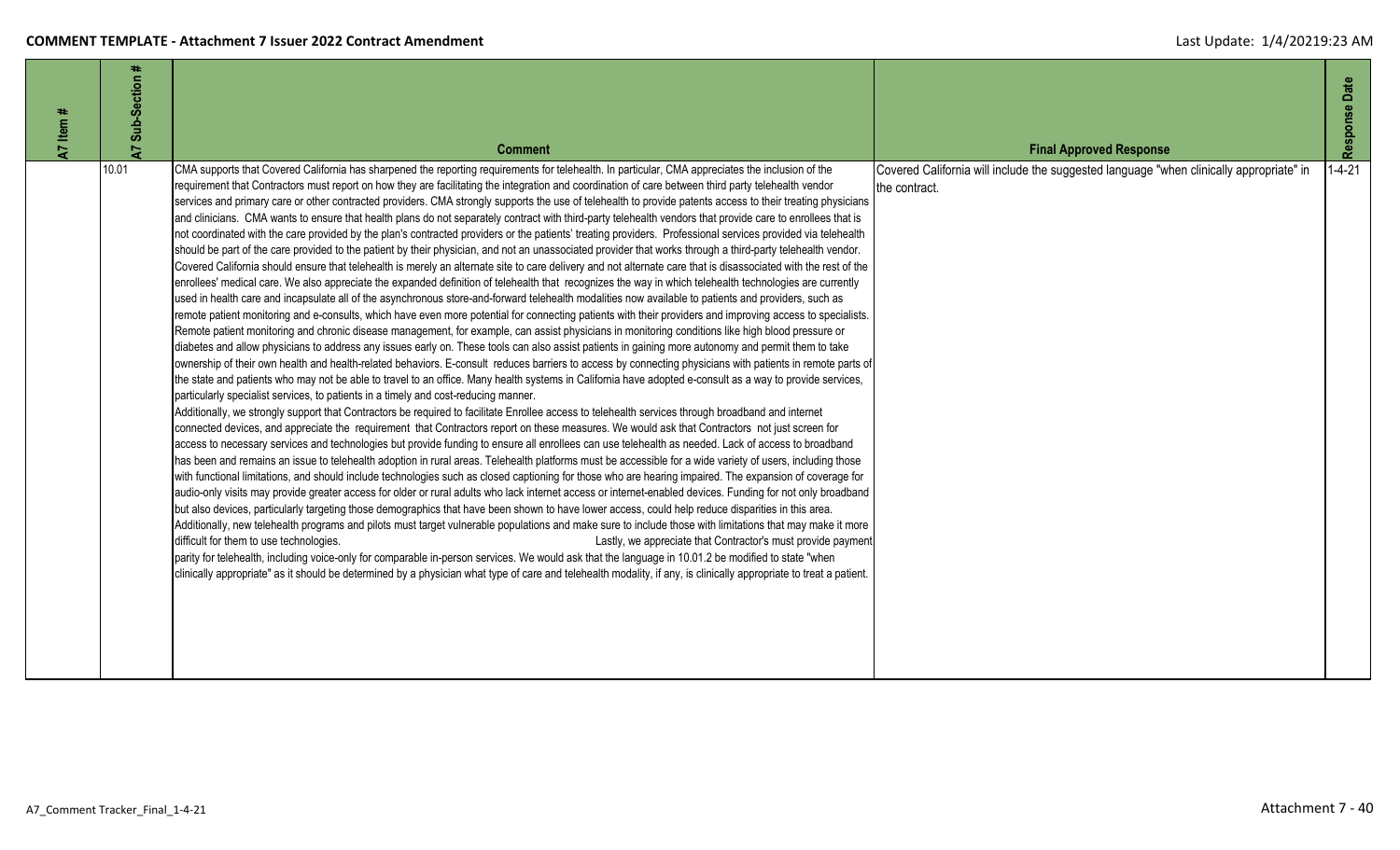| A7 Item # | A7 Sub-Section # | Comment | Final Approved Response | Response Date |
|---|---|---|---|---|
| | 10.01 | CMA supports that Covered California has sharpened the reporting requirements for telehealth. In particular, CMA appreciates the inclusion of the requirement that Contractors must report on how they are facilitating the integration and coordination of care between third party telehealth vendor services and primary care or other contracted providers. CMA strongly supports the use of telehealth to provide patents access to their treating physicians and clinicians. CMA wants to ensure that health plans do not separately contract with third-party telehealth vendors that provide care to enrollees that is not coordinated with the care provided by the plan's contracted providers or the patients' treating providers. Professional services provided via telehealth should be part of the care provided to the patient by their physician, and not an unassociated provider that works through a third-party telehealth vendor. Covered California should ensure that telehealth is merely an alternate site to care delivery and not alternate care that is disassociated with the rest of the enrollees' medical care. We also appreciate the expanded definition of telehealth that recognizes the way in which telehealth technologies are currently used in health care and incapsulate all of the asynchronous store-and-forward telehealth modalities now available to patients and providers, such as remote patient monitoring and e-consults, which have even more potential for connecting patients with their providers and improving access to specialists. Remote patient monitoring and chronic disease management, for example, can assist physicians in monitoring conditions like high blood pressure or diabetes and allow physicians to address any issues early on. These tools can also assist patients in gaining more autonomy and permit them to take ownership of their own health and health-related behaviors. E-consult reduces barriers to access by connecting physicians with patients in remote parts of the state and patients who may not be able to travel to an office. Many health systems in California have adopted e-consult as a way to provide services, particularly specialist services, to patients in a timely and cost-reducing manner.<br>Additionally, we strongly support that Contractors be required to facilitate Enrollee access to telehealth services through broadband and internet connected devices, and appreciate the requirement that Contractors report on these measures. We would ask that Contractors not just screen for access to necessary services and technologies but provide funding to ensure all enrollees can use telehealth as needed. Lack of access to broadband has been and remains an issue to telehealth adoption in rural areas. Telehealth platforms must be accessible for a wide variety of users, including those with functional limitations, and should include technologies such as closed captioning for those who are hearing impaired. The expansion of coverage for audio-only visits may provide greater access for older or rural adults who lack internet access or internet-enabled devices. Funding for not only broadband but also devices, particularly targeting those demographics that have been shown to have lower access, could help reduce disparities in this area.<br>Additionally, new telehealth programs and pilots must target vulnerable populations and make sure to include those with limitations that may make it more difficult for them to use technologies. Lastly, we appreciate that Contractor's must provide payment parity for telehealth, including voice-only for comparable in-person services. We would ask that the language in 10.01.2 be modified to state "when clinically appropriate" as it should be determined by a physician what type of care and telehealth modality, if any, is clinically appropriate to treat a patient. | Covered California will include the suggested language "when clinically appropriate" in the contract. | 1-4-21 |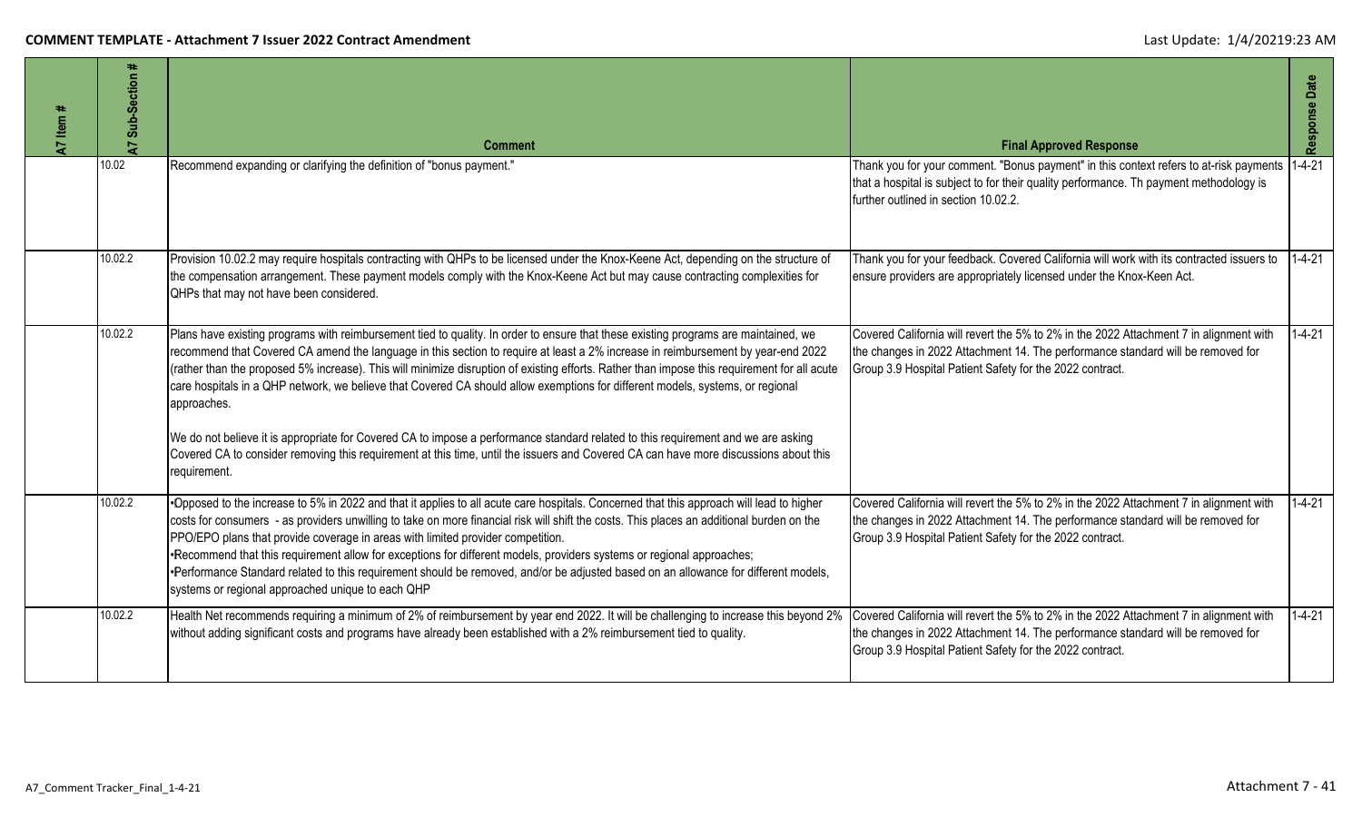| A7 Item # | A7 Sub-Section # | Comment | Final Approved Response | Response Date |
|---|---|---|---|---|
| | 10.02 | Recommend expanding or clarifying the definition of "bonus payment." | Thank you for your comment. "Bonus payment" in this context refers to at-risk payments that a hospital is subject to for their quality performance. Th payment methodology is further outlined in section 10.02.2. | 1-4-21 |
| | 10.02.2 | Provision 10.02.2 may require hospitals contracting with QHPs to be licensed under the Knox-Keene Act, depending on the structure of the compensation arrangement. These payment models comply with the Knox-Keene Act but may cause contracting complexities for QHPs that may not have been considered. | Thank you for your feedback. Covered California will work with its contracted issuers to ensure providers are appropriately licensed under the Knox-Keen Act. | 1-4-21 |
| | 10.02.2 | Plans have existing programs with reimbursement tied to quality. In order to ensure that these existing programs are maintained, we recommend that Covered CA amend the language in this section to require at least a 2% increase in reimbursement by year-end 2022 (rather than the proposed 5% increase). This will minimize disruption of existing efforts. Rather than impose this requirement for all acute care hospitals in a QHP network, we believe that Covered CA should allow exemptions for different models, systems, or regional approaches.<br><br>We do not believe it is appropriate for Covered CA to impose a performance standard related to this requirement and we are asking Covered CA to consider removing this requirement at this time, until the issuers and Covered CA can have more discussions about this requirement. | Covered California will revert the 5% to 2% in the 2022 Attachment 7 in alignment with the changes in 2022 Attachment 14. The performance standard will be removed for Group 3.9 Hospital Patient Safety for the 2022 contract. | 1-4-21 |
| | 10.02.2 | •Opposed to the increase to 5% in 2022 and that it applies to all acute care hospitals. Concerned that this approach will lead to higher costs for consumers - as providers unwilling to take on more financial risk will shift the costs. This places an additional burden on the PPO/EPO plans that provide coverage in areas with limited provider competition.<br>•Recommend that this requirement allow for exceptions for different models, providers systems or regional approaches;<br>•Performance Standard related to this requirement should be removed, and/or be adjusted based on an allowance for different models, systems or regional approached unique to each QHP | Covered California will revert the 5% to 2% in the 2022 Attachment 7 in alignment with the changes in 2022 Attachment 14. The performance standard will be removed for Group 3.9 Hospital Patient Safety for the 2022 contract. | 1-4-21 |
| | 10.02.2 | Health Net recommends requiring a minimum of 2% of reimbursement by year end 2022. It will be challenging to increase this beyond 2% without adding significant costs and programs have already been established with a 2% reimbursement tied to quality. | Covered California will revert the 5% to 2% in the 2022 Attachment 7 in alignment with the changes in 2022 Attachment 14. The performance standard will be removed for Group 3.9 Hospital Patient Safety for the 2022 contract. | 1-4-21 |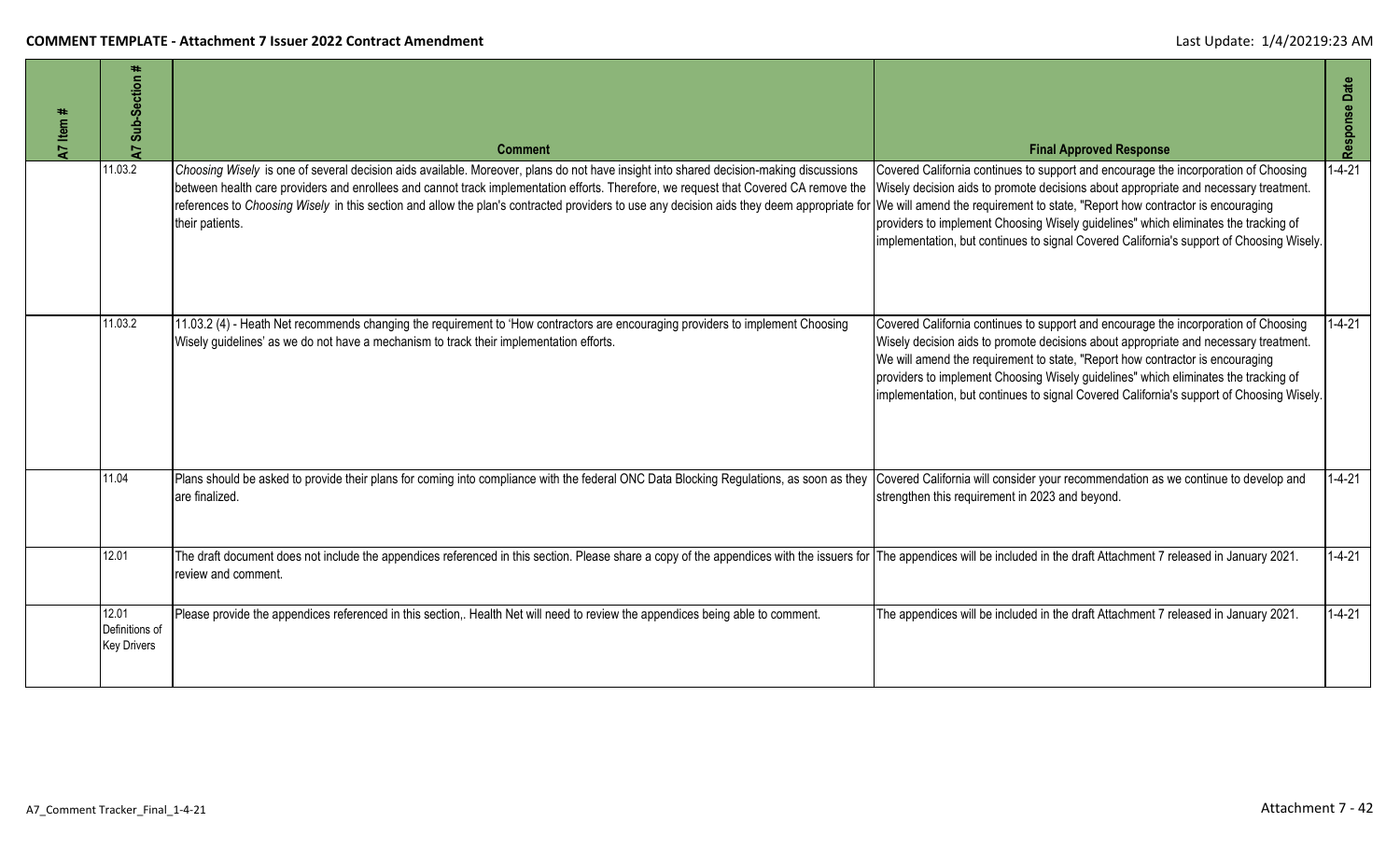| A7 Item # | A7 Sub-Section # | Comment | Final Approved Response | Response Date |
| --- | --- | --- | --- | --- |
| | 11.03.2 | *Choosing Wisely* is one of several decision aids available. Moreover, plans do not have insight into shared decision-making discussions between health care providers and enrollees and cannot track implementation efforts. Therefore, we request that Covered CA remove the references to *Choosing Wisely* in this section and allow the plan's contracted providers to use any decision aids they deem appropriate for their patients. | Covered California continues to support and encourage the incorporation of Choosing Wisely decision aids to promote decisions about appropriate and necessary treatment. We will amend the requirement to state, "Report how contractor is encouraging providers to implement Choosing Wisely guidelines" which eliminates the tracking of implementation, but continues to signal Covered California's support of Choosing Wisely. | 1-4-21 |
| | 11.03.2 | 11.03.2 (4) - Heath Net recommends changing the requirement to 'How contractors are encouraging providers to implement Choosing Wisely guidelines' as we do not have a mechanism to track their implementation efforts. | Covered California continues to support and encourage the incorporation of Choosing Wisely decision aids to promote decisions about appropriate and necessary treatment. We will amend the requirement to state, "Report how contractor is encouraging providers to implement Choosing Wisely guidelines" which eliminates the tracking of implementation, but continues to signal Covered California's support of Choosing Wisely. | 1-4-21 |
| | 11.04 | Plans should be asked to provide their plans for coming into compliance with the federal ONC Data Blocking Regulations, as soon as they are finalized. | Covered California will consider your recommendation as we continue to develop and strengthen this requirement in 2023 and beyond. | 1-4-21 |
| | 12.01 | The draft document does not include the appendices referenced in this section. Please share a copy of the appendices with the issuers for review and comment. | The appendices will be included in the draft Attachment 7 released in January 2021. | 1-4-21 |
| | 12.01 Definitions of Key Drivers | Please provide the appendices referenced in this section,. Health Net will need to review the appendices being able to comment. | The appendices will be included in the draft Attachment 7 released in January 2021. | 1-4-21 |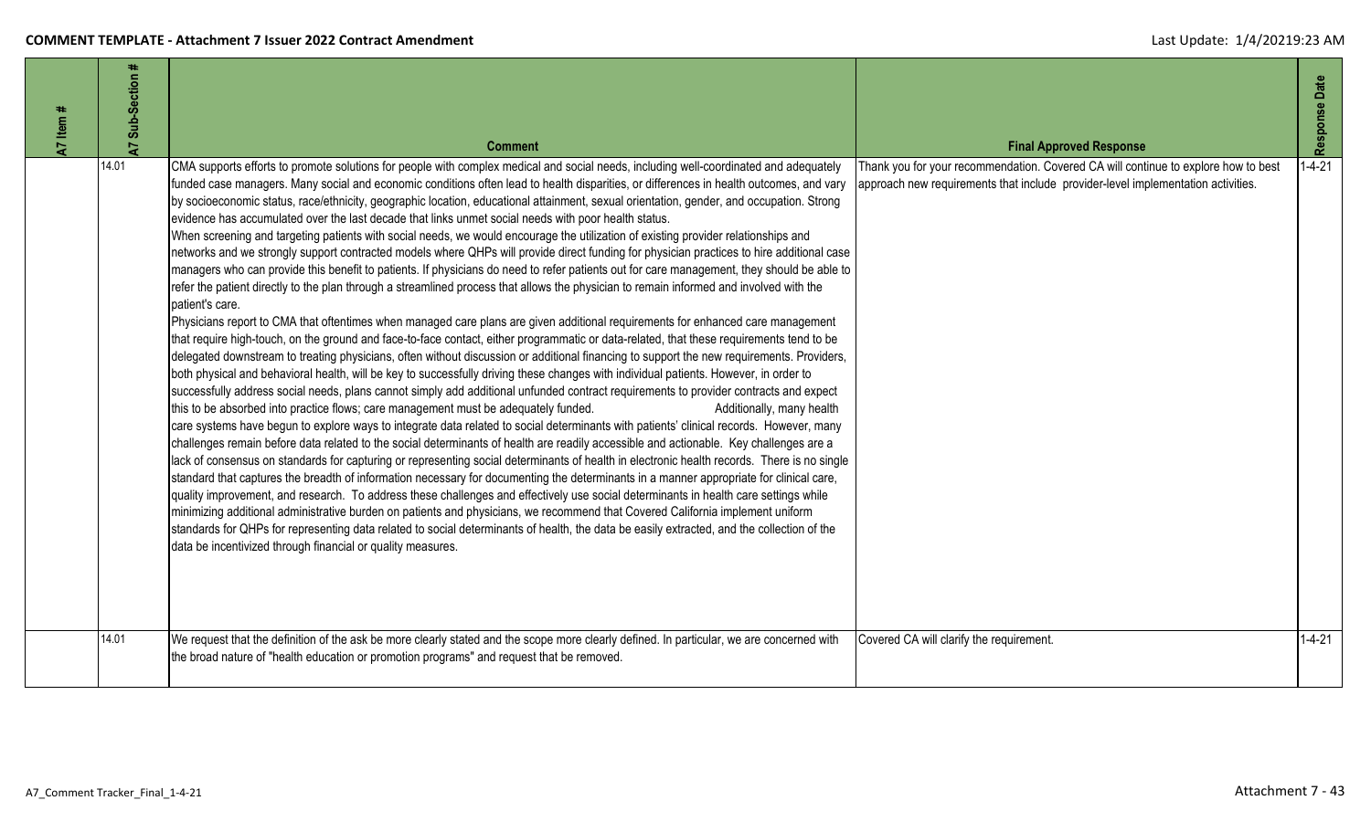| A7 Item # | A7 Sub-Section # | Comment | Final Approved Response | Response Date |
|---|---|---|---|---|
| | 14.01 | CMA supports efforts to promote solutions for people with complex medical and social needs, including well-coordinated and adequately funded case managers. Many social and economic conditions often lead to health disparities, or differences in health outcomes, and vary by socioeconomic status, race/ethnicity, geographic location, educational attainment, sexual orientation, gender, and occupation. Strong evidence has accumulated over the last decade that links unmet social needs with poor health status.<br>When screening and targeting patients with social needs, we would encourage the utilization of existing provider relationships and networks and we strongly support contracted models where QHPs will provide direct funding for physician practices to hire additional case managers who can provide this benefit to patients. If physicians do need to refer patients out for care management, they should be able to refer the patient directly to the plan through a streamlined process that allows the physician to remain informed and involved with the patient's care.<br>Physicians report to CMA that oftentimes when managed care plans are given additional requirements for enhanced care management that require high-touch, on the ground and face-to-face contact, either programmatic or data-related, that these requirements tend to be delegated downstream to treating physicians, often without discussion or additional financing to support the new requirements. Providers, both physical and behavioral health, will be key to successfully driving these changes with individual patients. However, in order to successfully address social needs, plans cannot simply add additional unfunded contract requirements to provider contracts and expect this to be absorbed into practice flows; care management must be adequately funded. Additionally, many health care systems have begun to explore ways to integrate data related to social determinants with patients' clinical records. However, many challenges remain before data related to the social determinants of health are readily accessible and actionable. Key challenges are a lack of consensus on standards for capturing or representing social determinants of health in electronic health records. There is no single standard that captures the breadth of information necessary for documenting the determinants in a manner appropriate for clinical care, quality improvement, and research. To address these challenges and effectively use social determinants in health care settings while minimizing additional administrative burden on patients and physicians, we recommend that Covered California implement uniform standards for QHPs for representing data related to social determinants of health, the data be easily extracted, and the collection of the data be incentivized through financial or quality measures. | Thank you for your recommendation. Covered CA will continue to explore how to best approach new requirements that include provider-level implementation activities. | 1-4-21 |
| | 14.01 | We request that the definition of the ask be more clearly stated and the scope more clearly defined. In particular, we are concerned with the broad nature of "health education or promotion programs" and request that be removed. | Covered CA will clarify the requirement. | 1-4-21 |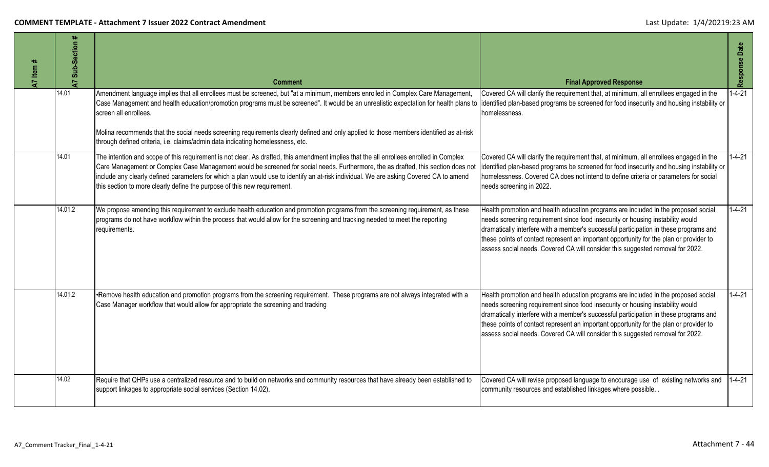| A7 Item # | A7 Sub-Section # | Comment | Final Approved Response | Response Date |
|---|---|---|---|---|
| | 14.01 | Amendment language implies that all enrollees must be screened, but "at a minimum, members enrolled in Complex Care Management, Case Management and health education/promotion programs must be screened". It would be an unrealistic expectation for health plans to screen all enrollees.<br><br>Molina recommends that the social needs screening requirements clearly defined and only applied to those members identified as at-risk through defined criteria, i.e. claims/admin data indicating homelessness, etc. | Covered CA will clarify the requirement that, at minimum, all enrollees engaged in the identified plan-based programs be screened for food insecurity and housing instability or homelessness. | 1-4-21 |
| | 14.01 | The intention and scope of this requirement is not clear. As drafted, this amendment implies that the all enrollees enrolled in Complex Care Management or Complex Case Management would be screened for social needs. Furthermore, the as drafted, this section does not include any clearly defined parameters for which a plan would use to identify an at-risk individual. We are asking Covered CA to amend this section to more clearly define the purpose of this new requirement. | Covered CA will clarify the requirement that, at minimum, all enrollees engaged in the identified plan-based programs be screened for food insecurity and housing instability or homelessness. Covered CA does not intend to define criteria or parameters for social needs screening in 2022. | 1-4-21 |
| | 14.01.2 | We propose amending this requirement to exclude health education and promotion programs from the screening requirement, as these programs do not have workflow within the process that would allow for the screening and tracking needed to meet the reporting requirements. | Health promotion and health education programs are included in the proposed social needs screening requirement since food insecurity or housing instability would dramatically interfere with a member's successful participation in these programs and these points of contact represent an important opportunity for the plan or provider to assess social needs. Covered CA will consider this suggested removal for 2022. | 1-4-21 |
| | 14.01.2 | •Remove health education and promotion programs from the screening requirement. These programs are not always integrated with a Case Manager workflow that would allow for appropriate the screening and tracking | Health promotion and health education programs are included in the proposed social needs screening requirement since food insecurity or housing instability would dramatically interfere with a member's successful participation in these programs and these points of contact represent an important opportunity for the plan or provider to assess social needs. Covered CA will consider this suggested removal for 2022. | 1-4-21 |
| | 14.02 | Require that QHPs use a centralized resource and to build on networks and community resources that have already been established to support linkages to appropriate social services (Section 14.02). | Covered CA will revise proposed language to encourage use of existing networks and community resources and established linkages where possible. . | 1-4-21 |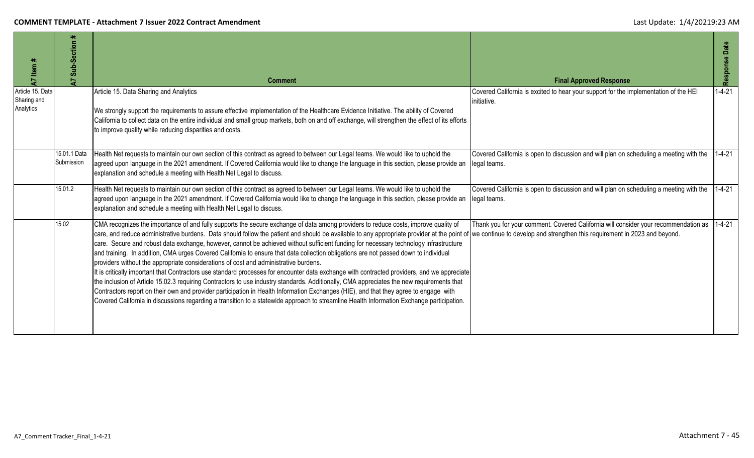| A7 Item # | A7 Sub-Section # | Comment | Final Approved Response | Response Date |
|---|---|---|---|---|
| Article 15. Data Sharing and Analytics | | Article 15. Data Sharing and Analytics<br><br>We strongly support the requirements to assure effective implementation of the Healthcare Evidence Initiative. The ability of Covered California to collect data on the entire individual and small group markets, both on and off exchange, will strengthen the effect of its efforts to improve quality while reducing disparities and costs. | Covered California is excited to hear your support for the implementation of the HEI initiative. | 1-4-21 |
| | 15.01.1 Data Submission | Health Net requests to maintain our own section of this contract as agreed to between our Legal teams. We would like to uphold the agreed upon language in the 2021 amendment. If Covered California would like to change the language in this section, please provide an explanation and schedule a meeting with Health Net Legal to discuss. | Covered California is open to discussion and will plan on scheduling a meeting with the legal teams. | 1-4-21 |
| | 15.01.2 | Health Net requests to maintain our own section of this contract as agreed to between our Legal teams. We would like to uphold the agreed upon language in the 2021 amendment. If Covered California would like to change the language in this section, please provide an explanation and schedule a meeting with Health Net Legal to discuss. | Covered California is open to discussion and will plan on scheduling a meeting with the legal teams. | 1-4-21 |
| | 15.02 | CMA recognizes the importance of and fully supports the secure exchange of data among providers to reduce costs, improve quality of care, and reduce administrative burdens. Data should follow the patient and should be available to any appropriate provider at the point of care. Secure and robust data exchange, however, cannot be achieved without sufficient funding for necessary technology infrastructure and training. In addition, CMA urges Covered California to ensure that data collection obligations are not passed down to individual providers without the appropriate considerations of cost and administrative burdens.<br>It is critically important that Contractors use standard processes for encounter data exchange with contracted providers, and we appreciate the inclusion of Article 15.02.3 requiring Contractors to use industry standards. Additionally, CMA appreciates the new requirements that Contractors report on their own and provider participation in Health Information Exchanges (HIE), and that they agree to engage with Covered California in discussions regarding a transition to a statewide approach to streamline Health Information Exchange participation. | Thank you for your comment. Covered California will consider your recommendation as we continue to develop and strengthen this requirement in 2023 and beyond. | 1-4-21 |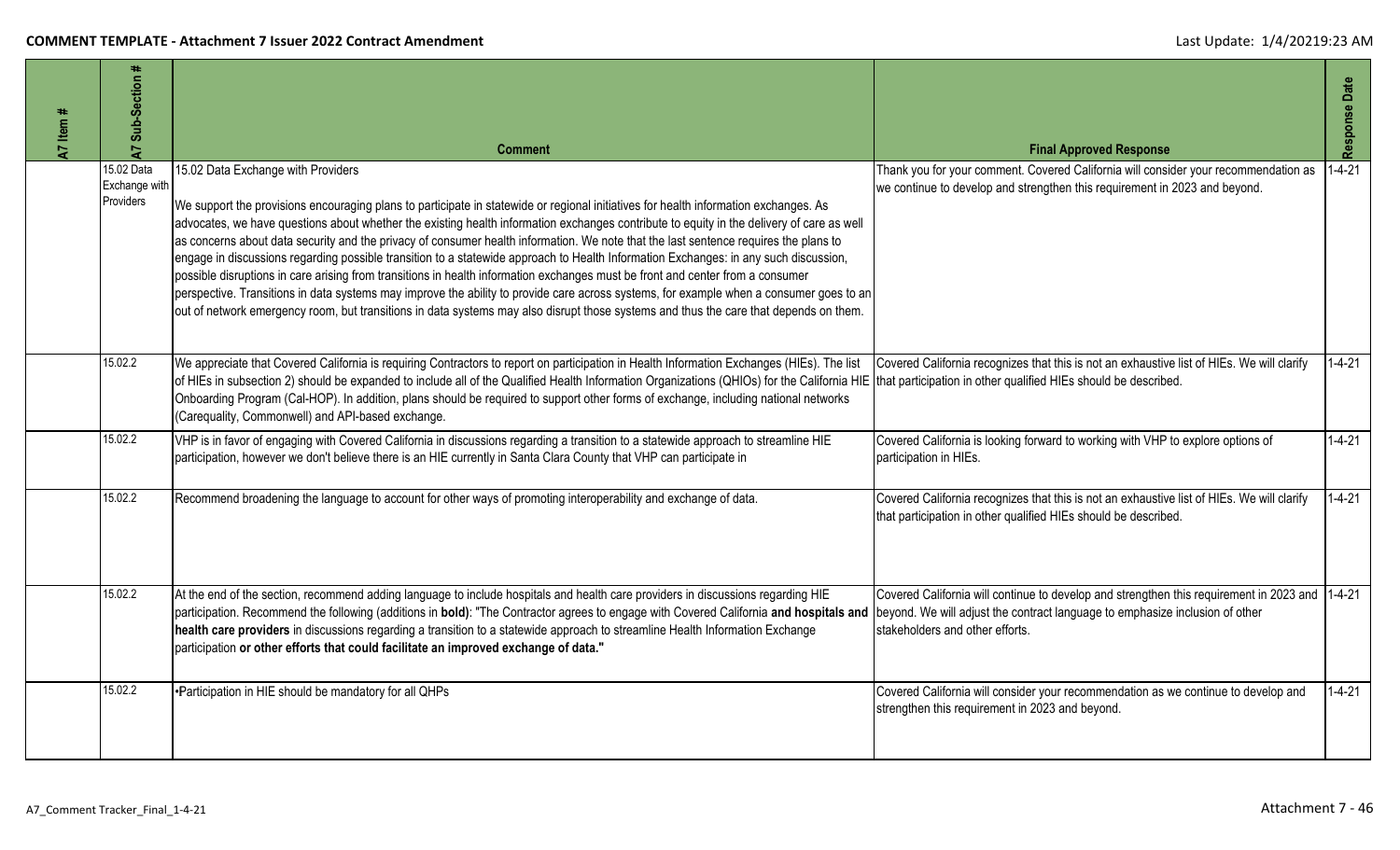| A7 Item # | A7 Sub-Section # | Comment | Final Approved Response | Response Date |
|---|---|---|---|---|
| | 15.02 Data Exchange with Providers | 15.02 Data Exchange with Providers<br><br>We support the provisions encouraging plans to participate in statewide or regional initiatives for health information exchanges. As advocates, we have questions about whether the existing health information exchanges contribute to equity in the delivery of care as well as concerns about data security and the privacy of consumer health information. We note that the last sentence requires the plans to engage in discussions regarding possible transition to a statewide approach to Health Information Exchanges: in any such discussion, possible disruptions in care arising from transitions in health information exchanges must be front and center from a consumer perspective. Transitions in data systems may improve the ability to provide care across systems, for example when a consumer goes to an out of network emergency room, but transitions in data systems may also disrupt those systems and thus the care that depends on them. | Thank you for your comment. Covered California will consider your recommendation as we continue to develop and strengthen this requirement in 2023 and beyond. | 1-4-21 |
| | 15.02.2 | We appreciate that Covered California is requiring Contractors to report on participation in Health Information Exchanges (HIEs). The list of HIEs in subsection 2) should be expanded to include all of the Qualified Health Information Organizations (QHIOs) for the California HIE Onboarding Program (Cal-HOP). In addition, plans should be required to support other forms of exchange, including national networks (Carequality, Commonwell) and API-based exchange. | Covered California recognizes that this is not an exhaustive list of HIEs. We will clarify that participation in other qualified HIEs should be described. | 1-4-21 |
| | 15.02.2 | VHP is in favor of engaging with Covered California in discussions regarding a transition to a statewide approach to streamline HIE participation, however we don't believe there is an HIE currently in Santa Clara County that VHP can participate in | Covered California is looking forward to working with VHP to explore options of participation in HIEs. | 1-4-21 |
| | 15.02.2 | Recommend broadening the language to account for other ways of promoting interoperability and exchange of data. | Covered California recognizes that this is not an exhaustive list of HIEs. We will clarify that participation in other qualified HIEs should be described. | 1-4-21 |
| | 15.02.2 | At the end of the section, recommend adding language to include hospitals and health care providers in discussions regarding HIE participation. Recommend the following (additions in **bold**): "The Contractor agrees to engage with Covered California **and hospitals and health care providers** in discussions regarding a transition to a statewide approach to streamline Health Information Exchange participation **or other efforts that could facilitate an improved exchange of data."** | Covered California will continue to develop and strengthen this requirement in 2023 and beyond. We will adjust the contract language to emphasize inclusion of other stakeholders and other efforts. | 1-4-21 |
| | 15.02.2 | •Participation in HIE should be mandatory for all QHPs | Covered California will consider your recommendation as we continue to develop and strengthen this requirement in 2023 and beyond. | 1-4-21 |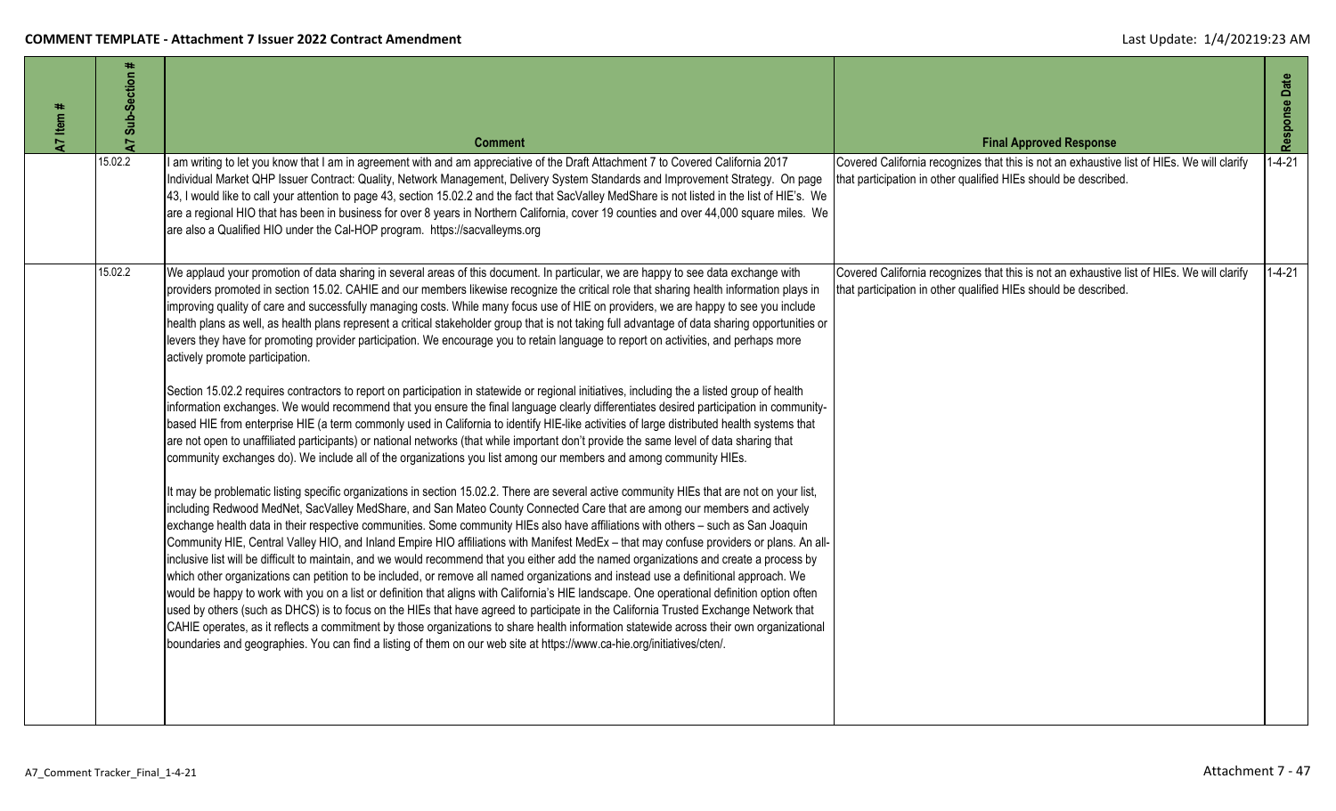| A7 Item # | A7 Sub-Section # | Comment | Final Approved Response | Response Date |
|---|---|---|---|---|
| | 15.02.2 | I am writing to let you know that I am in agreement with and am appreciative of the Draft Attachment 7 to Covered California 2017 Individual Market QHP Issuer Contract: Quality, Network Management, Delivery System Standards and Improvement Strategy. On page 43, I would like to call your attention to page 43, section 15.02.2 and the fact that SacValley MedShare is not listed in the list of HIE's. We are a regional HIO that has been in business for over 8 years in Northern California, cover 19 counties and over 44,000 square miles. We are also a Qualified HIO under the Cal-HOP program. https://sacvalleyms.org | Covered California recognizes that this is not an exhaustive list of HIEs. We will clarify that participation in other qualified HIEs should be described. | 1-4-21 |
| | 15.02.2 | We applaud your promotion of data sharing in several areas of this document. In particular, we are happy to see data exchange with providers promoted in section 15.02. CAHIE and our members likewise recognize the critical role that sharing health information plays in improving quality of care and successfully managing costs. While many focus use of HIE on providers, we are happy to see you include health plans as well, as health plans represent a critical stakeholder group that is not taking full advantage of data sharing opportunities or levers they have for promoting provider participation. We encourage you to retain language to report on activities, and perhaps more actively promote participation.<br><br>Section 15.02.2 requires contractors to report on participation in statewide or regional initiatives, including the a listed group of health information exchanges. We would recommend that you ensure the final language clearly differentiates desired participation in community-based HIE from enterprise HIE (a term commonly used in California to identify HIE-like activities of large distributed health systems that are not open to unaffiliated participants) or national networks (that while important don't provide the same level of data sharing that community exchanges do). We include all of the organizations you list among our members and among community HIEs.<br><br>It may be problematic listing specific organizations in section 15.02.2. There are several active community HIEs that are not on your list, including Redwood MedNet, SacValley MedShare, and San Mateo County Connected Care that are among our members and actively exchange health data in their respective communities. Some community HIEs also have affiliations with others – such as San Joaquin Community HIE, Central Valley HIO, and Inland Empire HIO affiliations with Manifest MedEx – that may confuse providers or plans. An all-inclusive list will be difficult to maintain, and we would recommend that you either add the named organizations and create a process by which other organizations can petition to be included, or remove all named organizations and instead use a definitional approach. We would be happy to work with you on a list or definition that aligns with California's HIE landscape. One operational definition option often used by others (such as DHCS) is to focus on the HIEs that have agreed to participate in the California Trusted Exchange Network that CAHIE operates, as it reflects a commitment by those organizations to share health information statewide across their own organizational boundaries and geographies. You can find a listing of them on our web site at https://www.ca-hie.org/initiatives/cten/. | Covered California recognizes that this is not an exhaustive list of HIEs. We will clarify that participation in other qualified HIEs should be described. | 1-4-21 |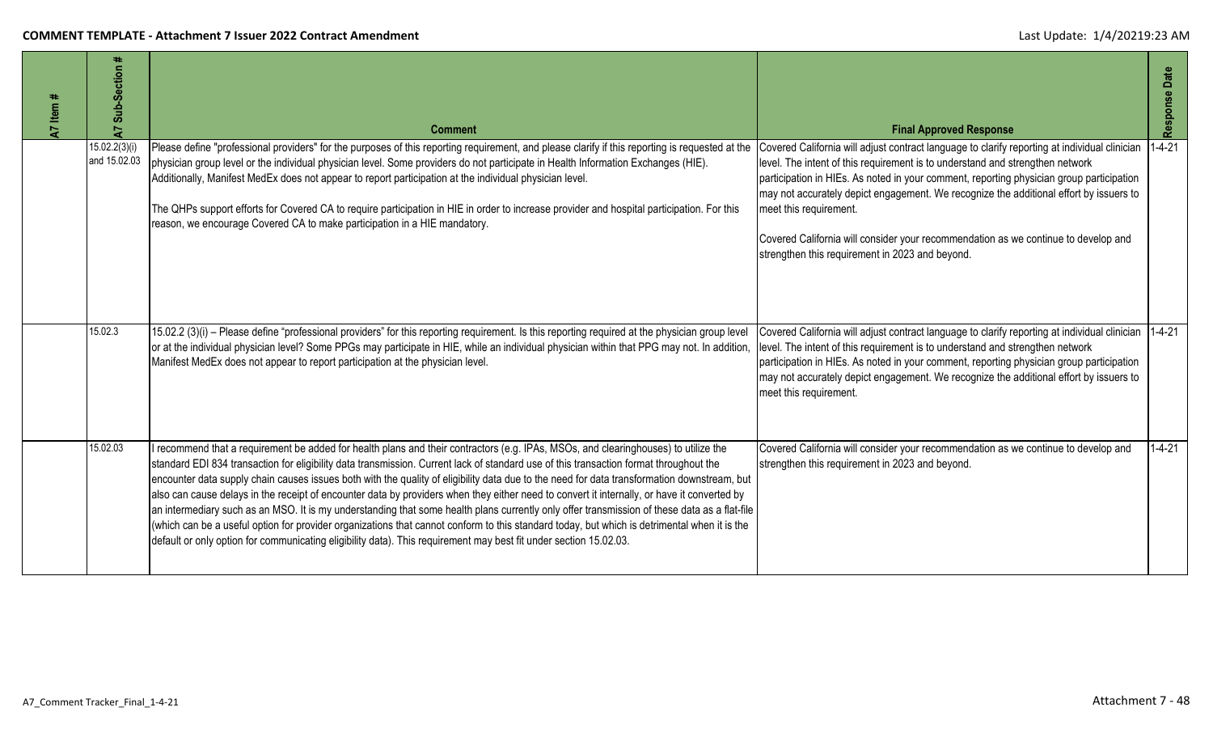| A7 Item # | A7 Sub-Section # | Comment | Final Approved Response | Response Date |
|---|---|---|---|---|
| | 15.02.2(3)(i) and 15.02.03 | Please define "professional providers" for the purposes of this reporting requirement, and please clarify if this reporting is requested at the physician group level or the individual physician level. Some providers do not participate in Health Information Exchanges (HIE). Additionally, Manifest MedEx does not appear to report participation at the individual physician level.<br><br>The QHPs support efforts for Covered CA to require participation in HIE in order to increase provider and hospital participation. For this reason, we encourage Covered CA to make participation in a HIE mandatory. | Covered California will adjust contract language to clarify reporting at individual clinician level. The intent of this requirement is to understand and strengthen network participation in HIEs. As noted in your comment, reporting physician group participation may not accurately depict engagement. We recognize the additional effort by issuers to meet this requirement.<br><br>Covered California will consider your recommendation as we continue to develop and strengthen this requirement in 2023 and beyond. | 1-4-21 |
| | 15.02.3 | 15.02.2 (3)(i) – Please define "professional providers" for this reporting requirement. Is this reporting required at the physician group level or at the individual physician level? Some PPGs may participate in HIE, while an individual physician within that PPG may not. In addition, Manifest MedEx does not appear to report participation at the physician level. | Covered California will adjust contract language to clarify reporting at individual clinician level. The intent of this requirement is to understand and strengthen network participation in HIEs. As noted in your comment, reporting physician group participation may not accurately depict engagement. We recognize the additional effort by issuers to meet this requirement. | 1-4-21 |
| | 15.02.03 | I recommend that a requirement be added for health plans and their contractors (e.g. IPAs, MSOs, and clearinghouses) to utilize the standard EDI 834 transaction for eligibility data transmission. Current lack of standard use of this transaction format throughout the encounter data supply chain causes issues both with the quality of eligibility data due to the need for data transformation downstream, but also can cause delays in the receipt of encounter data by providers when they either need to convert it internally, or have it converted by an intermediary such as an MSO. It is my understanding that some health plans currently only offer transmission of these data as a flat-file (which can be a useful option for provider organizations that cannot conform to this standard today, but which is detrimental when it is the default or only option for communicating eligibility data). This requirement may best fit under section 15.02.03. | Covered California will consider your recommendation as we continue to develop and strengthen this requirement in 2023 and beyond. | 1-4-21 |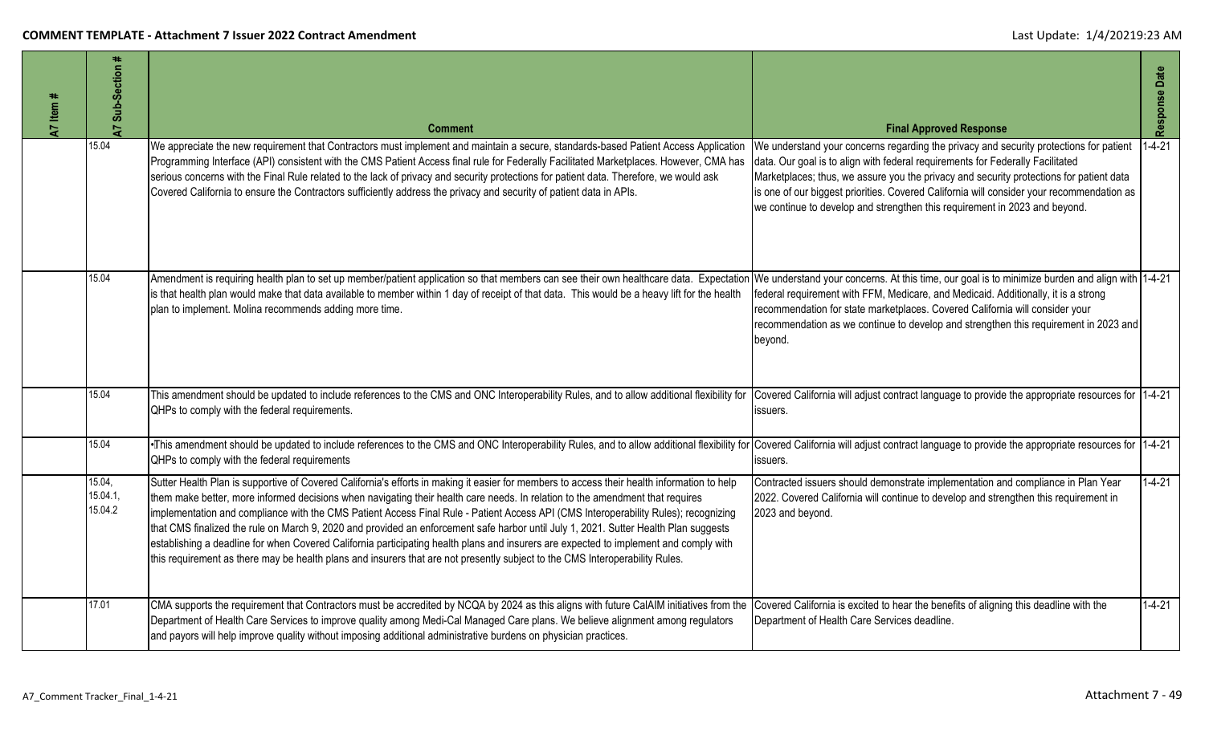| A7 Item # | A7 Sub-Section # | Comment | Final Approved Response | Response Date |
|---|---|---|---|---|
| | 15.04 | We appreciate the new requirement that Contractors must implement and maintain a secure, standards-based Patient Access Application Programming Interface (API) consistent with the CMS Patient Access final rule for Federally Facilitated Marketplaces. However, CMA has serious concerns with the Final Rule related to the lack of privacy and security protections for patient data. Therefore, we would ask Covered California to ensure the Contractors sufficiently address the privacy and security of patient data in APIs. | We understand your concerns regarding the privacy and security protections for patient data. Our goal is to align with federal requirements for Federally Facilitated Marketplaces; thus, we assure you the privacy and security protections for patient data is one of our biggest priorities. Covered California will consider your recommendation as we continue to develop and strengthen this requirement in 2023 and beyond. | 1-4-21 |
| | 15.04 | Amendment is requiring health plan to set up member/patient application so that members can see their own healthcare data. Expectation is that health plan would make that data available to member within 1 day of receipt of that data. This would be a heavy lift for the health plan to implement. Molina recommends adding more time. | We understand your concerns. At this time, our goal is to minimize burden and align with federal requirement with FFM, Medicare, and Medicaid. Additionally, it is a strong recommendation for state marketplaces. Covered California will consider your recommendation as we continue to develop and strengthen this requirement in 2023 and beyond. | 1-4-21 |
| | 15.04 | This amendment should be updated to include references to the CMS and ONC Interoperability Rules, and to allow additional flexibility for QHPs to comply with the federal requirements. | Covered California will adjust contract language to provide the appropriate resources for issuers. | 1-4-21 |
| | 15.04 | •This amendment should be updated to include references to the CMS and ONC Interoperability Rules, and to allow additional flexibility for QHPs to comply with the federal requirements | Covered California will adjust contract language to provide the appropriate resources for issuers. | 1-4-21 |
| | 15.04, 15.04.1, 15.04.2 | Sutter Health Plan is supportive of Covered California's efforts in making it easier for members to access their health information to help them make better, more informed decisions when navigating their health care needs. In relation to the amendment that requires implementation and compliance with the CMS Patient Access Final Rule - Patient Access API (CMS Interoperability Rules); recognizing that CMS finalized the rule on March 9, 2020 and provided an enforcement safe harbor until July 1, 2021. Sutter Health Plan suggests establishing a deadline for when Covered California participating health plans and insurers are expected to implement and comply with this requirement as there may be health plans and insurers that are not presently subject to the CMS Interoperability Rules. | Contracted issuers should demonstrate implementation and compliance in Plan Year 2022. Covered California will continue to develop and strengthen this requirement in 2023 and beyond. | 1-4-21 |
| | 17.01 | CMA supports the requirement that Contractors must be accredited by NCQA by 2024 as this aligns with future CalAIM initiatives from the Department of Health Care Services to improve quality among Medi-Cal Managed Care plans. We believe alignment among regulators and payors will help improve quality without imposing additional administrative burdens on physician practices. | Covered California is excited to hear the benefits of aligning this deadline with the Department of Health Care Services deadline. | 1-4-21 |